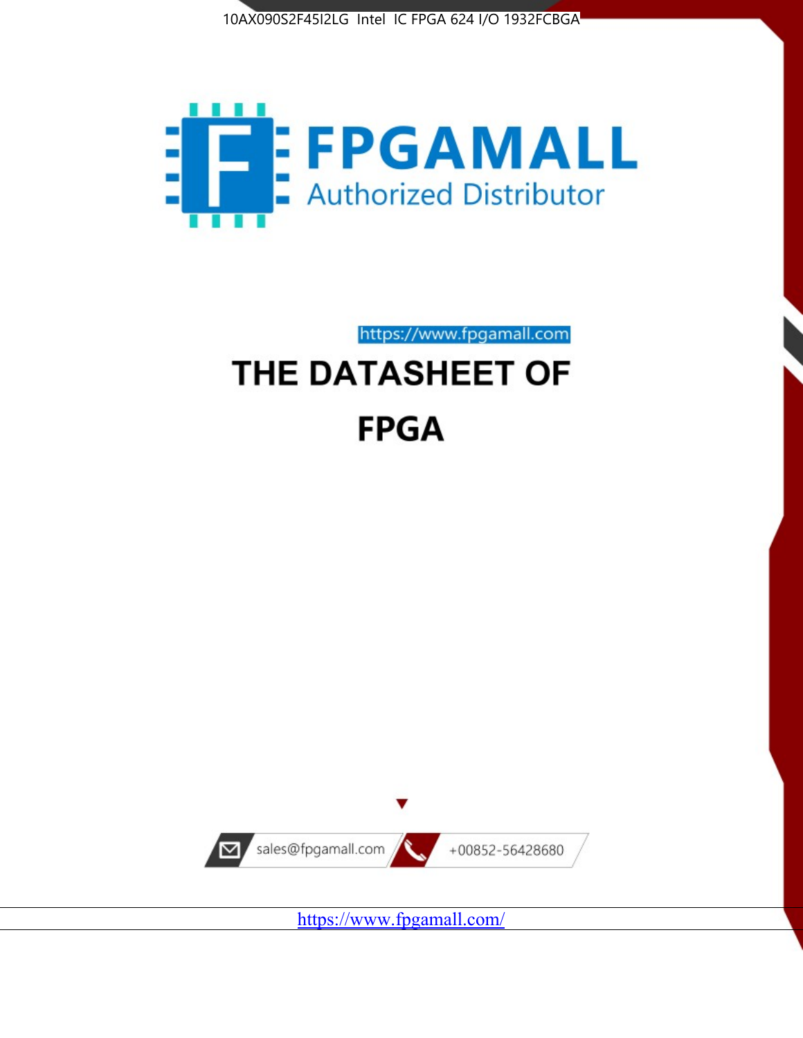10AX090S2F45I2LG Intel IC FPGA 624 I/O 1932FCBGA

FPGAMALL

Authorized Distributor

https://www.fpgamall.com

# THE DATASHEET OF

# FPGA

sales@fpgamall.com

+00852-56428680

https://www.fpgamall.com/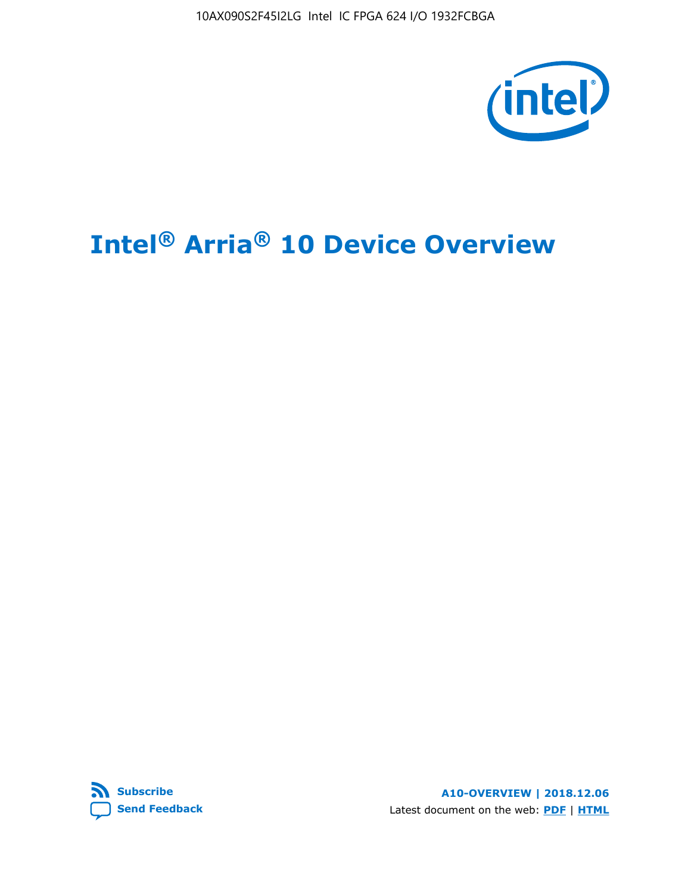# Intel® Arria® 10 Device Overview

A10-OVERVIEW | 2018.12.06

Latest document on the web: PDF | HTML

Subscribe

Send Feedback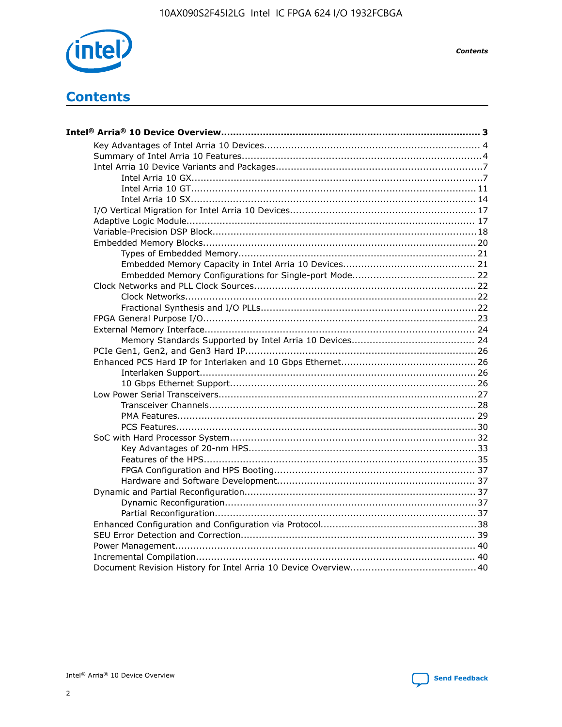# Contents

- **Intel® Arria® 10 Device Overview....................................................................................... 3**
  - Key Advantages of Intel Arria 10 Devices........................................................................ 4
  - Summary of Intel Arria 10 Features................................................................................ 4
  - Intel Arria 10 Device Variants and Packages..................................................................... 7
    - Intel Arria 10 GX................................................................................................. 7
    - Intel Arria 10 GT............................................................................................... 11
    - Intel Arria 10 SX............................................................................................... 14
  - I/O Vertical Migration for Intel Arria 10 Devices.............................................................. 17
  - Adaptive Logic Module................................................................................................ 17
  - Variable-Precision DSP Block........................................................................................ 18
  - Embedded Memory Blocks........................................................................................... 20
    - Types of Embedded Memory............................................................................... 21
    - Embedded Memory Capacity in Intel Arria 10 Devices............................................ 21
    - Embedded Memory Configurations for Single-port Mode......................................... 22
  - Clock Networks and PLL Clock Sources.......................................................................... 22
    - Clock Networks................................................................................................. 22
    - Fractional Synthesis and I/O PLLs........................................................................ 22
  - FPGA General Purpose I/O.......................................................................................... 23
  - External Memory Interface.......................................................................................... 24
    - Memory Standards Supported by Intel Arria 10 Devices......................................... 24
  - PCIe Gen1, Gen2, and Gen3 Hard IP............................................................................. 26
  - Enhanced PCS Hard IP for Interlaken and 10 Gbps Ethernet............................................. 26
    - Interlaken Support............................................................................................ 26
    - 10 Gbps Ethernet Support.................................................................................. 26
  - Low Power Serial Transceivers..................................................................................... 27
    - Transceiver Channels......................................................................................... 28
    - PMA Features................................................................................................... 29
    - PCS Features................................................................................................... 30
  - SoC with Hard Processor System.................................................................................. 32
    - Key Advantages of 20-nm HPS............................................................................ 33
    - Features of the HPS........................................................................................... 35
    - FPGA Configuration and HPS Booting................................................................... 37
    - Hardware and Software Development.................................................................. 37
  - Dynamic and Partial Reconfiguration............................................................................. 37
    - Dynamic Reconfiguration.................................................................................... 37
    - Partial Reconfiguration....................................................................................... 37
  - Enhanced Configuration and Configuration via Protocol.................................................... 38
  - SEU Error Detection and Correction.............................................................................. 39
  - Power Management................................................................................................... 40
  - Incremental Compilation............................................................................................. 40
  - Document Revision History for Intel Arria 10 Device Overview.......................................... 40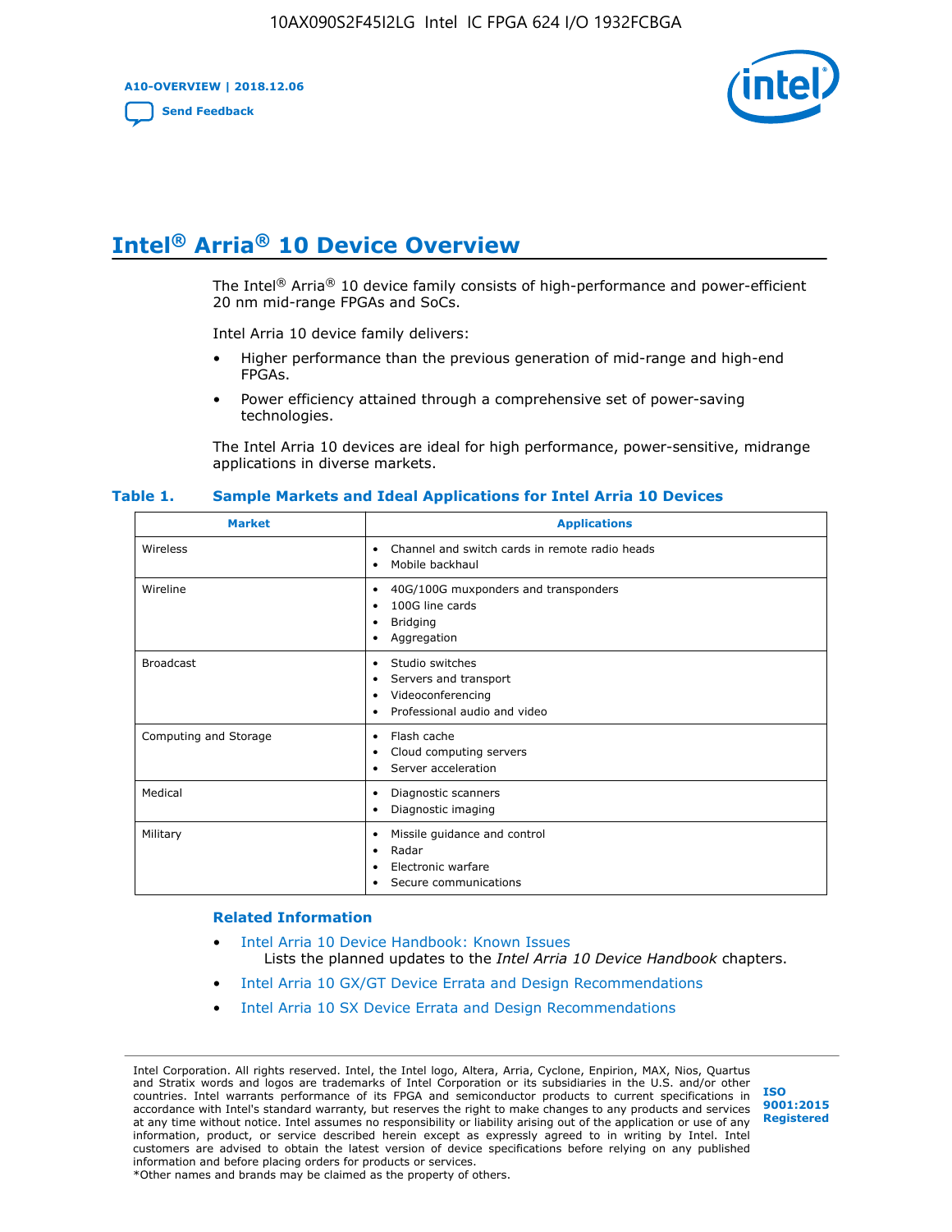# Intel® Arria® 10 Device Overview

The Intel® Arria® 10 device family consists of high-performance and power-efficient 20 nm mid-range FPGAs and SoCs.

Intel Arria 10 device family delivers:

- Higher performance than the previous generation of mid-range and high-end FPGAs.
- Power efficiency attained through a comprehensive set of power-saving technologies.

The Intel Arria 10 devices are ideal for high performance, power-sensitive, midrange applications in diverse markets.

**Table 1. Sample Markets and Ideal Applications for Intel Arria 10 Devices**

| Market | Applications |
| --- | --- |
| Wireless | • Channel and switch cards in remote radio heads<br>• Mobile backhaul |
| Wireline | • 40G/100G muxponders and transponders<br>• 100G line cards<br>• Bridging<br>• Aggregation |
| Broadcast | • Studio switches<br>• Servers and transport<br>• Videoconferencing<br>• Professional audio and video |
| Computing and Storage | • Flash cache<br>• Cloud computing servers<br>• Server acceleration |
| Medical | • Diagnostic scanners<br>• Diagnostic imaging |
| Military | • Missile guidance and control<br>• Radar<br>• Electronic warfare<br>• Secure communications |

**Related Information**

- Intel Arria 10 Device Handbook: Known Issues
  Lists the planned updates to the *Intel Arria 10 Device Handbook* chapters.
- Intel Arria 10 GX/GT Device Errata and Design Recommendations
- Intel Arria 10 SX Device Errata and Design Recommendations

Intel Corporation. All rights reserved. Intel, the Intel logo, Altera, Arria, Cyclone, Enpirion, MAX, Nios, Quartus and Stratix words and logos are trademarks of Intel Corporation or its subsidiaries in the U.S. and/or other countries. Intel warrants performance of its FPGA and semiconductor products to current specifications in accordance with Intel's standard warranty, but reserves the right to make changes to any products and services at any time without notice. Intel assumes no responsibility or liability arising out of the application or use of any information, product, or service described herein except as expressly agreed to in writing by Intel. Intel customers are advised to obtain the latest version of device specifications before relying on any published information and before placing orders for products or services.
*Other names and brands may be claimed as the property of others.

ISO 9001:2015 Registered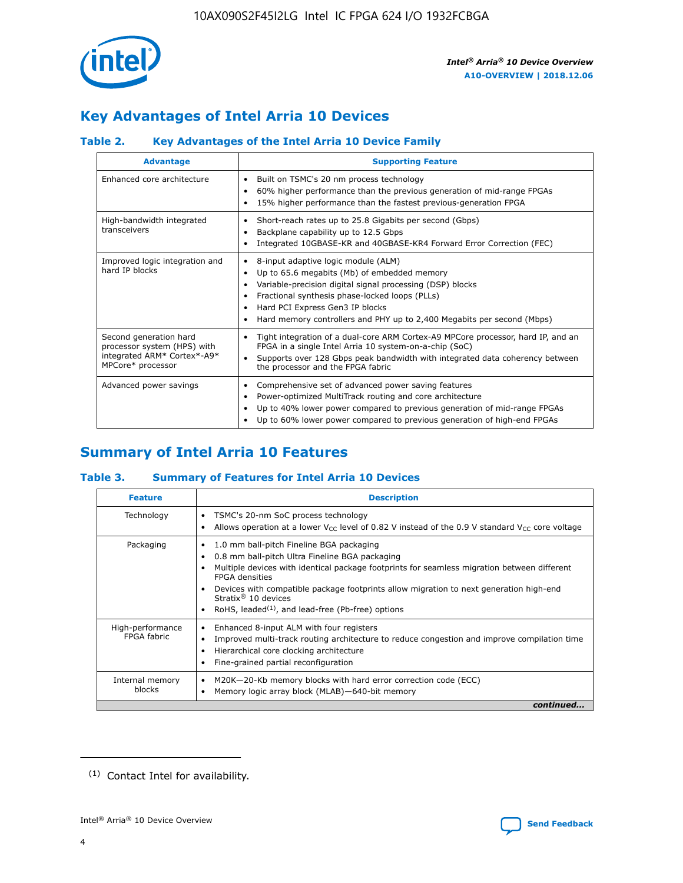## Key Advantages of Intel Arria 10 Devices

### Table 2. Key Advantages of the Intel Arria 10 Device Family

| Advantage | Supporting Feature |
|---|---|
| Enhanced core architecture | • Built on TSMC's 20 nm process technology<br>• 60% higher performance than the previous generation of mid-range FPGAs<br>• 15% higher performance than the fastest previous-generation FPGA |
| High-bandwidth integrated transceivers | • Short-reach rates up to 25.8 Gigabits per second (Gbps)<br>• Backplane capability up to 12.5 Gbps<br>• Integrated 10GBASE-KR and 40GBASE-KR4 Forward Error Correction (FEC) |
| Improved logic integration and hard IP blocks | • 8-input adaptive logic module (ALM)<br>• Up to 65.6 megabits (Mb) of embedded memory<br>• Variable-precision digital signal processing (DSP) blocks<br>• Fractional synthesis phase-locked loops (PLLs)<br>• Hard PCI Express Gen3 IP blocks<br>• Hard memory controllers and PHY up to 2,400 Megabits per second (Mbps) |
| Second generation hard processor system (HPS) with integrated ARM* Cortex*-A9* MPCore* processor | • Tight integration of a dual-core ARM Cortex-A9 MPCore processor, hard IP, and an FPGA in a single Intel Arria 10 system-on-a-chip (SoC)<br>• Supports over 128 Gbps peak bandwidth with integrated data coherency between the processor and the FPGA fabric |
| Advanced power savings | • Comprehensive set of advanced power saving features<br>• Power-optimized MultiTrack routing and core architecture<br>• Up to 40% lower power compared to previous generation of mid-range FPGAs<br>• Up to 60% lower power compared to previous generation of high-end FPGAs |

## Summary of Intel Arria 10 Features

### Table 3. Summary of Features for Intel Arria 10 Devices

| Feature | Description |
|---|---|
| Technology | • TSMC's 20-nm SoC process technology<br>• Allows operation at a lower $V_{CC}$ level of 0.82 V instead of the 0.9 V standard $V_{CC}$ core voltage |
| Packaging | • 1.0 mm ball-pitch Fineline BGA packaging<br>• 0.8 mm ball-pitch Ultra Fineline BGA packaging<br>• Multiple devices with identical package footprints for seamless migration between different FPGA densities<br>• Devices with compatible package footprints allow migration to next generation high-end Stratix® 10 devices<br>• RoHS, leaded[(1)], and lead-free (Pb-free) options |
| High-performance FPGA fabric | • Enhanced 8-input ALM with four registers<br>• Improved multi-track routing architecture to reduce congestion and improve compilation time<br>• Hierarchical core clocking architecture<br>• Fine-grained partial reconfiguration |
| Internal memory blocks | • M20K—20-Kb memory blocks with hard error correction code (ECC)<br>• Memory logic array block (MLAB)—640-bit memory |

*continued...*

(1) Contact Intel for availability.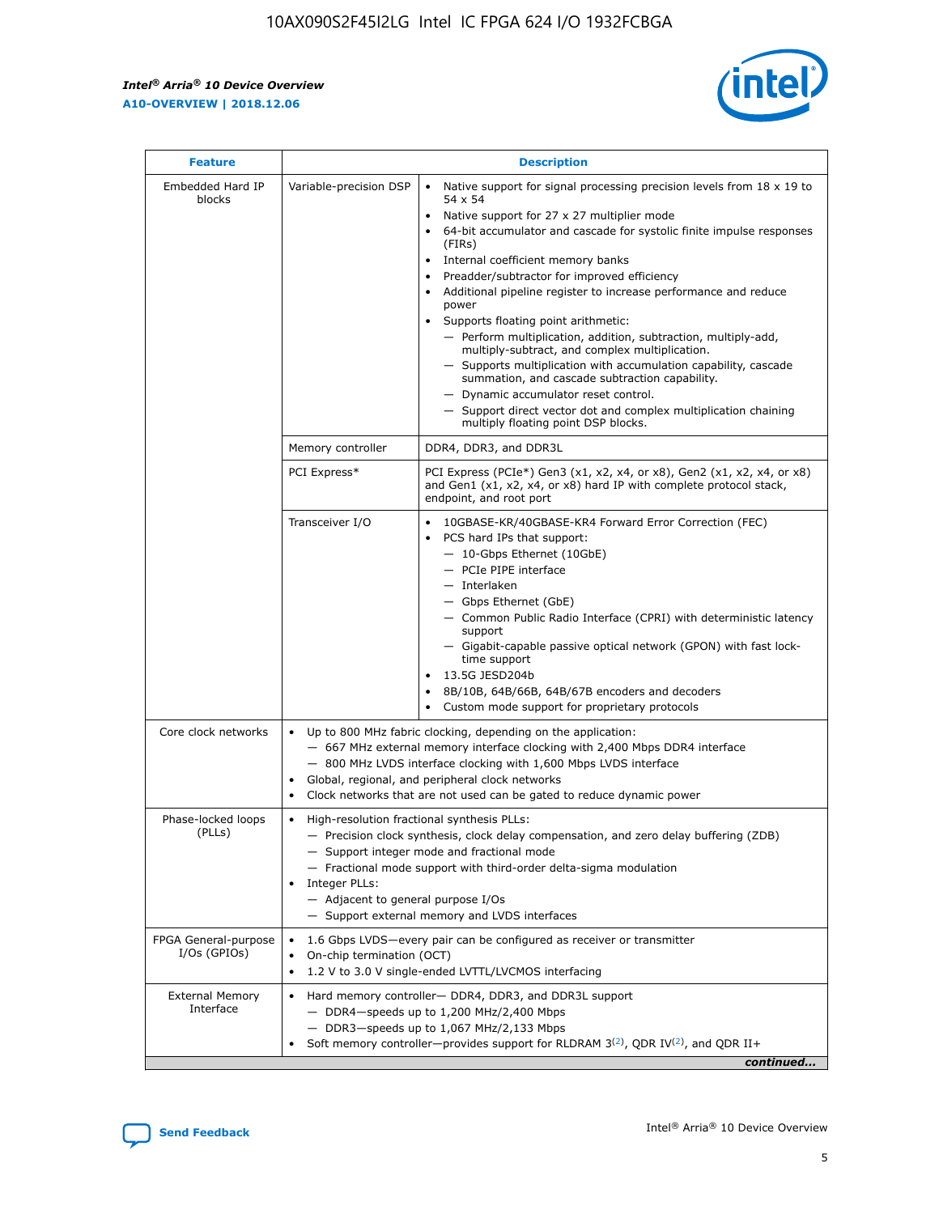| Feature | Description | |
|---|---|---|
| Embedded Hard IP blocks | Variable-precision DSP | • Native support for signal processing precision levels from 18 x 19 to 54 x 54<br>• Native support for 27 x 27 multiplier mode<br>• 64-bit accumulator and cascade for systolic finite impulse responses (FIRs)<br>• Internal coefficient memory banks<br>• Preadder/subtractor for improved efficiency<br>• Additional pipeline register to increase performance and reduce power<br>• Supports floating point arithmetic:<br>— Perform multiplication, addition, subtraction, multiply-add, multiply-subtract, and complex multiplication.<br>— Supports multiplication with accumulation capability, cascade summation, and cascade subtraction capability.<br>— Dynamic accumulator reset control.<br>— Support direct vector dot and complex multiplication chaining multiply floating point DSP blocks. |
| | Memory controller | DDR4, DDR3, and DDR3L |
| | PCI Express* | PCI Express (PCIe*) Gen3 (x1, x2, x4, or x8), Gen2 (x1, x2, x4, or x8) and Gen1 (x1, x2, x4, or x8) hard IP with complete protocol stack, endpoint, and root port |
| | Transceiver I/O | • 10GBASE-KR/40GBASE-KR4 Forward Error Correction (FEC)<br>• PCS hard IPs that support:<br>— 10-Gbps Ethernet (10GbE)<br>— PCIe PIPE interface<br>— Interlaken<br>— Gbps Ethernet (GbE)<br>— Common Public Radio Interface (CPRI) with deterministic latency support<br>— Gigabit-capable passive optical network (GPON) with fast lock-time support<br>• 13.5G JESD204b<br>• 8B/10B, 64B/66B, 64B/67B encoders and decoders<br>• Custom mode support for proprietary protocols |
| Core clock networks | • Up to 800 MHz fabric clocking, depending on the application:<br>— 667 MHz external memory interface clocking with 2,400 Mbps DDR4 interface<br>— 800 MHz LVDS interface clocking with 1,600 Mbps LVDS interface<br>• Global, regional, and peripheral clock networks<br>• Clock networks that are not used can be gated to reduce dynamic power | |
| Phase-locked loops (PLLs) | • High-resolution fractional synthesis PLLs:<br>— Precision clock synthesis, clock delay compensation, and zero delay buffering (ZDB)<br>— Support integer mode and fractional mode<br>— Fractional mode support with third-order delta-sigma modulation<br>• Integer PLLs:<br>— Adjacent to general purpose I/Os<br>— Support external memory and LVDS interfaces | |
| FPGA General-purpose I/Os (GPIOs) | • 1.6 Gbps LVDS—every pair can be configured as receiver or transmitter<br>• On-chip termination (OCT)<br>• 1.2 V to 3.0 V single-ended LVTTL/LVCMOS interfacing | |
| External Memory Interface | • Hard memory controller— DDR4, DDR3, and DDR3L support<br>— DDR4—speeds up to 1,200 MHz/2,400 Mbps<br>— DDR3—speeds up to 1,067 MHz/2,133 Mbps<br>• Soft memory controller—provides support for RLDRAM 3[(2)], QDR IV[(2)], and QDR II+ | |

*continued...*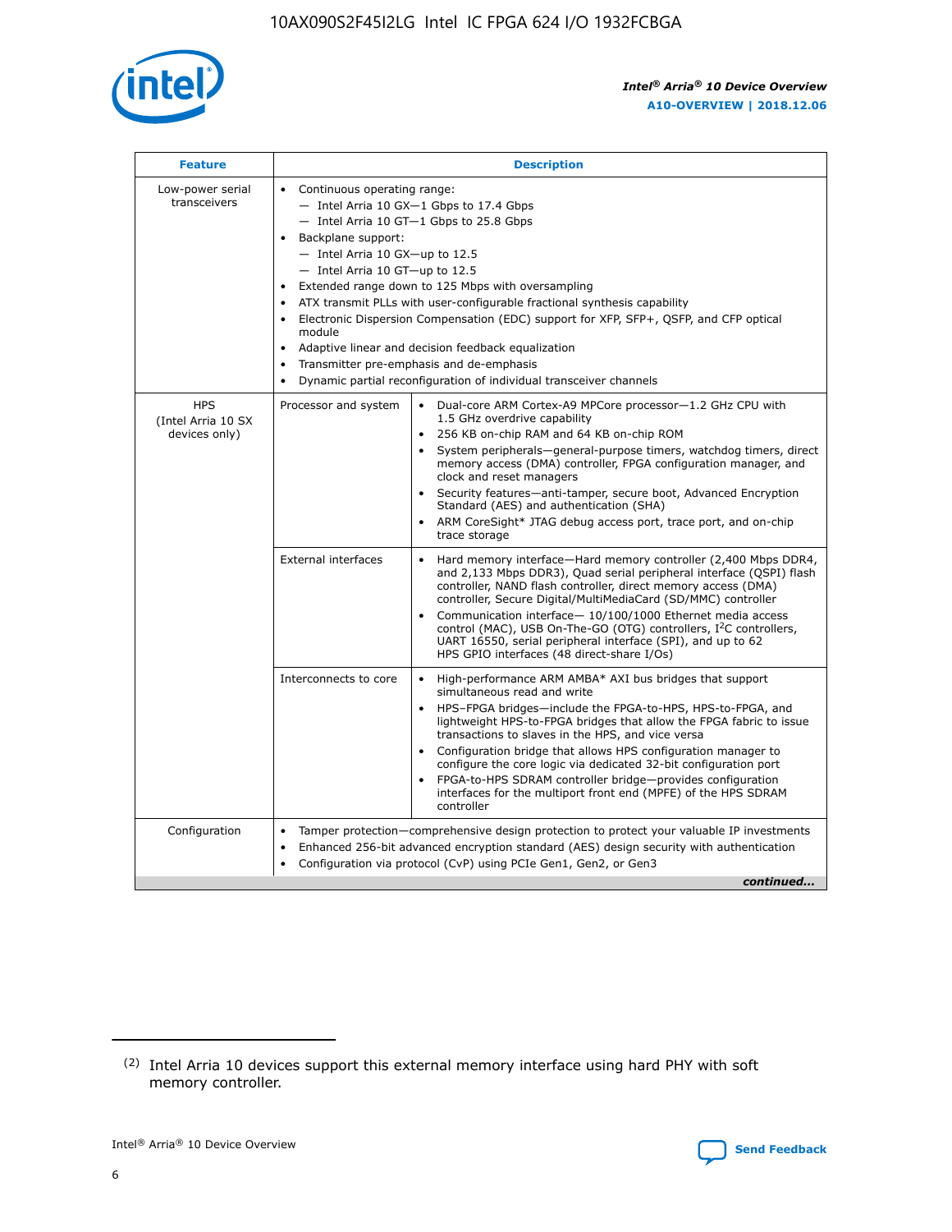| Feature | Description | |
|---|---|---|
| Low-power serial transceivers | • Continuous operating range:<br>— Intel Arria 10 GX—1 Gbps to 17.4 Gbps<br>— Intel Arria 10 GT—1 Gbps to 25.8 Gbps<br>• Backplane support:<br>— Intel Arria 10 GX—up to 12.5<br>— Intel Arria 10 GT—up to 12.5<br>• Extended range down to 125 Mbps with oversampling<br>• ATX transmit PLLs with user-configurable fractional synthesis capability<br>• Electronic Dispersion Compensation (EDC) support for XFP, SFP+, QSFP, and CFP optical module<br>• Adaptive linear and decision feedback equalization<br>• Transmitter pre-emphasis and de-emphasis<br>• Dynamic partial reconfiguration of individual transceiver channels | |
| HPS (Intel Arria 10 SX devices only) | Processor and system | • Dual-core ARM Cortex-A9 MPCore processor—1.2 GHz CPU with 1.5 GHz overdrive capability<br>• 256 KB on-chip RAM and 64 KB on-chip ROM<br>• System peripherals—general-purpose timers, watchdog timers, direct memory access (DMA) controller, FPGA configuration manager, and clock and reset managers<br>• Security features—anti-tamper, secure boot, Advanced Encryption Standard (AES) and authentication (SHA)<br>• ARM CoreSight* JTAG debug access port, trace port, and on-chip trace storage |
| | External interfaces | • Hard memory interface—Hard memory controller (2,400 Mbps DDR4, and 2,133 Mbps DDR3), Quad serial peripheral interface (QSPI) flash controller, NAND flash controller, direct memory access (DMA) controller, Secure Digital/MultiMediaCard (SD/MMC) controller<br>• Communication interface— 10/100/1000 Ethernet media access control (MAC), USB On-The-GO (OTG) controllers, I²C controllers, UART 16550, serial peripheral interface (SPI), and up to 62 HPS GPIO interfaces (48 direct-share I/Os) |
| | Interconnects to core | • High-performance ARM AMBA* AXI bus bridges that support simultaneous read and write<br>• HPS–FPGA bridges—include the FPGA-to-HPS, HPS-to-FPGA, and lightweight HPS-to-FPGA bridges that allow the FPGA fabric to issue transactions to slaves in the HPS, and vice versa<br>• Configuration bridge that allows HPS configuration manager to configure the core logic via dedicated 32-bit configuration port<br>• FPGA-to-HPS SDRAM controller bridge—provides configuration interfaces for the multiport front end (MPFE) of the HPS SDRAM controller |
| Configuration | • Tamper protection—comprehensive design protection to protect your valuable IP investments<br>• Enhanced 256-bit advanced encryption standard (AES) design security with authentication<br>• Configuration via protocol (CvP) using PCIe Gen1, Gen2, or Gen3 | |

*continued...*

(2) Intel Arria 10 devices support this external memory interface using hard PHY with soft memory controller.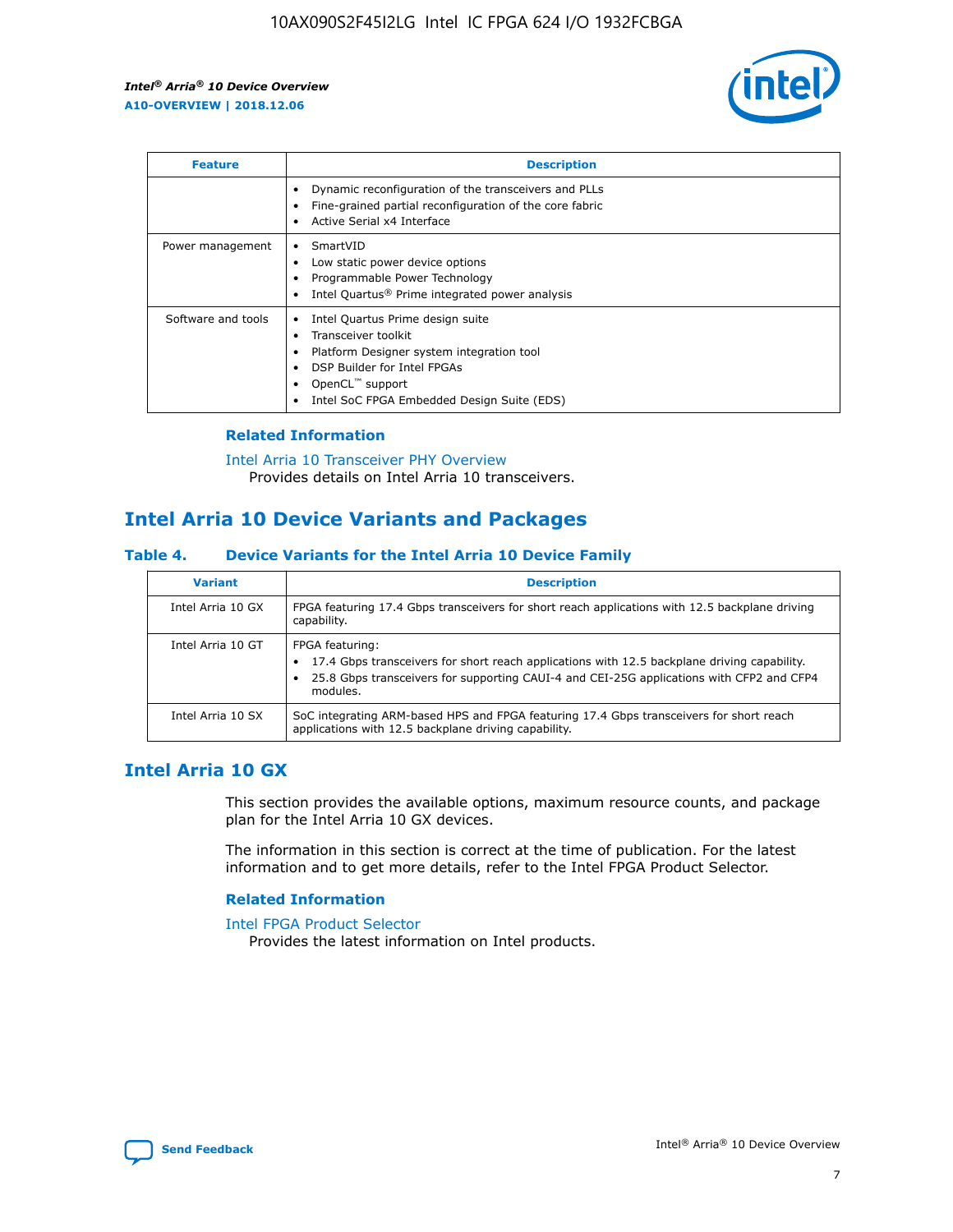| Feature | Description |
| --- | --- |
| | • Dynamic reconfiguration of the transceivers and PLLs<br>• Fine-grained partial reconfiguration of the core fabric<br>• Active Serial x4 Interface |
| Power management | • SmartVID<br>• Low static power device options<br>• Programmable Power Technology<br>• Intel Quartus® Prime integrated power analysis |
| Software and tools | • Intel Quartus Prime design suite<br>• Transceiver toolkit<br>• Platform Designer system integration tool<br>• DSP Builder for Intel FPGAs<br>• OpenCL™ support<br>• Intel SoC FPGA Embedded Design Suite (EDS) |

### Related Information

Intel Arria 10 Transceiver PHY Overview
Provides details on Intel Arria 10 transceivers.

## Intel Arria 10 Device Variants and Packages

#### Table 4. Device Variants for the Intel Arria 10 Device Family

| Variant | Description |
| --- | --- |
| Intel Arria 10 GX | FPGA featuring 17.4 Gbps transceivers for short reach applications with 12.5 backplane driving capability. |
| Intel Arria 10 GT | FPGA featuring:<br>• 17.4 Gbps transceivers for short reach applications with 12.5 backplane driving capability.<br>• 25.8 Gbps transceivers for supporting CAUI-4 and CEI-25G applications with CFP2 and CFP4 modules. |
| Intel Arria 10 SX | SoC integrating ARM-based HPS and FPGA featuring 17.4 Gbps transceivers for short reach applications with 12.5 backplane driving capability. |

## Intel Arria 10 GX

This section provides the available options, maximum resource counts, and package plan for the Intel Arria 10 GX devices.

The information in this section is correct at the time of publication. For the latest information and to get more details, refer to the Intel FPGA Product Selector.

### Related Information

Intel FPGA Product Selector
Provides the latest information on Intel products.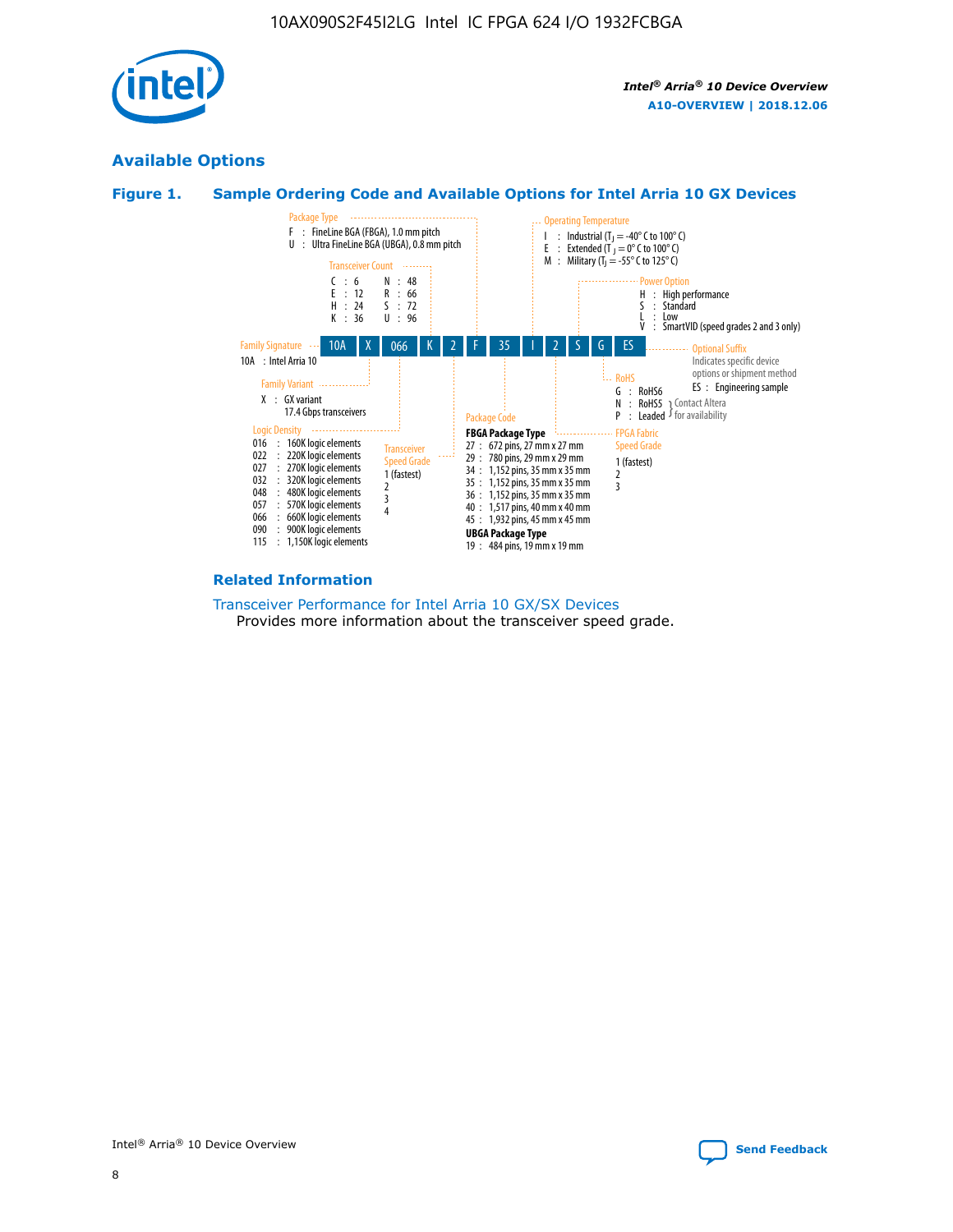## Available Options

### Figure 1. Sample Ordering Code and Available Options for Intel Arria 10 GX Devices

| 10A | X | 066 | K | 2 | F | 35 | I | 2 | S | G | ES |
|---|---|---|---|---|---|---|---|---|---|---|---|

**Family Signature**
- 10A : Intel Arria 10

**Family Variant**
- X : GX variant, 17.4 Gbps transceivers

**Logic Density**
- 016 : 160K logic elements
- 022 : 220K logic elements
- 027 : 270K logic elements
- 032 : 320K logic elements
- 048 : 480K logic elements
- 057 : 570K logic elements
- 066 : 660K logic elements
- 090 : 900K logic elements
- 115 : 1,150K logic elements

**Transceiver Count**
- C : 6
- E : 12
- H : 24
- K : 36
- N : 48
- R : 66
- S : 72
- U : 96

**Transceiver Speed Grade**
- 1 (fastest)
- 2
- 3
- 4

**Package Type**
- F : FineLine BGA (FBGA), 1.0 mm pitch
- U : Ultra FineLine BGA (UBGA), 0.8 mm pitch

**Package Code**

**FBGA Package Type**
- 27 : 672 pins, 27 mm x 27 mm
- 29 : 780 pins, 29 mm x 29 mm
- 34 : 1,152 pins, 35 mm x 35 mm
- 35 : 1,152 pins, 35 mm x 35 mm
- 36 : 1,152 pins, 35 mm x 35 mm
- 40 : 1,517 pins, 40 mm x 40 mm
- 45 : 1,932 pins, 45 mm x 45 mm

**UBGA Package Type**
- 19 : 484 pins, 19 mm x 19 mm

**Operating Temperature**
- I : Industrial ($T_J$ = -40° C to 100° C)
- E : Extended ($T_J$ = 0° C to 100° C)
- M : Military ($T_J$ = -55° C to 125° C)

**FPGA Fabric Speed Grade**
- 1 (fastest)
- 2
- 3

**Power Option**
- H : High performance
- S : Standard
- L : Low
- V : SmartVID (speed grades 2 and 3 only)

**RoHS**
- G : RoHS6
- N : RoHS5 (Contact Altera for availability)
- P : Leaded (Contact Altera for availability)

**Optional Suffix**

Indicates specific device options or shipment method
- ES : Engineering sample

### Related Information

Transceiver Performance for Intel Arria 10 GX/SX Devices
Provides more information about the transceiver speed grade.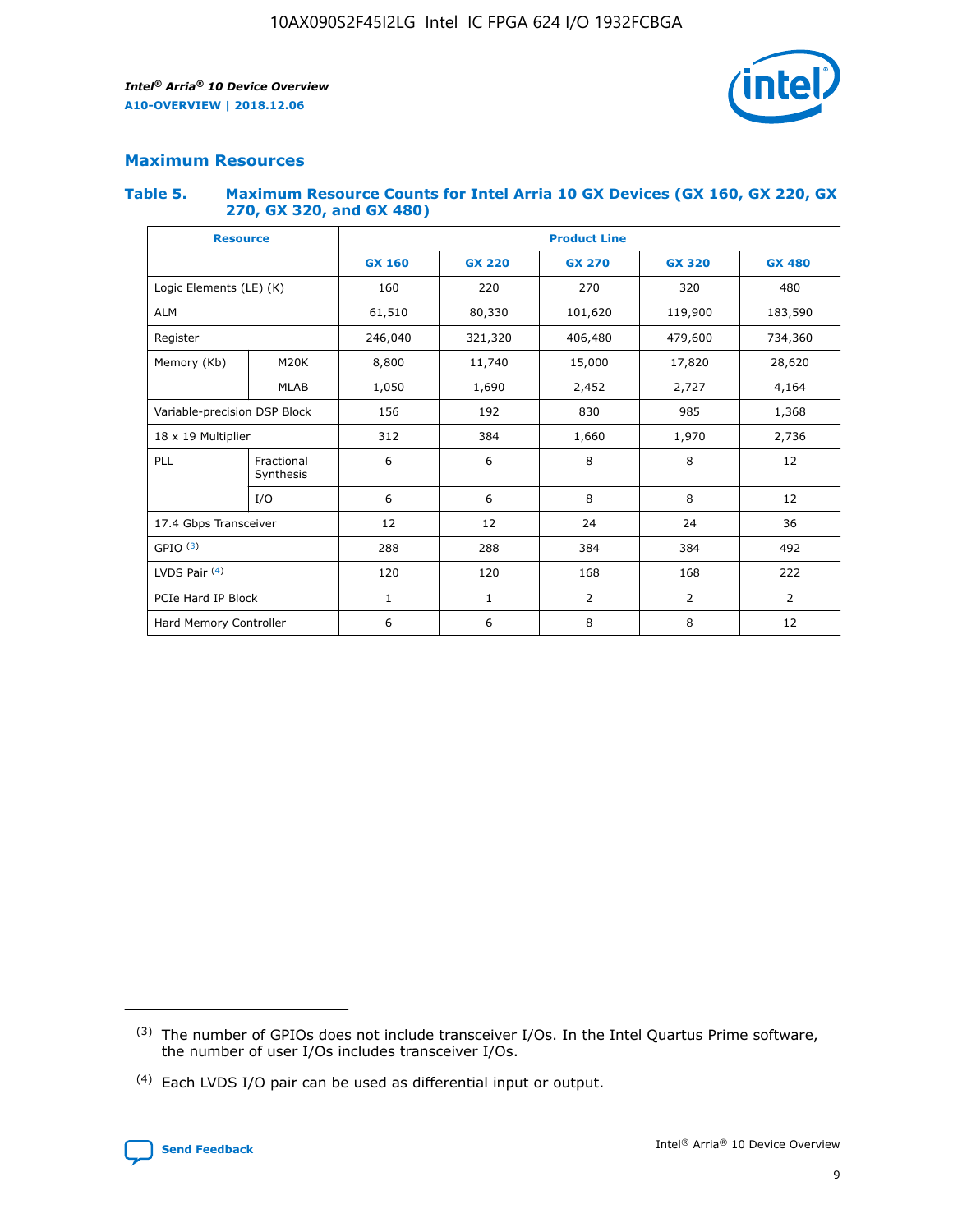## Maximum Resources

### Table 5. Maximum Resource Counts for Intel Arria 10 GX Devices (GX 160, GX 220, GX 270, GX 320, and GX 480)

| Resource | | Product Line | | | | |
|---|---|---|---|---|---|---|
| | | GX 160 | GX 220 | GX 270 | GX 320 | GX 480 |
| Logic Elements (LE) (K) | | 160 | 220 | 270 | 320 | 480 |
| ALM | | 61,510 | 80,330 | 101,620 | 119,900 | 183,590 |
| Register | | 246,040 | 321,320 | 406,480 | 479,600 | 734,360 |
| Memory (Kb) | M20K | 8,800 | 11,740 | 15,000 | 17,820 | 28,620 |
| | MLAB | 1,050 | 1,690 | 2,452 | 2,727 | 4,164 |
| Variable-precision DSP Block | | 156 | 192 | 830 | 985 | 1,368 |
| 18 x 19 Multiplier | | 312 | 384 | 1,660 | 1,970 | 2,736 |
| PLL | Fractional Synthesis | 6 | 6 | 8 | 8 | 12 |
| | I/O | 6 | 6 | 8 | 8 | 12 |
| 17.4 Gbps Transceiver | | 12 | 12 | 24 | 24 | 36 |
| GPIO [(3)] | | 288 | 288 | 384 | 384 | 492 |
| LVDS Pair [(4)] | | 120 | 120 | 168 | 168 | 222 |
| PCIe Hard IP Block | | 1 | 1 | 2 | 2 | 2 |
| Hard Memory Controller | | 6 | 6 | 8 | 8 | 12 |

(3) The number of GPIOs does not include transceiver I/Os. In the Intel Quartus Prime software, the number of user I/Os includes transceiver I/Os.

(4) Each LVDS I/O pair can be used as differential input or output.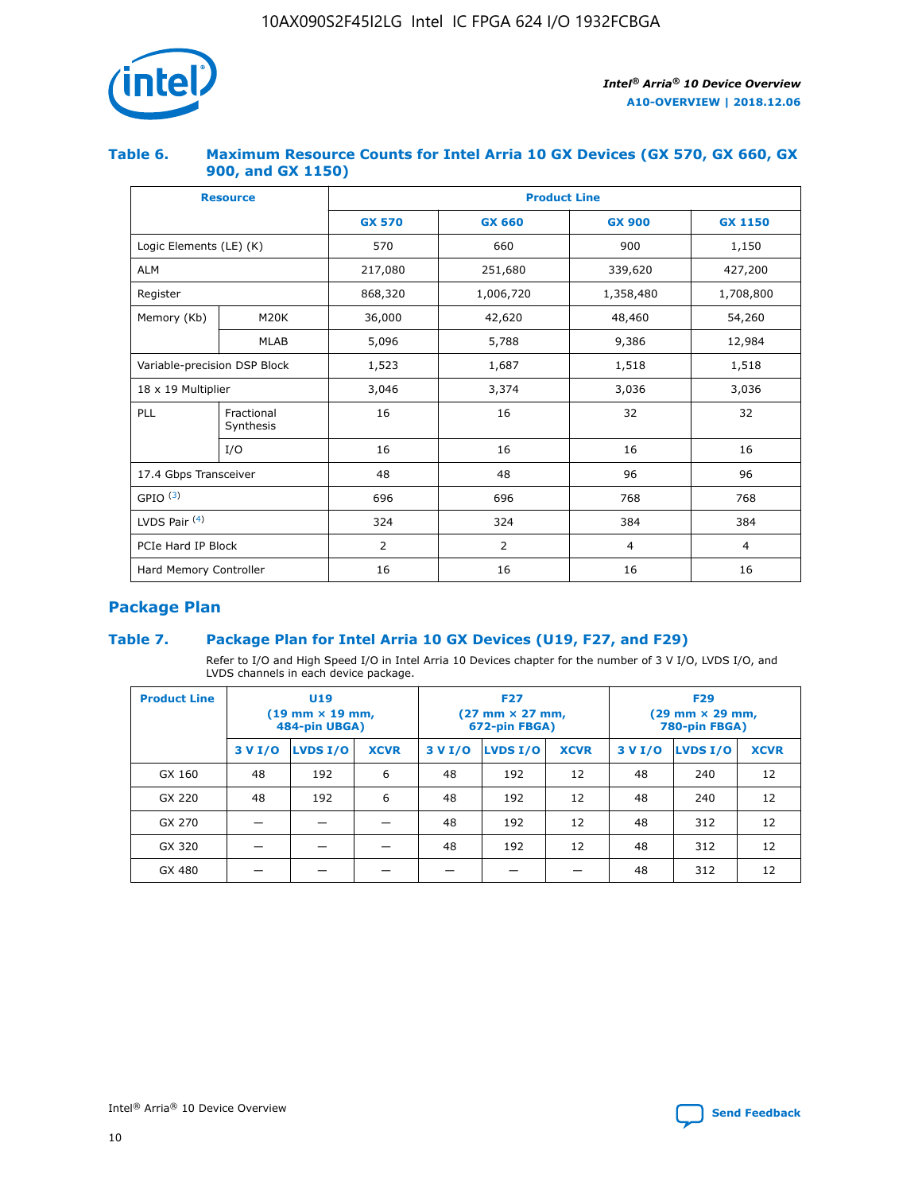### Table 6. Maximum Resource Counts for Intel Arria 10 GX Devices (GX 570, GX 660, GX 900, and GX 1150)

| Resource | | Product Line | | | |
|---|---|---|---|---|---|
| | | GX 570 | GX 660 | GX 900 | GX 1150 |
| Logic Elements (LE) (K) | | 570 | 660 | 900 | 1,150 |
| ALM | | 217,080 | 251,680 | 339,620 | 427,200 |
| Register | | 868,320 | 1,006,720 | 1,358,480 | 1,708,800 |
| Memory (Kb) | M20K | 36,000 | 42,620 | 48,460 | 54,260 |
| | MLAB | 5,096 | 5,788 | 9,386 | 12,984 |
| Variable-precision DSP Block | | 1,523 | 1,687 | 1,518 | 1,518 |
| 18 x 19 Multiplier | | 3,046 | 3,374 | 3,036 | 3,036 |
| PLL | Fractional Synthesis | 16 | 16 | 32 | 32 |
| | I/O | 16 | 16 | 16 | 16 |
| 17.4 Gbps Transceiver | | 48 | 48 | 96 | 96 |
| GPIO [(3)] | | 696 | 696 | 768 | 768 |
| LVDS Pair [(4)] | | 324 | 324 | 384 | 384 |
| PCIe Hard IP Block | | 2 | 2 | 4 | 4 |
| Hard Memory Controller | | 16 | 16 | 16 | 16 |

## Package Plan

### Table 7. Package Plan for Intel Arria 10 GX Devices (U19, F27, and F29)

Refer to I/O and High Speed I/O in Intel Arria 10 Devices chapter for the number of 3 V I/O, LVDS I/O, and LVDS channels in each device package.

| Product Line | U19 (19 mm × 19 mm, 484-pin UBGA) | | | F27 (27 mm × 27 mm, 672-pin FBGA) | | | F29 (29 mm × 29 mm, 780-pin FBGA) | | |
|---|---|---|---|---|---|---|---|---|---|
| | 3 V I/O | LVDS I/O | XCVR | 3 V I/O | LVDS I/O | XCVR | 3 V I/O | LVDS I/O | XCVR |
| GX 160 | 48 | 192 | 6 | 48 | 192 | 12 | 48 | 240 | 12 |
| GX 220 | 48 | 192 | 6 | 48 | 192 | 12 | 48 | 240 | 12 |
| GX 270 | — | — | — | 48 | 192 | 12 | 48 | 312 | 12 |
| GX 320 | — | — | — | 48 | 192 | 12 | 48 | 312 | 12 |
| GX 480 | — | — | — | — | — | — | 48 | 312 | 12 |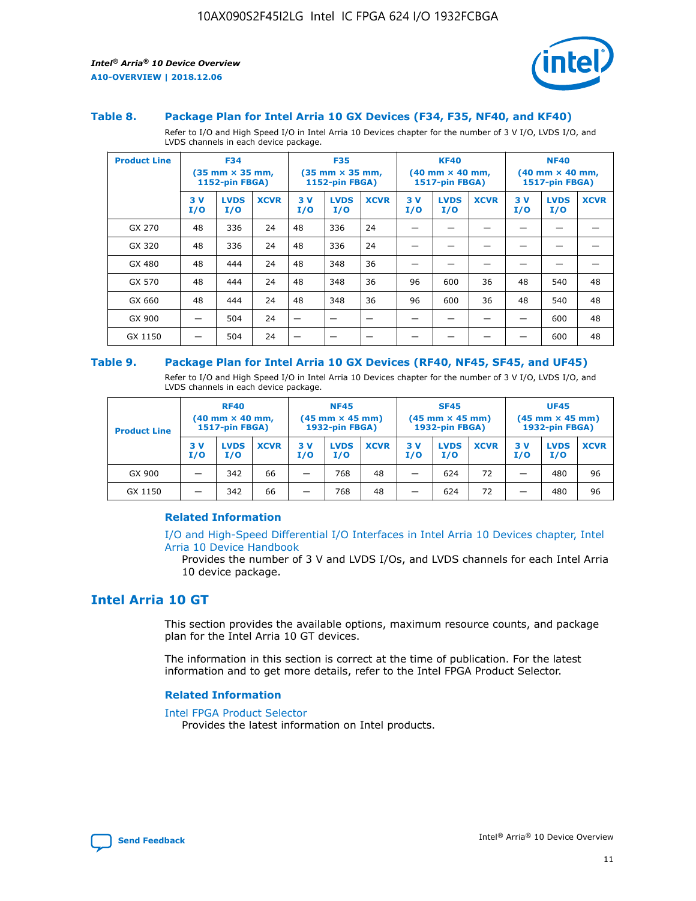### Table 8. Package Plan for Intel Arria 10 GX Devices (F34, F35, NF40, and KF40)

Refer to I/O and High Speed I/O in Intel Arria 10 Devices chapter for the number of 3 V I/O, LVDS I/O, and LVDS channels in each device package.

| Product Line | F34 (35 mm × 35 mm, 1152-pin FBGA) | | | F35 (35 mm × 35 mm, 1152-pin FBGA) | | | KF40 (40 mm × 40 mm, 1517-pin FBGA) | | | NF40 (40 mm × 40 mm, 1517-pin FBGA) | | |
|---|---|---|---|---|---|---|---|---|---|---|---|---|
| | 3 V I/O | LVDS I/O | XCVR | 3 V I/O | LVDS I/O | XCVR | 3 V I/O | LVDS I/O | XCVR | 3 V I/O | LVDS I/O | XCVR |
| GX 270 | 48 | 336 | 24 | 48 | 336 | 24 | — | — | — | — | — | — |
| GX 320 | 48 | 336 | 24 | 48 | 336 | 24 | — | — | — | — | — | — |
| GX 480 | 48 | 444 | 24 | 48 | 348 | 36 | — | — | — | — | — | — |
| GX 570 | 48 | 444 | 24 | 48 | 348 | 36 | 96 | 600 | 36 | 48 | 540 | 48 |
| GX 660 | 48 | 444 | 24 | 48 | 348 | 36 | 96 | 600 | 36 | 48 | 540 | 48 |
| GX 900 | — | 504 | 24 | — | — | — | — | — | — | — | 600 | 48 |
| GX 1150 | — | 504 | 24 | — | — | — | — | — | — | — | 600 | 48 |

### Table 9. Package Plan for Intel Arria 10 GX Devices (RF40, NF45, SF45, and UF45)

Refer to I/O and High Speed I/O in Intel Arria 10 Devices chapter for the number of 3 V I/O, LVDS I/O, and LVDS channels in each device package.

| Product Line | RF40 (40 mm × 40 mm, 1517-pin FBGA) | | | NF45 (45 mm × 45 mm) 1932-pin FBGA) | | | SF45 (45 mm × 45 mm) 1932-pin FBGA) | | | UF45 (45 mm × 45 mm) 1932-pin FBGA) | | |
|---|---|---|---|---|---|---|---|---|---|---|---|---|
| | 3 V I/O | LVDS I/O | XCVR | 3 V I/O | LVDS I/O | XCVR | 3 V I/O | LVDS I/O | XCVR | 3 V I/O | LVDS I/O | XCVR |
| GX 900 | — | 342 | 66 | — | 768 | 48 | — | 624 | 72 | — | 480 | 96 |
| GX 1150 | — | 342 | 66 | — | 768 | 48 | — | 624 | 72 | — | 480 | 96 |

#### Related Information

I/O and High-Speed Differential I/O Interfaces in Intel Arria 10 Devices chapter, Intel Arria 10 Device Handbook

Provides the number of 3 V and LVDS I/Os, and LVDS channels for each Intel Arria 10 device package.

## Intel Arria 10 GT

This section provides the available options, maximum resource counts, and package plan for the Intel Arria 10 GT devices.

The information in this section is correct at the time of publication. For the latest information and to get more details, refer to the Intel FPGA Product Selector.

#### Related Information

Intel FPGA Product Selector

Provides the latest information on Intel products.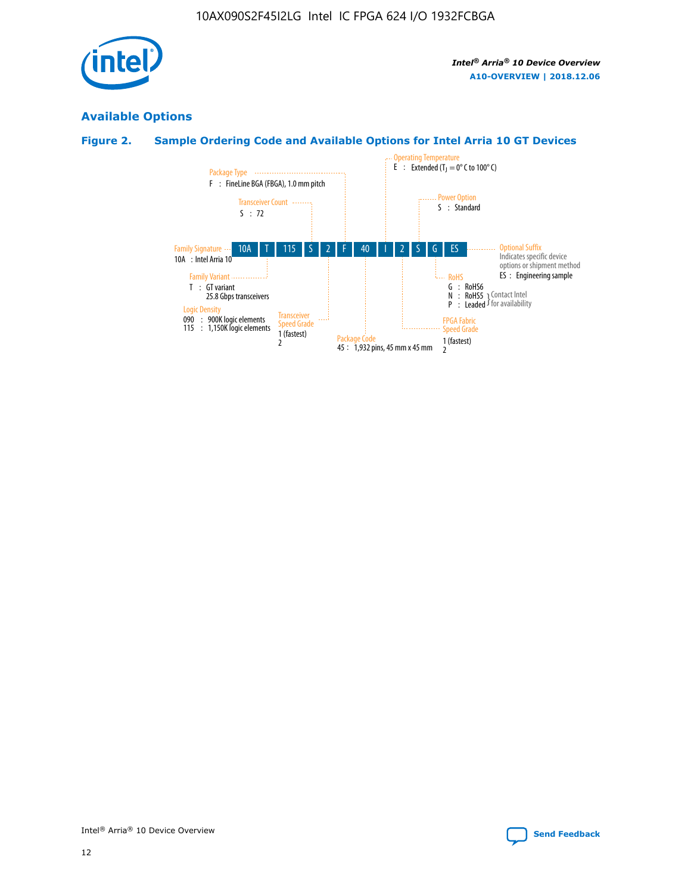## Available Options

### Figure 2. Sample Ordering Code and Available Options for Intel Arria 10 GT Devices

| 10A | T | 115 | S | 2 | F | 40 | I | 2 | S | G | ES |
|---|---|---|---|---|---|---|---|---|---|---|---|

**Family Signature**
10A : Intel Arria 10

**Family Variant**
T : GT variant
25.8 Gbps transceivers

**Logic Density**
090 : 900K logic elements
115 : 1,150K logic elements

**Transceiver Count**
S : 72

**Transceiver Speed Grade**
1 (fastest)
2

**Package Type**
F : FineLine BGA (FBGA), 1.0 mm pitch

**Package Code**
45 : 1,932 pins, 45 mm x 45 mm

**Operating Temperature**
E : Extended ($T_J$ = 0° C to 100° C)

**FPGA Fabric Speed Grade**
1 (fastest)
2

**Power Option**
S : Standard

**RoHS**
G : RoHS6
N : RoHS5 } Contact Intel for availability
P : Leaded } Contact Intel for availability

**Optional Suffix**
Indicates specific device options or shipment method
ES : Engineering sample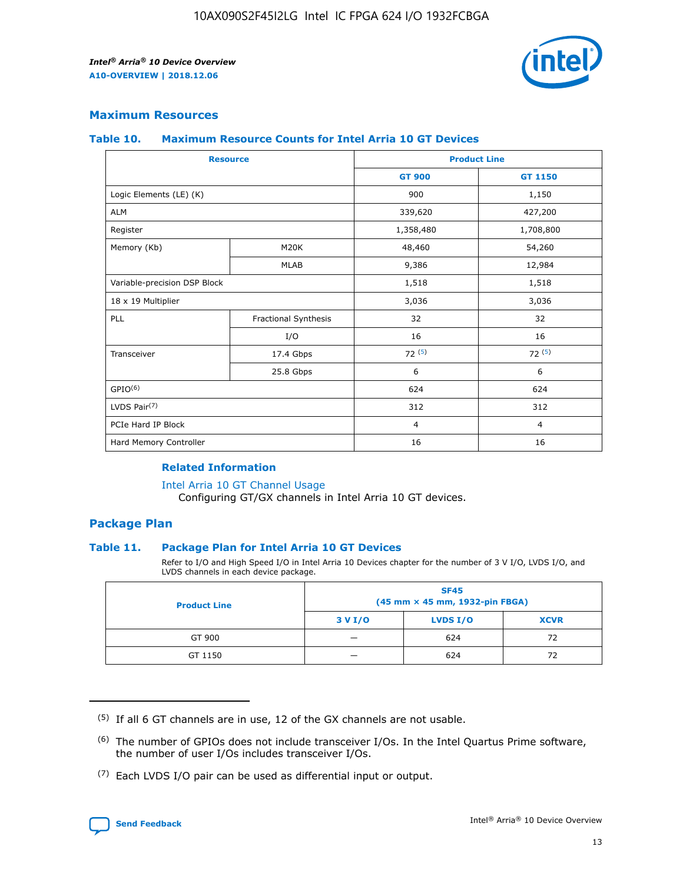## Maximum Resources

### Table 10. Maximum Resource Counts for Intel Arria 10 GT Devices

| Resource | | Product Line | |
|---|---|---|---|
| | | GT 900 | GT 1150 |
| Logic Elements (LE) (K) | | 900 | 1,150 |
| ALM | | 339,620 | 427,200 |
| Register | | 1,358,480 | 1,708,800 |
| Memory (Kb) | M20K | 48,460 | 54,260 |
| | MLAB | 9,386 | 12,984 |
| Variable-precision DSP Block | | 1,518 | 1,518 |
| 18 x 19 Multiplier | | 3,036 | 3,036 |
| PLL | Fractional Synthesis | 32 | 32 |
| | I/O | 16 | 16 |
| Transceiver | 17.4 Gbps | 72 (5) | 72 (5) |
| | 25.8 Gbps | 6 | 6 |
| GPIO(6) | | 624 | 624 |
| LVDS Pair(7) | | 312 | 312 |
| PCIe Hard IP Block | | 4 | 4 |
| Hard Memory Controller | | 16 | 16 |

#### Related Information

Intel Arria 10 GT Channel Usage
Configuring GT/GX channels in Intel Arria 10 GT devices.

## Package Plan

### Table 11. Package Plan for Intel Arria 10 GT Devices

Refer to I/O and High Speed I/O in Intel Arria 10 Devices chapter for the number of 3 V I/O, LVDS I/O, and LVDS channels in each device package.

| Product Line | SF45 (45 mm × 45 mm, 1932-pin FBGA) | | |
|---|---|---|---|
| | 3 V I/O | LVDS I/O | XCVR |
| GT 900 | — | 624 | 72 |
| GT 1150 | — | 624 | 72 |

(5) If all 6 GT channels are in use, 12 of the GX channels are not usable.

(6) The number of GPIOs does not include transceiver I/Os. In the Intel Quartus Prime software, the number of user I/Os includes transceiver I/Os.

(7) Each LVDS I/O pair can be used as differential input or output.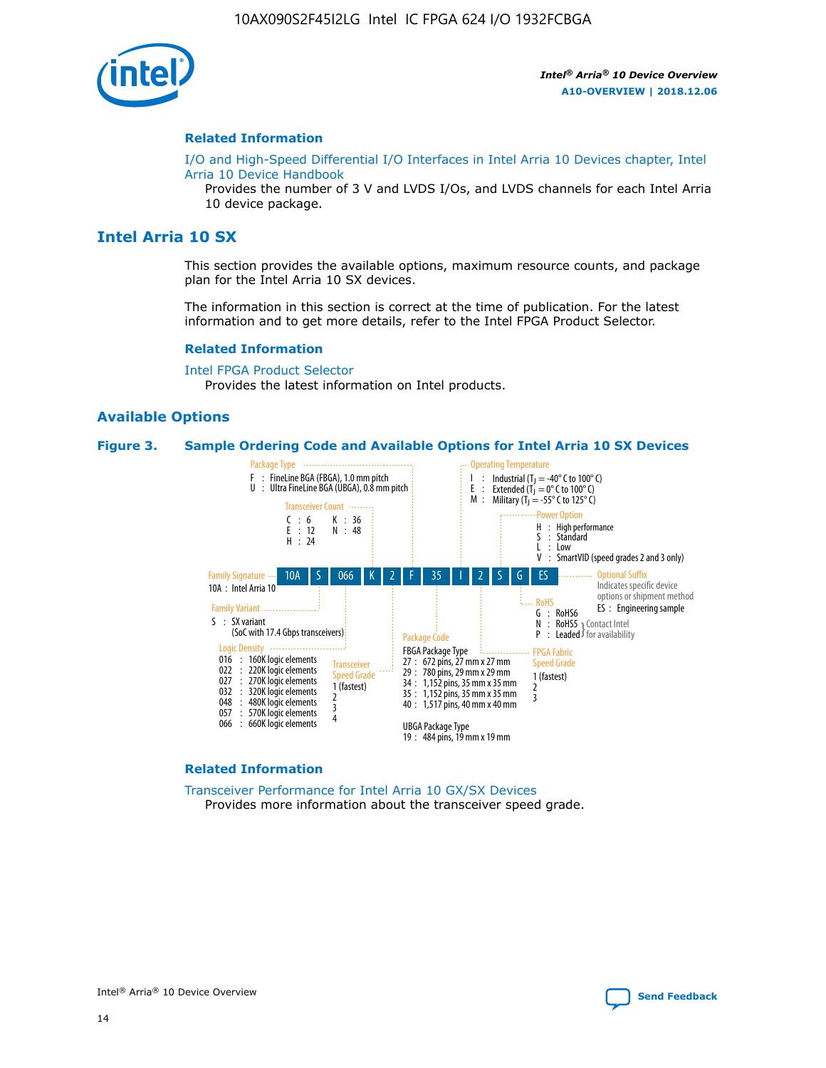## Related Information

I/O and High-Speed Differential I/O Interfaces in Intel Arria 10 Devices chapter, Intel Arria 10 Device Handbook

Provides the number of 3 V and LVDS I/Os, and LVDS channels for each Intel Arria 10 device package.

# Intel Arria 10 SX

This section provides the available options, maximum resource counts, and package plan for the Intel Arria 10 SX devices.

The information in this section is correct at the time of publication. For the latest information and to get more details, refer to the Intel FPGA Product Selector.

## Related Information

Intel FPGA Product Selector

Provides the latest information on Intel products.

## Available Options

**Figure 3. Sample Ordering Code and Available Options for Intel Arria 10 SX Devices**

Sample ordering code: 10A S 066 K 2 F 35 I 2 S G ES

- **Family Signature**
  - 10A : Intel Arria 10
- **Family Variant**
  - S : SX variant (SoC with 17.4 Gbps transceivers)
- **Logic Density**
  - 016 : 160K logic elements
  - 022 : 220K logic elements
  - 027 : 270K logic elements
  - 032 : 320K logic elements
  - 048 : 480K logic elements
  - 057 : 570K logic elements
  - 066 : 660K logic elements
- **Transceiver Count**
  - C : 6
  - E : 12
  - H : 24
  - K : 36
  - N : 48
- **Transceiver Speed Grade**
  - 1 (fastest)
  - 2
  - 3
  - 4
- **Package Type**
  - F : FineLine BGA (FBGA), 1.0 mm pitch
  - U : Ultra FineLine BGA (UBGA), 0.8 mm pitch
- **Package Code**
  - FBGA Package Type
    - 27 : 672 pins, 27 mm x 27 mm
    - 29 : 780 pins, 29 mm x 29 mm
    - 34 : 1,152 pins, 35 mm x 35 mm
    - 35 : 1,152 pins, 35 mm x 35 mm
    - 40 : 1,517 pins, 40 mm x 40 mm
  - UBGA Package Type
    - 19 : 484 pins, 19 mm x 19 mm
- **Operating Temperature**
  - I : Industrial ($T_J$ = -40° C to 100° C)
  - E : Extended ($T_J$ = 0° C to 100° C)
  - M : Military ($T_J$ = -55° C to 125° C)
- **FPGA Fabric Speed Grade**
  - 1 (fastest)
  - 2
  - 3
- **Power Option**
  - H : High performance
  - S : Standard
  - L : Low
  - V : SmartVID (speed grades 2 and 3 only)
- **RoHS**
  - G : RoHS6
  - N : RoHS5 (Contact Intel for availability)
  - P : Leaded (Contact Intel for availability)
- **Optional Suffix**
  - Indicates specific device options or shipment method
  - ES : Engineering sample

## Related Information

Transceiver Performance for Intel Arria 10 GX/SX Devices

Provides more information about the transceiver speed grade.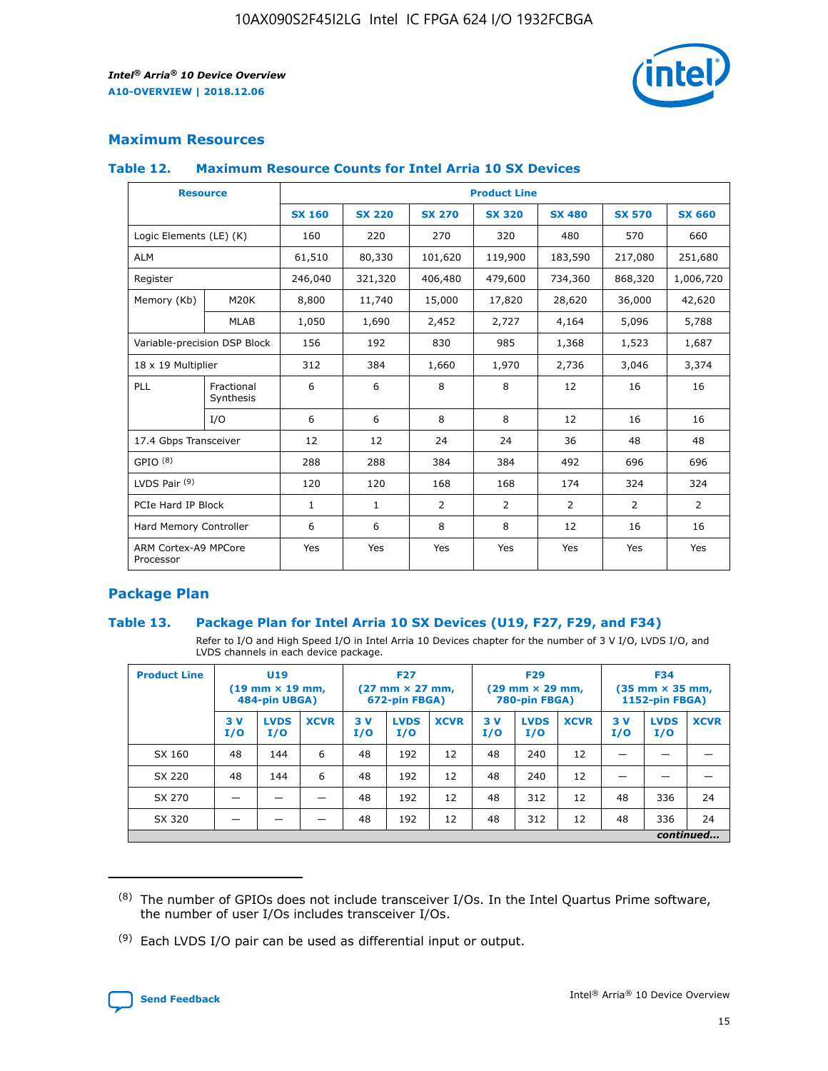## Maximum Resources

### Table 12. Maximum Resource Counts for Intel Arria 10 SX Devices

| Resource | | Product Line | | | | | | |
|---|---|---|---|---|---|---|---|---|
| | | SX 160 | SX 220 | SX 270 | SX 320 | SX 480 | SX 570 | SX 660 |
| Logic Elements (LE) (K) | | 160 | 220 | 270 | 320 | 480 | 570 | 660 |
| ALM | | 61,510 | 80,330 | 101,620 | 119,900 | 183,590 | 217,080 | 251,680 |
| Register | | 246,040 | 321,320 | 406,480 | 479,600 | 734,360 | 868,320 | 1,006,720 |
| Memory (Kb) | M20K | 8,800 | 11,740 | 15,000 | 17,820 | 28,620 | 36,000 | 42,620 |
| | MLAB | 1,050 | 1,690 | 2,452 | 2,727 | 4,164 | 5,096 | 5,788 |
| Variable-precision DSP Block | | 156 | 192 | 830 | 985 | 1,368 | 1,523 | 1,687 |
| 18 x 19 Multiplier | | 312 | 384 | 1,660 | 1,970 | 2,736 | 3,046 | 3,374 |
| PLL | Fractional Synthesis | 6 | 6 | 8 | 8 | 12 | 16 | 16 |
| | I/O | 6 | 6 | 8 | 8 | 12 | 16 | 16 |
| 17.4 Gbps Transceiver | | 12 | 12 | 24 | 24 | 36 | 48 | 48 |
| GPIO [8] | | 288 | 288 | 384 | 384 | 492 | 696 | 696 |
| LVDS Pair [9] | | 120 | 120 | 168 | 168 | 174 | 324 | 324 |
| PCIe Hard IP Block | | 1 | 1 | 2 | 2 | 2 | 2 | 2 |
| Hard Memory Controller | | 6 | 6 | 8 | 8 | 12 | 16 | 16 |
| ARM Cortex-A9 MPCore Processor | | Yes | Yes | Yes | Yes | Yes | Yes | Yes |

## Package Plan

### Table 13. Package Plan for Intel Arria 10 SX Devices (U19, F27, F29, and F34)

Refer to I/O and High Speed I/O in Intel Arria 10 Devices chapter for the number of 3 V I/O, LVDS I/O, and LVDS channels in each device package.

| Product Line | U19 (19 mm × 19 mm, 484-pin UBGA) | | | F27 (27 mm × 27 mm, 672-pin FBGA) | | | F29 (29 mm × 29 mm, 780-pin FBGA) | | | F34 (35 mm × 35 mm, 1152-pin FBGA) | | |
|---|---|---|---|---|---|---|---|---|---|---|---|---|
| | 3 V I/O | LVDS I/O | XCVR | 3 V I/O | LVDS I/O | XCVR | 3 V I/O | LVDS I/O | XCVR | 3 V I/O | LVDS I/O | XCVR |
| SX 160 | 48 | 144 | 6 | 48 | 192 | 12 | 48 | 240 | 12 | — | — | — |
| SX 220 | 48 | 144 | 6 | 48 | 192 | 12 | 48 | 240 | 12 | — | — | — |
| SX 270 | — | — | — | 48 | 192 | 12 | 48 | 312 | 12 | 48 | 336 | 24 |
| SX 320 | — | — | — | 48 | 192 | 12 | 48 | 312 | 12 | 48 | 336 | 24 |

*continued...*

---

(8) The number of GPIOs does not include transceiver I/Os. In the Intel Quartus Prime software, the number of user I/Os includes transceiver I/Os.

(9) Each LVDS I/O pair can be used as differential input or output.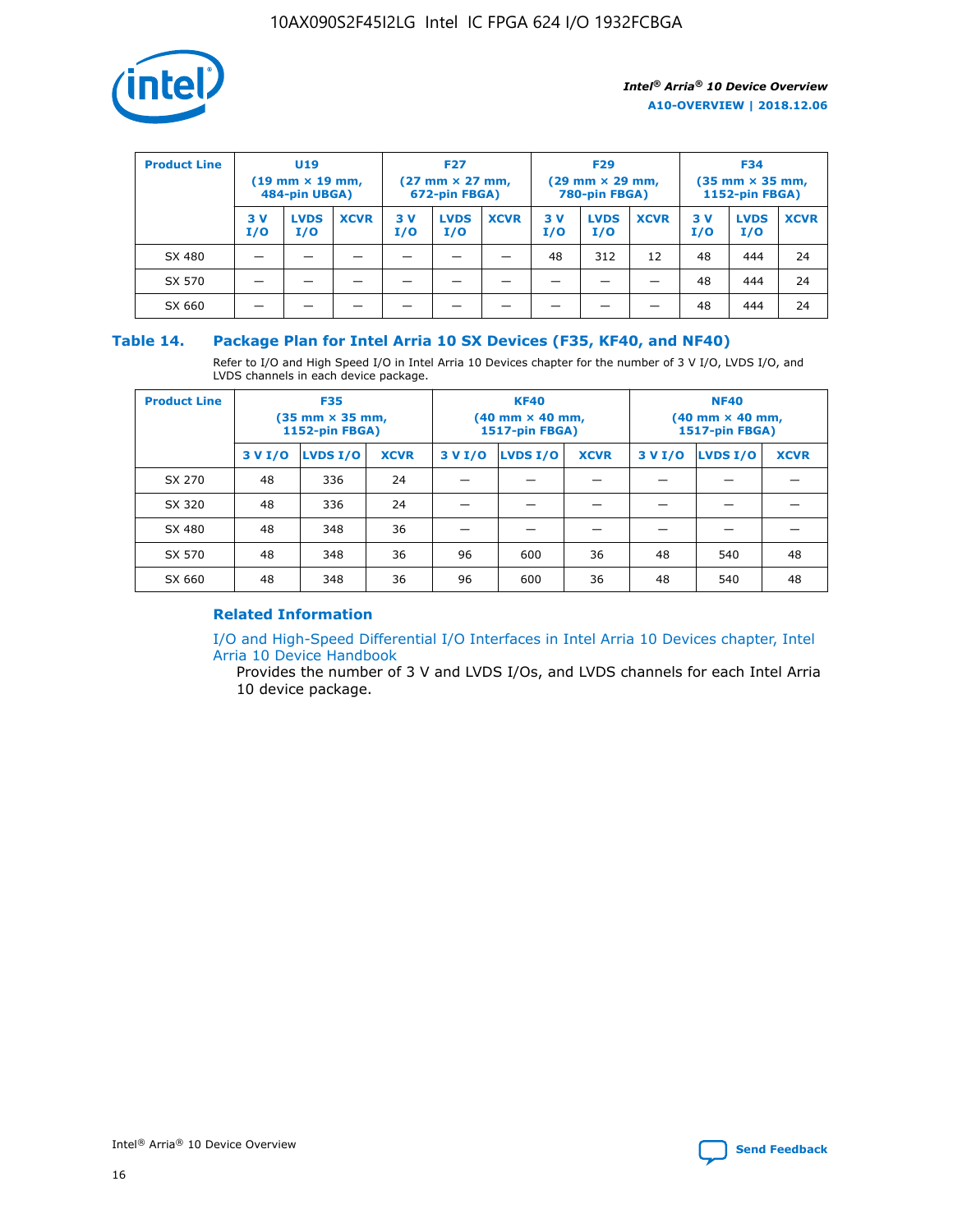| Product Line | U19 (19 mm × 19 mm, 484-pin UBGA) | | | F27 (27 mm × 27 mm, 672-pin FBGA) | | | F29 (29 mm × 29 mm, 780-pin FBGA) | | | F34 (35 mm × 35 mm, 1152-pin FBGA) | | |
|---|---|---|---|---|---|---|---|---|---|---|---|---|
| | 3 V I/O | LVDS I/O | XCVR | 3 V I/O | LVDS I/O | XCVR | 3 V I/O | LVDS I/O | XCVR | 3 V I/O | LVDS I/O | XCVR |
| SX 480 | — | — | — | — | — | — | 48 | 312 | 12 | 48 | 444 | 24 |
| SX 570 | — | — | — | — | — | — | — | — | — | 48 | 444 | 24 |
| SX 660 | — | — | — | — | — | — | — | — | — | 48 | 444 | 24 |

## Table 14. Package Plan for Intel Arria 10 SX Devices (F35, KF40, and NF40)

Refer to I/O and High Speed I/O in Intel Arria 10 Devices chapter for the number of 3 V I/O, LVDS I/O, and LVDS channels in each device package.

| Product Line | F35 (35 mm × 35 mm, 1152-pin FBGA) | | | KF40 (40 mm × 40 mm, 1517-pin FBGA) | | | NF40 (40 mm × 40 mm, 1517-pin FBGA) | | |
|---|---|---|---|---|---|---|---|---|---|
| | 3 V I/O | LVDS I/O | XCVR | 3 V I/O | LVDS I/O | XCVR | 3 V I/O | LVDS I/O | XCVR |
| SX 270 | 48 | 336 | 24 | — | — | — | — | — | — |
| SX 320 | 48 | 336 | 24 | — | — | — | — | — | — |
| SX 480 | 48 | 348 | 36 | — | — | — | — | — | — |
| SX 570 | 48 | 348 | 36 | 96 | 600 | 36 | 48 | 540 | 48 |
| SX 660 | 48 | 348 | 36 | 96 | 600 | 36 | 48 | 540 | 48 |

### Related Information

I/O and High-Speed Differential I/O Interfaces in Intel Arria 10 Devices chapter, Intel Arria 10 Device Handbook

Provides the number of 3 V and LVDS I/Os, and LVDS channels for each Intel Arria 10 device package.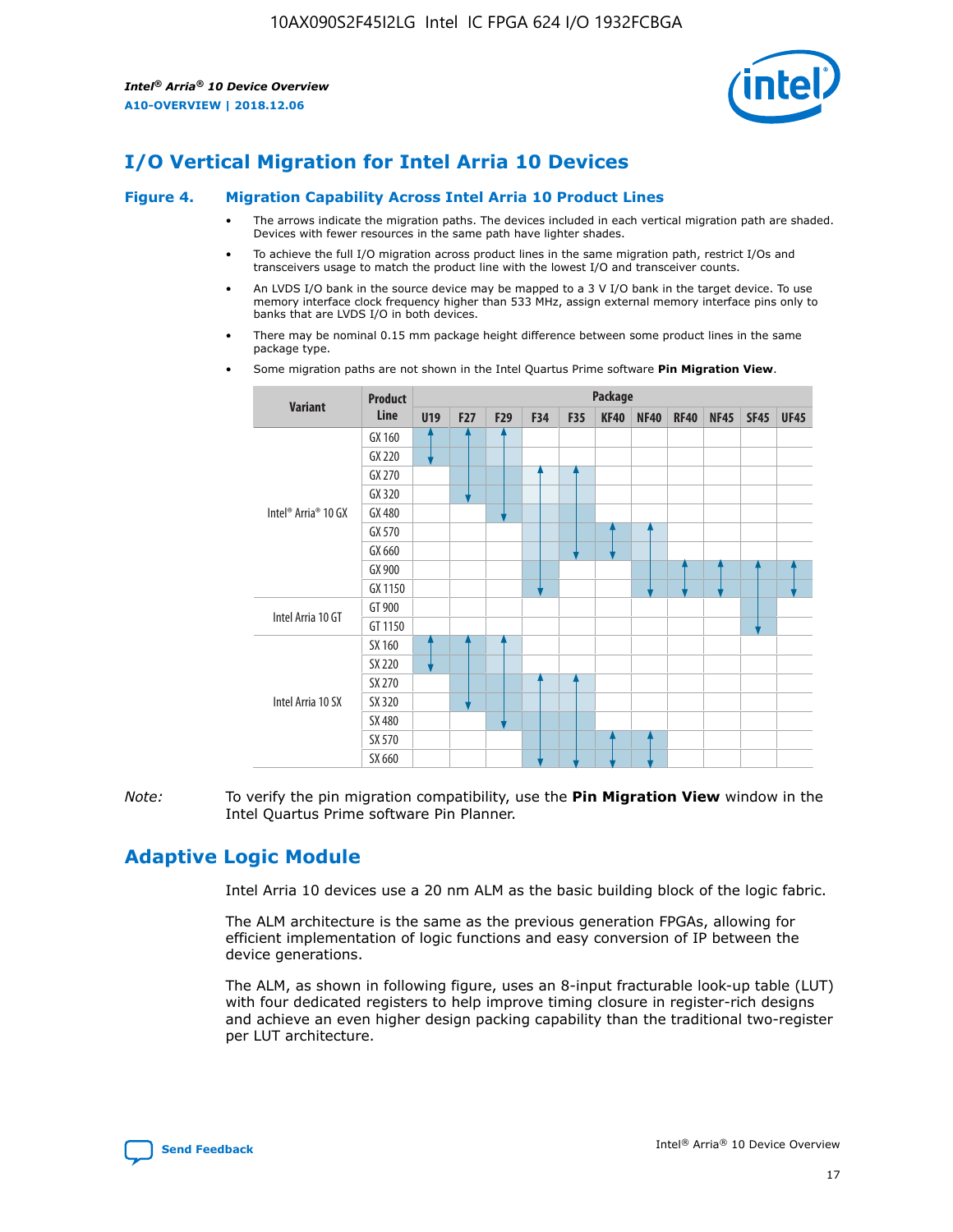# I/O Vertical Migration for Intel Arria 10 Devices

**Figure 4. Migration Capability Across Intel Arria 10 Product Lines**

- The arrows indicate the migration paths. The devices included in each vertical migration path are shaded. Devices with fewer resources in the same path have lighter shades.
- To achieve the full I/O migration across product lines in the same migration path, restrict I/Os and transceivers usage to match the product line with the lowest I/O and transceiver counts.
- An LVDS I/O bank in the source device may be mapped to a 3 V I/O bank in the target device. To use memory interface clock frequency higher than 533 MHz, assign external memory interface pins only to banks that are LVDS I/O in both devices.
- There may be nominal 0.15 mm package height difference between some product lines in the same package type.
- Some migration paths are not shown in the Intel Quartus Prime software **Pin Migration View**.

| Variant | Product Line | Package | | | | | | | | | | |
|---|---|---|---|---|---|---|---|---|---|---|---|---|
| | | U19 | F27 | F29 | F34 | F35 | KF40 | NF40 | RF40 | NF45 | SF45 | UF45 |
| Intel® Arria® 10 GX | GX 160 | | | | | | | | | | | |
| | GX 220 | | | | | | | | | | | |
| | GX 270 | | | | | | | | | | | |
| | GX 320 | | | | | | | | | | | |
| | GX 480 | | | | | | | | | | | |
| | GX 570 | | | | | | | | | | | |
| | GX 660 | | | | | | | | | | | |
| | GX 900 | | | | | | | | | | | |
| | GX 1150 | | | | | | | | | | | |
| Intel Arria 10 GT | GT 900 | | | | | | | | | | | |
| | GT 1150 | | | | | | | | | | | |
| Intel Arria 10 SX | SX 160 | | | | | | | | | | | |
| | SX 220 | | | | | | | | | | | |
| | SX 270 | | | | | | | | | | | |
| | SX 320 | | | | | | | | | | | |
| | SX 480 | | | | | | | | | | | |
| | SX 570 | | | | | | | | | | | |
| | SX 660 | | | | | | | | | | | |

*Note:* To verify the pin migration compatibility, use the **Pin Migration View** window in the Intel Quartus Prime software Pin Planner.

# Adaptive Logic Module

Intel Arria 10 devices use a 20 nm ALM as the basic building block of the logic fabric.

The ALM architecture is the same as the previous generation FPGAs, allowing for efficient implementation of logic functions and easy conversion of IP between the device generations.

The ALM, as shown in following figure, uses an 8-input fracturable look-up table (LUT) with four dedicated registers to help improve timing closure in register-rich designs and achieve an even higher design packing capability than the traditional two-register per LUT architecture.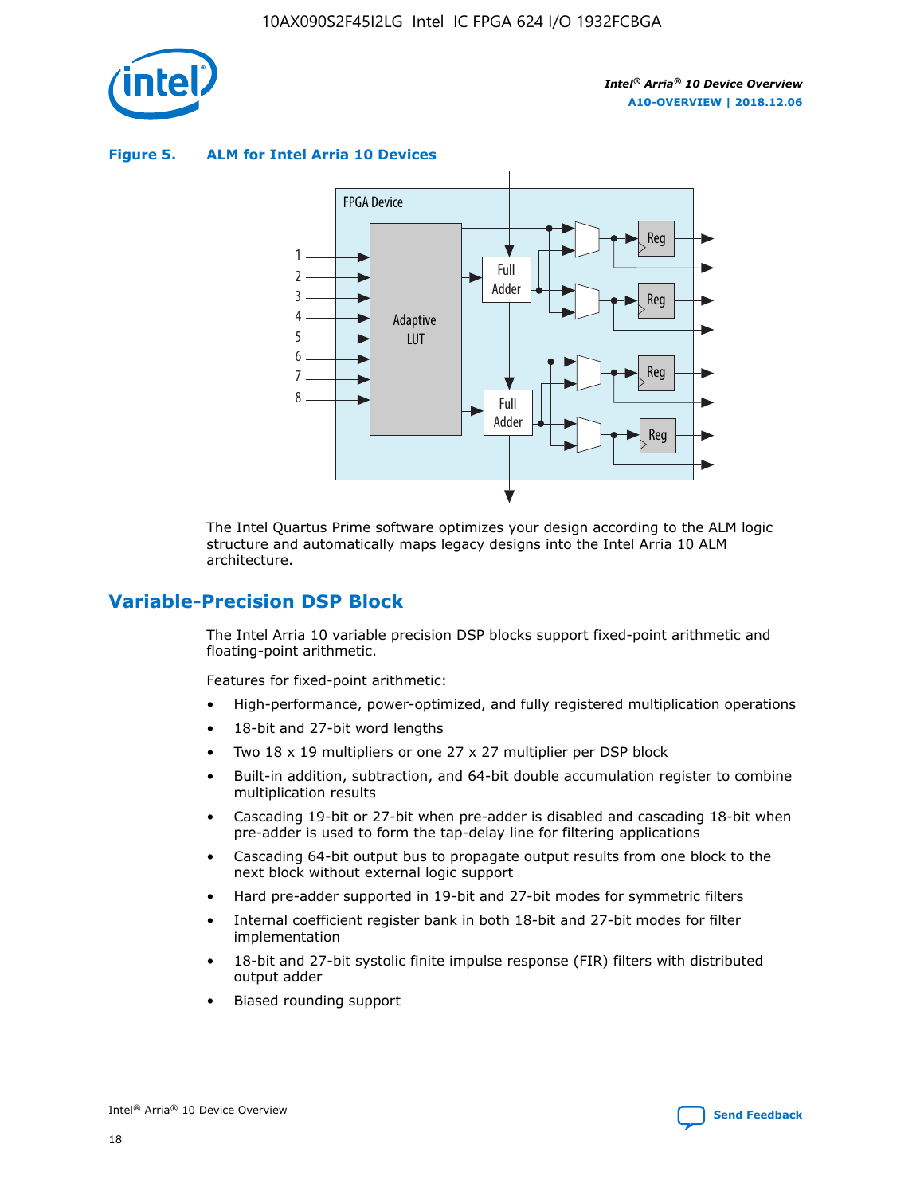**Figure 5. ALM for Intel Arria 10 Devices**

The Intel Quartus Prime software optimizes your design according to the ALM logic structure and automatically maps legacy designs into the Intel Arria 10 ALM architecture.

## Variable-Precision DSP Block

The Intel Arria 10 variable precision DSP blocks support fixed-point arithmetic and floating-point arithmetic.

Features for fixed-point arithmetic:

- High-performance, power-optimized, and fully registered multiplication operations
- 18-bit and 27-bit word lengths
- Two 18 x 19 multipliers or one 27 x 27 multiplier per DSP block
- Built-in addition, subtraction, and 64-bit double accumulation register to combine multiplication results
- Cascading 19-bit or 27-bit when pre-adder is disabled and cascading 18-bit when pre-adder is used to form the tap-delay line for filtering applications
- Cascading 64-bit output bus to propagate output results from one block to the next block without external logic support
- Hard pre-adder supported in 19-bit and 27-bit modes for symmetric filters
- Internal coefficient register bank in both 18-bit and 27-bit modes for filter implementation
- 18-bit and 27-bit systolic finite impulse response (FIR) filters with distributed output adder
- Biased rounding support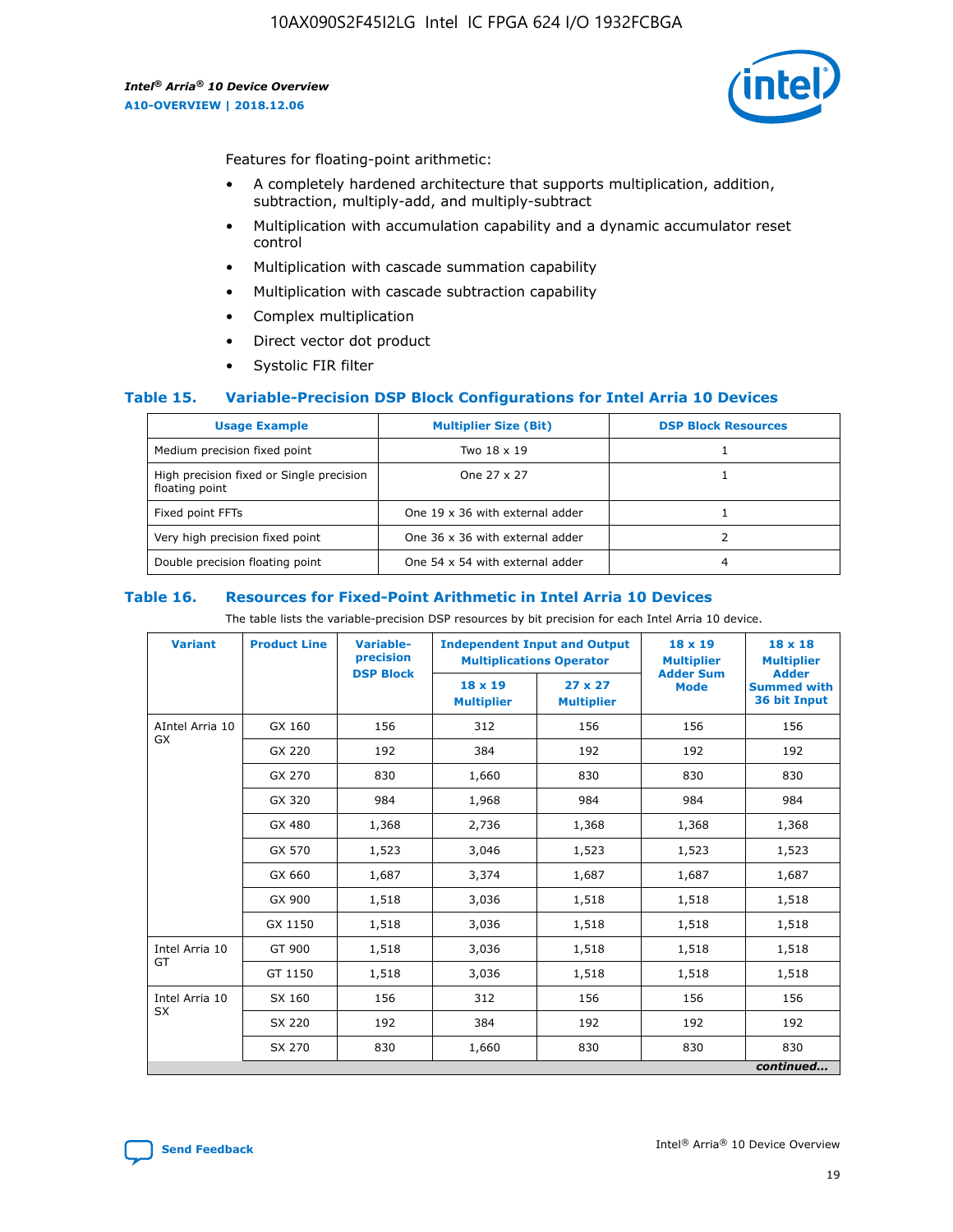Features for floating-point arithmetic:

- A completely hardened architecture that supports multiplication, addition, subtraction, multiply-add, and multiply-subtract
- Multiplication with accumulation capability and a dynamic accumulator reset control
- Multiplication with cascade summation capability
- Multiplication with cascade subtraction capability
- Complex multiplication
- Direct vector dot product
- Systolic FIR filter

### Table 15. Variable-Precision DSP Block Configurations for Intel Arria 10 Devices

| Usage Example | Multiplier Size (Bit) | DSP Block Resources |
|---|---|---|
| Medium precision fixed point | Two 18 x 19 | 1 |
| High precision fixed or Single precision floating point | One 27 x 27 | 1 |
| Fixed point FFTs | One 19 x 36 with external adder | 1 |
| Very high precision fixed point | One 36 x 36 with external adder | 2 |
| Double precision floating point | One 54 x 54 with external adder | 4 |

### Table 16. Resources for Fixed-Point Arithmetic in Intel Arria 10 Devices

The table lists the variable-precision DSP resources by bit precision for each Intel Arria 10 device.

| Variant | Product Line | Variable-precision DSP Block | Independent Input and Output Multiplications Operator | | 18 x 19 Multiplier Adder Sum Mode | 18 x 18 Multiplier Adder Summed with 36 bit Input |
|---|---|---|---|---|---|---|
| | | | 18 x 19 Multiplier | 27 x 27 Multiplier | | |
| AIntel Arria 10 GX | GX 160 | 156 | 312 | 156 | 156 | 156 |
| | GX 220 | 192 | 384 | 192 | 192 | 192 |
| | GX 270 | 830 | 1,660 | 830 | 830 | 830 |
| | GX 320 | 984 | 1,968 | 984 | 984 | 984 |
| | GX 480 | 1,368 | 2,736 | 1,368 | 1,368 | 1,368 |
| | GX 570 | 1,523 | 3,046 | 1,523 | 1,523 | 1,523 |
| | GX 660 | 1,687 | 3,374 | 1,687 | 1,687 | 1,687 |
| | GX 900 | 1,518 | 3,036 | 1,518 | 1,518 | 1,518 |
| | GX 1150 | 1,518 | 3,036 | 1,518 | 1,518 | 1,518 |
| Intel Arria 10 GT | GT 900 | 1,518 | 3,036 | 1,518 | 1,518 | 1,518 |
| | GT 1150 | 1,518 | 3,036 | 1,518 | 1,518 | 1,518 |
| Intel Arria 10 SX | SX 160 | 156 | 312 | 156 | 156 | 156 |
| | SX 220 | 192 | 384 | 192 | 192 | 192 |
| | SX 270 | 830 | 1,660 | 830 | 830 | 830 |

*continued...*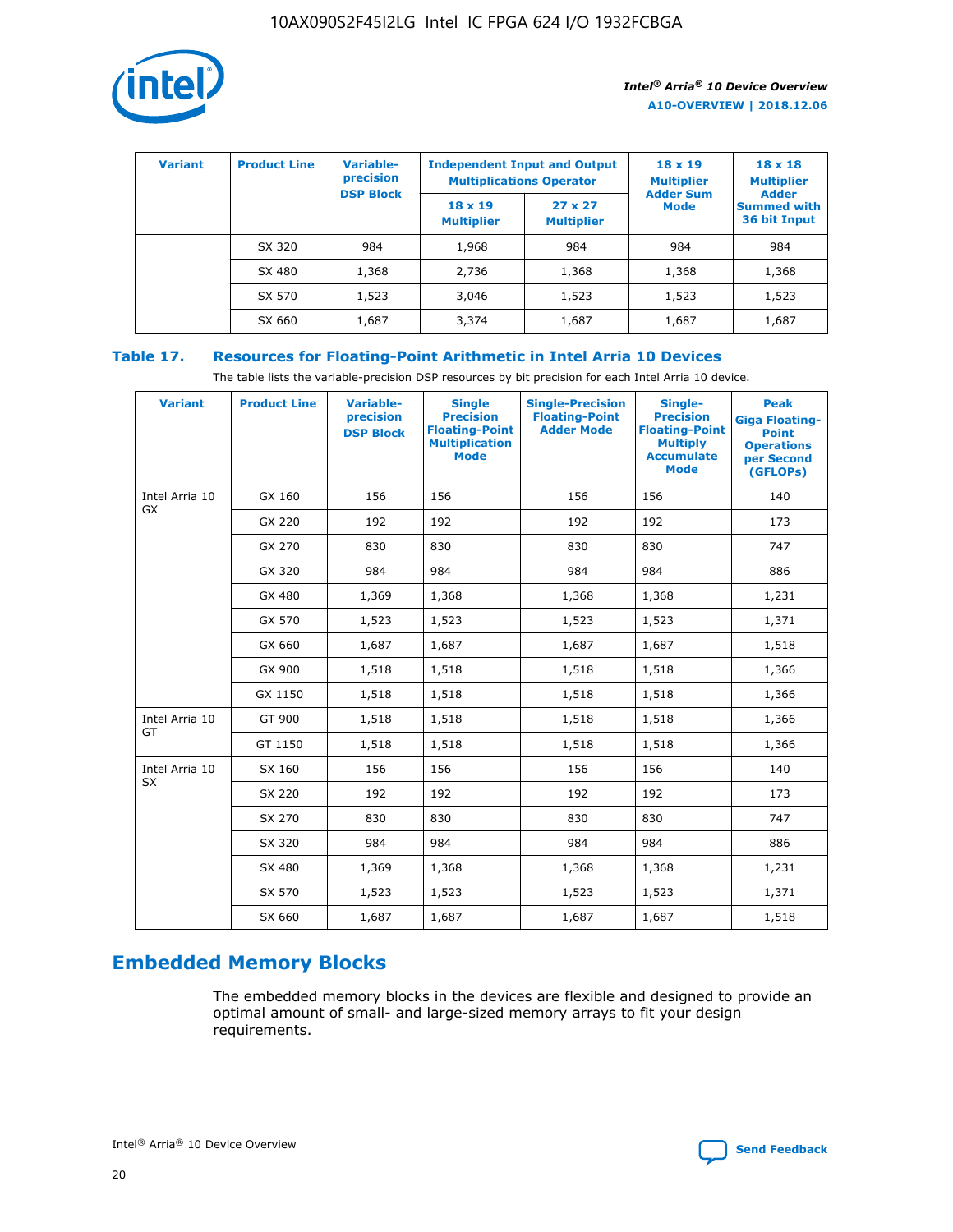| Variant | Product Line | Variable-precision DSP Block | Independent Input and Output Multiplications Operator | | 18 x 19 Multiplier Adder Sum Mode | 18 x 18 Multiplier Adder Summed with 36 bit Input |
|---|---|---|---|---|---|---|
| | | | 18 x 19 Multiplier | 27 x 27 Multiplier | | |
| | SX 320 | 984 | 1,968 | 984 | 984 | 984 |
| | SX 480 | 1,368 | 2,736 | 1,368 | 1,368 | 1,368 |
| | SX 570 | 1,523 | 3,046 | 1,523 | 1,523 | 1,523 |
| | SX 660 | 1,687 | 3,374 | 1,687 | 1,687 | 1,687 |

## Table 17. Resources for Floating-Point Arithmetic in Intel Arria 10 Devices

The table lists the variable-precision DSP resources by bit precision for each Intel Arria 10 device.

| Variant | Product Line | Variable-precision DSP Block | Single Precision Floating-Point Multiplication Mode | Single-Precision Floating-Point Adder Mode | Single-Precision Floating-Point Multiply Accumulate Mode | Peak Giga Floating-Point Operations per Second (GFLOPs) |
|---|---|---|---|---|---|---|
| Intel Arria 10 GX | GX 160 | 156 | 156 | 156 | 156 | 140 |
| | GX 220 | 192 | 192 | 192 | 192 | 173 |
| | GX 270 | 830 | 830 | 830 | 830 | 747 |
| | GX 320 | 984 | 984 | 984 | 984 | 886 |
| | GX 480 | 1,369 | 1,368 | 1,368 | 1,368 | 1,231 |
| | GX 570 | 1,523 | 1,523 | 1,523 | 1,523 | 1,371 |
| | GX 660 | 1,687 | 1,687 | 1,687 | 1,687 | 1,518 |
| | GX 900 | 1,518 | 1,518 | 1,518 | 1,518 | 1,366 |
| | GX 1150 | 1,518 | 1,518 | 1,518 | 1,518 | 1,366 |
| Intel Arria 10 GT | GT 900 | 1,518 | 1,518 | 1,518 | 1,518 | 1,366 |
| | GT 1150 | 1,518 | 1,518 | 1,518 | 1,518 | 1,366 |
| Intel Arria 10 SX | SX 160 | 156 | 156 | 156 | 156 | 140 |
| | SX 220 | 192 | 192 | 192 | 192 | 173 |
| | SX 270 | 830 | 830 | 830 | 830 | 747 |
| | SX 320 | 984 | 984 | 984 | 984 | 886 |
| | SX 480 | 1,369 | 1,368 | 1,368 | 1,368 | 1,231 |
| | SX 570 | 1,523 | 1,523 | 1,523 | 1,523 | 1,371 |
| | SX 660 | 1,687 | 1,687 | 1,687 | 1,687 | 1,518 |

# Embedded Memory Blocks

The embedded memory blocks in the devices are flexible and designed to provide an optimal amount of small- and large-sized memory arrays to fit your design requirements.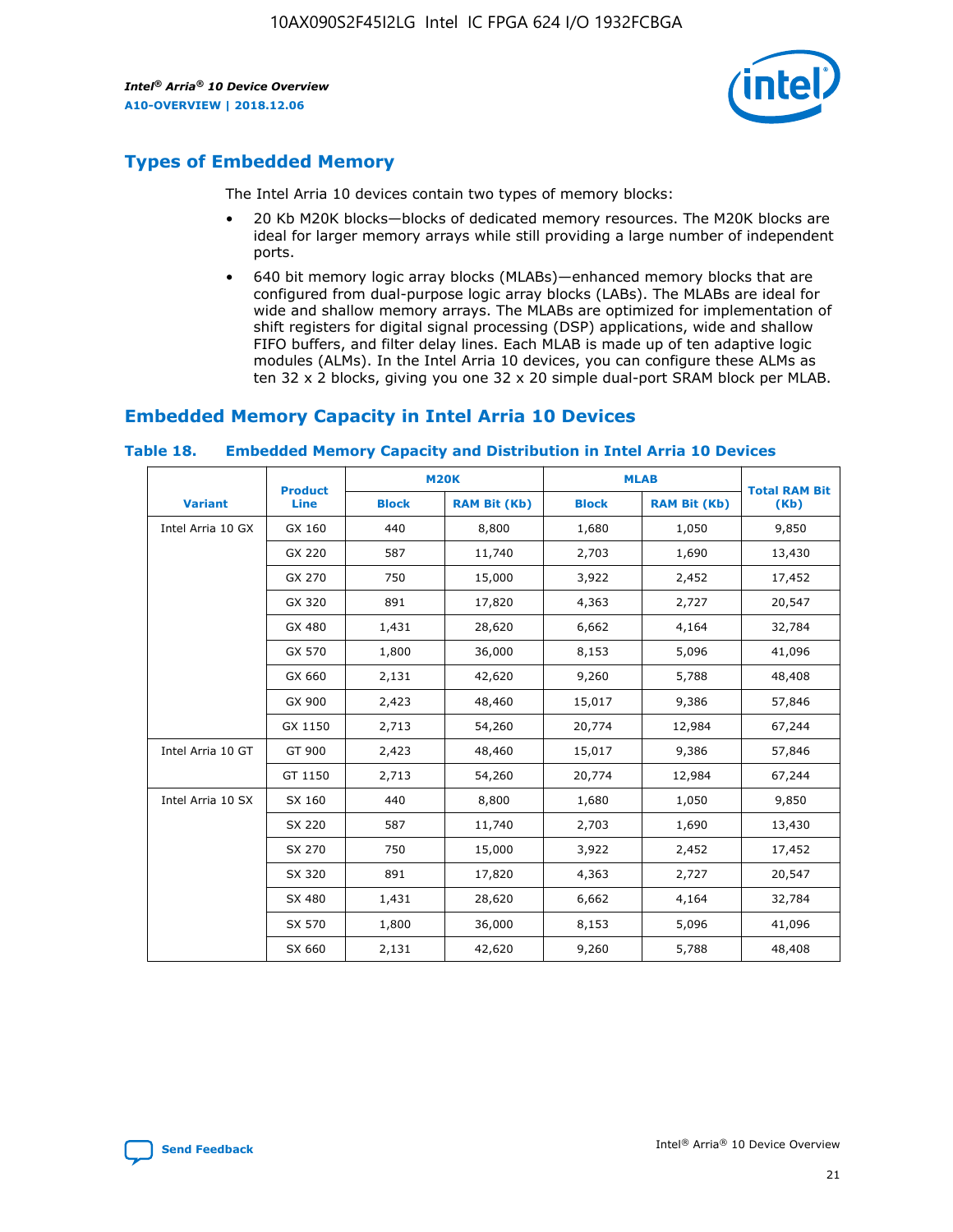## Types of Embedded Memory

The Intel Arria 10 devices contain two types of memory blocks:

- 20 Kb M20K blocks—blocks of dedicated memory resources. The M20K blocks are ideal for larger memory arrays while still providing a large number of independent ports.
- 640 bit memory logic array blocks (MLABs)—enhanced memory blocks that are configured from dual-purpose logic array blocks (LABs). The MLABs are ideal for wide and shallow memory arrays. The MLABs are optimized for implementation of shift registers for digital signal processing (DSP) applications, wide and shallow FIFO buffers, and filter delay lines. Each MLAB is made up of ten adaptive logic modules (ALMs). In the Intel Arria 10 devices, you can configure these ALMs as ten 32 x 2 blocks, giving you one 32 x 20 simple dual-port SRAM block per MLAB.

## Embedded Memory Capacity in Intel Arria 10 Devices

**Table 18. Embedded Memory Capacity and Distribution in Intel Arria 10 Devices**

| Variant | Product Line | M20K | | MLAB | | Total RAM Bit (Kb) |
|---|---|---|---|---|---|---|
| | | Block | RAM Bit (Kb) | Block | RAM Bit (Kb) | |
| Intel Arria 10 GX | GX 160 | 440 | 8,800 | 1,680 | 1,050 | 9,850 |
| | GX 220 | 587 | 11,740 | 2,703 | 1,690 | 13,430 |
| | GX 270 | 750 | 15,000 | 3,922 | 2,452 | 17,452 |
| | GX 320 | 891 | 17,820 | 4,363 | 2,727 | 20,547 |
| | GX 480 | 1,431 | 28,620 | 6,662 | 4,164 | 32,784 |
| | GX 570 | 1,800 | 36,000 | 8,153 | 5,096 | 41,096 |
| | GX 660 | 2,131 | 42,620 | 9,260 | 5,788 | 48,408 |
| | GX 900 | 2,423 | 48,460 | 15,017 | 9,386 | 57,846 |
| | GX 1150 | 2,713 | 54,260 | 20,774 | 12,984 | 67,244 |
| Intel Arria 10 GT | GT 900 | 2,423 | 48,460 | 15,017 | 9,386 | 57,846 |
| | GT 1150 | 2,713 | 54,260 | 20,774 | 12,984 | 67,244 |
| Intel Arria 10 SX | SX 160 | 440 | 8,800 | 1,680 | 1,050 | 9,850 |
| | SX 220 | 587 | 11,740 | 2,703 | 1,690 | 13,430 |
| | SX 270 | 750 | 15,000 | 3,922 | 2,452 | 17,452 |
| | SX 320 | 891 | 17,820 | 4,363 | 2,727 | 20,547 |
| | SX 480 | 1,431 | 28,620 | 6,662 | 4,164 | 32,784 |
| | SX 570 | 1,800 | 36,000 | 8,153 | 5,096 | 41,096 |
| | SX 660 | 2,131 | 42,620 | 9,260 | 5,788 | 48,408 |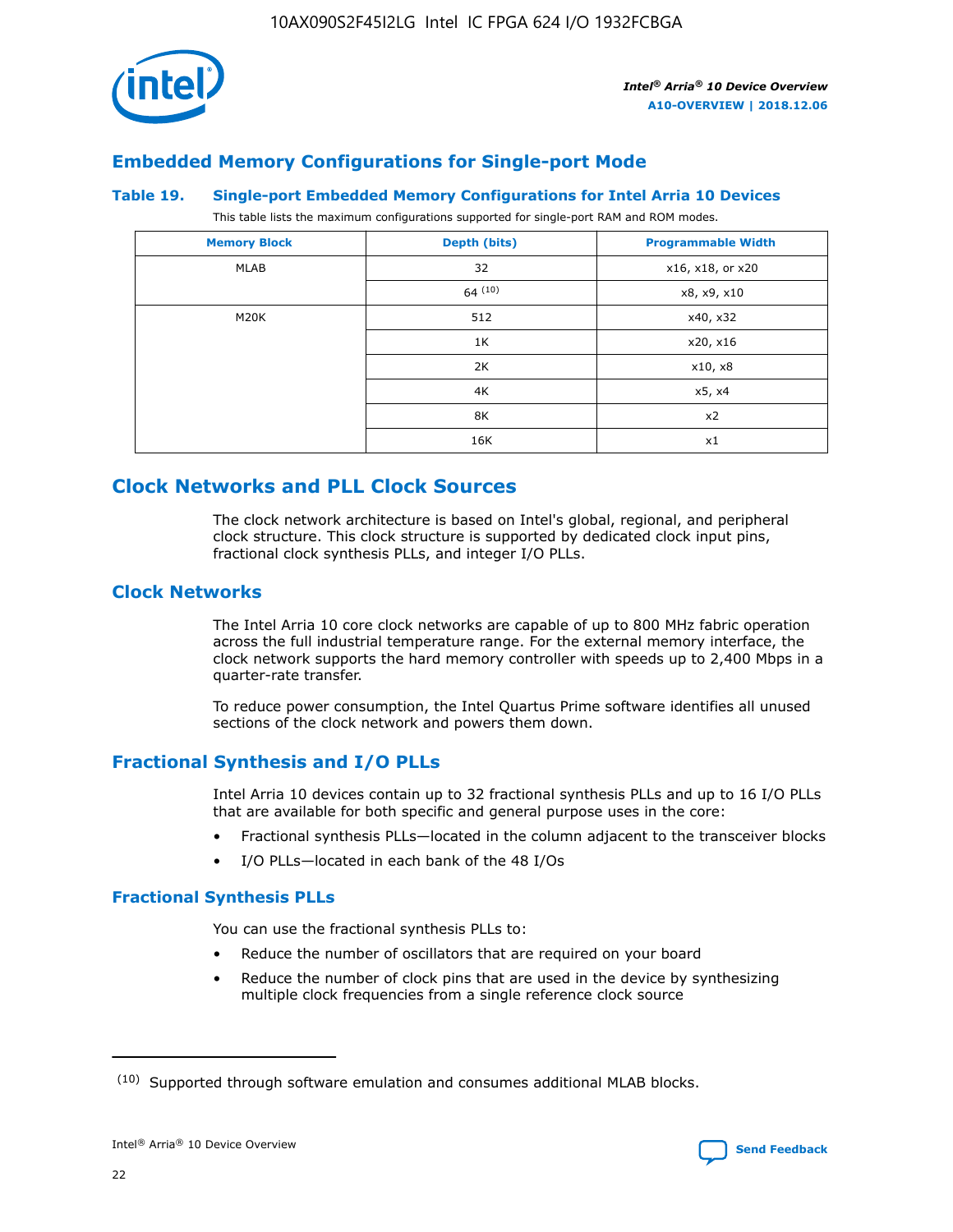## Embedded Memory Configurations for Single-port Mode

**Table 19. Single-port Embedded Memory Configurations for Intel Arria 10 Devices**

This table lists the maximum configurations supported for single-port RAM and ROM modes.

| Memory Block | Depth (bits) | Programmable Width |
|---|---|---|
| MLAB | 32 | x16, x18, or x20 |
| | 64 [10] | x8, x9, x10 |
| M20K | 512 | x40, x32 |
| | 1K | x20, x16 |
| | 2K | x10, x8 |
| | 4K | x5, x4 |
| | 8K | x2 |
| | 16K | x1 |

## Clock Networks and PLL Clock Sources

The clock network architecture is based on Intel's global, regional, and peripheral clock structure. This clock structure is supported by dedicated clock input pins, fractional clock synthesis PLLs, and integer I/O PLLs.

## Clock Networks

The Intel Arria 10 core clock networks are capable of up to 800 MHz fabric operation across the full industrial temperature range. For the external memory interface, the clock network supports the hard memory controller with speeds up to 2,400 Mbps in a quarter-rate transfer.

To reduce power consumption, the Intel Quartus Prime software identifies all unused sections of the clock network and powers them down.

## Fractional Synthesis and I/O PLLs

Intel Arria 10 devices contain up to 32 fractional synthesis PLLs and up to 16 I/O PLLs that are available for both specific and general purpose uses in the core:

- Fractional synthesis PLLs—located in the column adjacent to the transceiver blocks
- I/O PLLs—located in each bank of the 48 I/Os

### Fractional Synthesis PLLs

You can use the fractional synthesis PLLs to:

- Reduce the number of oscillators that are required on your board
- Reduce the number of clock pins that are used in the device by synthesizing multiple clock frequencies from a single reference clock source

[10] Supported through software emulation and consumes additional MLAB blocks.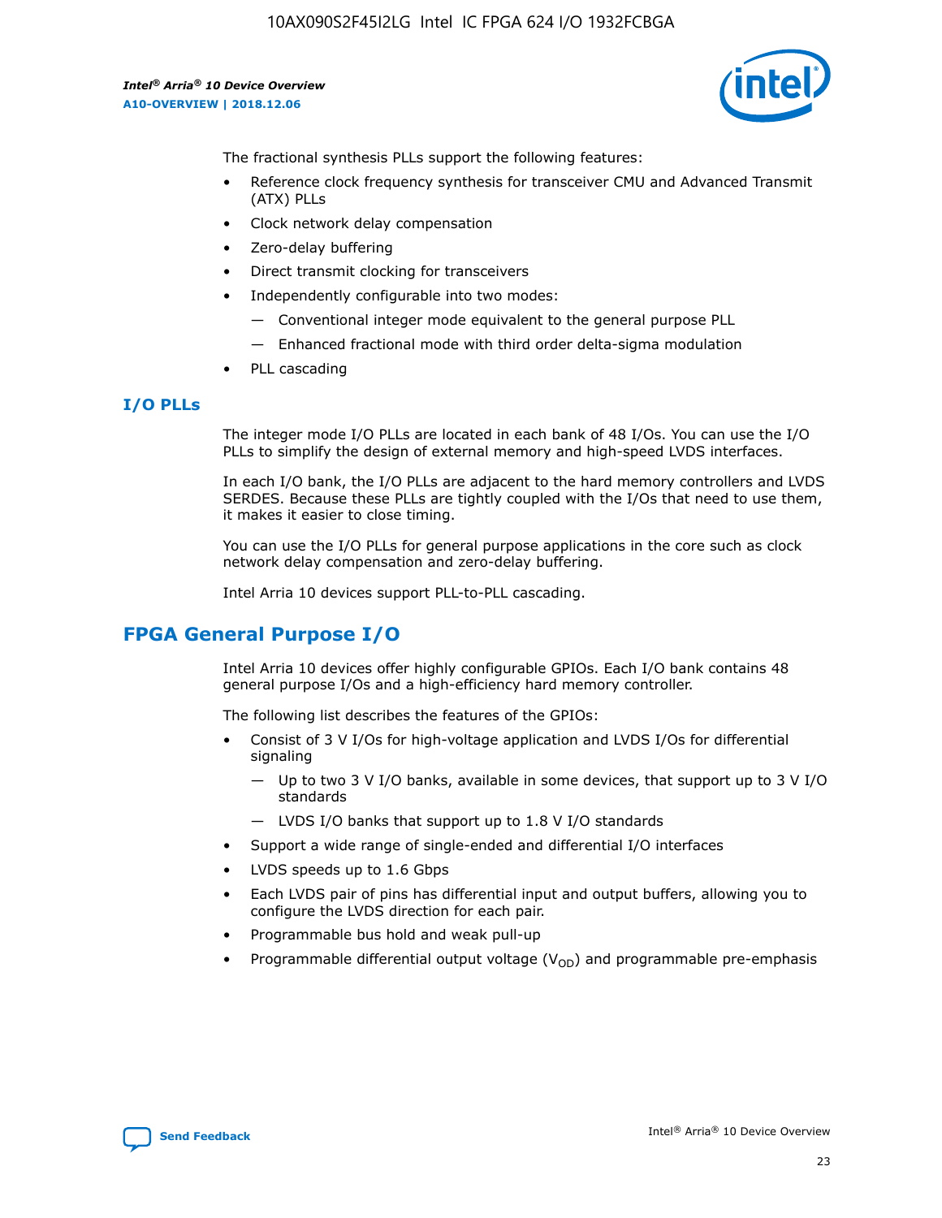The fractional synthesis PLLs support the following features:

- Reference clock frequency synthesis for transceiver CMU and Advanced Transmit (ATX) PLLs
- Clock network delay compensation
- Zero-delay buffering
- Direct transmit clocking for transceivers
- Independently configurable into two modes:
  - Conventional integer mode equivalent to the general purpose PLL
  - Enhanced fractional mode with third order delta-sigma modulation
- PLL cascading

### I/O PLLs

The integer mode I/O PLLs are located in each bank of 48 I/Os. You can use the I/O PLLs to simplify the design of external memory and high-speed LVDS interfaces.

In each I/O bank, the I/O PLLs are adjacent to the hard memory controllers and LVDS SERDES. Because these PLLs are tightly coupled with the I/Os that need to use them, it makes it easier to close timing.

You can use the I/O PLLs for general purpose applications in the core such as clock network delay compensation and zero-delay buffering.

Intel Arria 10 devices support PLL-to-PLL cascading.

## FPGA General Purpose I/O

Intel Arria 10 devices offer highly configurable GPIOs. Each I/O bank contains 48 general purpose I/Os and a high-efficiency hard memory controller.

The following list describes the features of the GPIOs:

- Consist of 3 V I/Os for high-voltage application and LVDS I/Os for differential signaling
  - Up to two 3 V I/O banks, available in some devices, that support up to 3 V I/O standards
  - LVDS I/O banks that support up to 1.8 V I/O standards
- Support a wide range of single-ended and differential I/O interfaces
- LVDS speeds up to 1.6 Gbps
- Each LVDS pair of pins has differential input and output buffers, allowing you to configure the LVDS direction for each pair.
- Programmable bus hold and weak pull-up
- Programmable differential output voltage ($V_{OD}$) and programmable pre-emphasis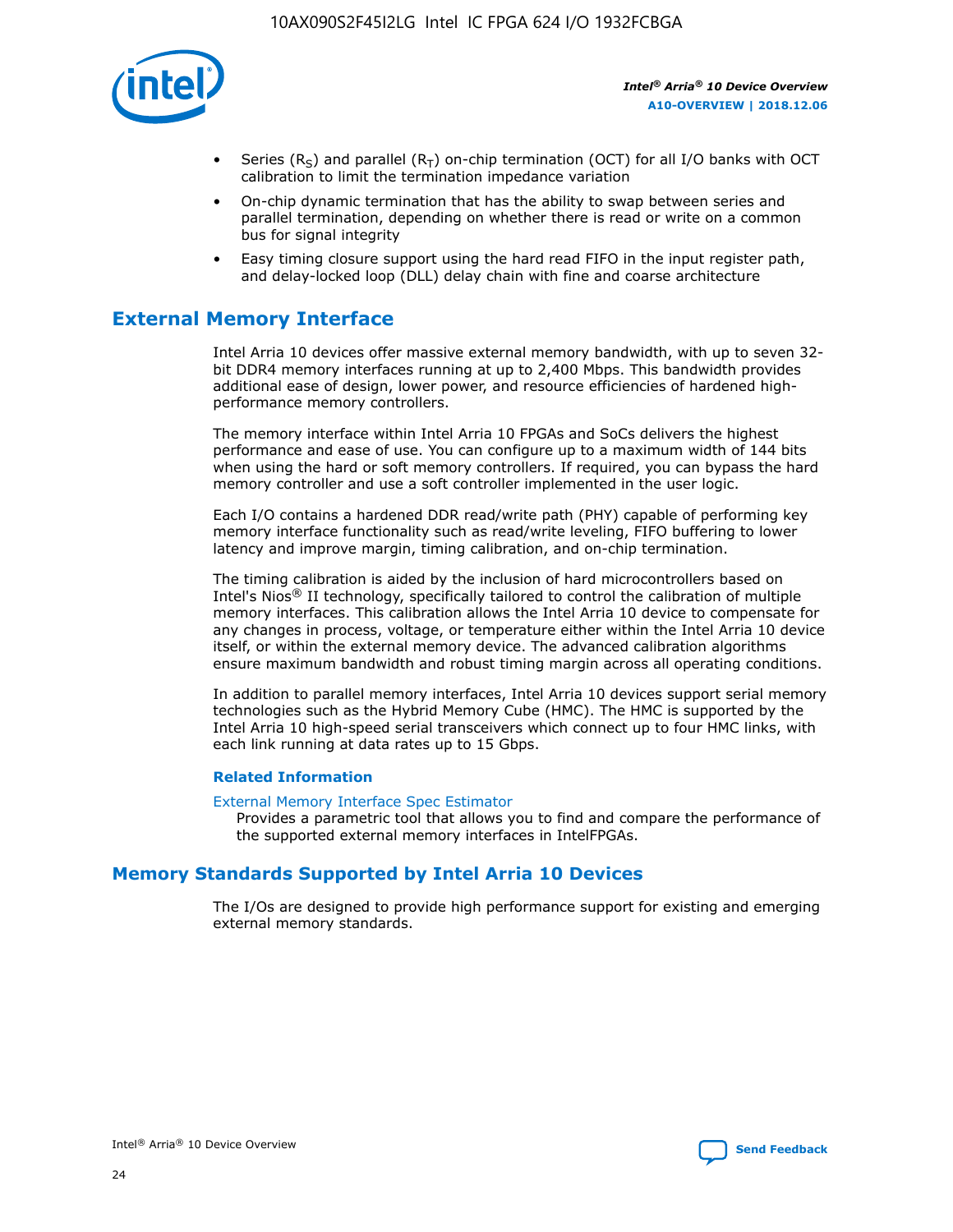- Series ($R_S$) and parallel ($R_T$) on-chip termination (OCT) for all I/O banks with OCT calibration to limit the termination impedance variation
- On-chip dynamic termination that has the ability to swap between series and parallel termination, depending on whether there is read or write on a common bus for signal integrity
- Easy timing closure support using the hard read FIFO in the input register path, and delay-locked loop (DLL) delay chain with fine and coarse architecture

## External Memory Interface

Intel Arria 10 devices offer massive external memory bandwidth, with up to seven 32-bit DDR4 memory interfaces running at up to 2,400 Mbps. This bandwidth provides additional ease of design, lower power, and resource efficiencies of hardened high-performance memory controllers.

The memory interface within Intel Arria 10 FPGAs and SoCs delivers the highest performance and ease of use. You can configure up to a maximum width of 144 bits when using the hard or soft memory controllers. If required, you can bypass the hard memory controller and use a soft controller implemented in the user logic.

Each I/O contains a hardened DDR read/write path (PHY) capable of performing key memory interface functionality such as read/write leveling, FIFO buffering to lower latency and improve margin, timing calibration, and on-chip termination.

The timing calibration is aided by the inclusion of hard microcontrollers based on Intel's Nios® II technology, specifically tailored to control the calibration of multiple memory interfaces. This calibration allows the Intel Arria 10 device to compensate for any changes in process, voltage, or temperature either within the Intel Arria 10 device itself, or within the external memory device. The advanced calibration algorithms ensure maximum bandwidth and robust timing margin across all operating conditions.

In addition to parallel memory interfaces, Intel Arria 10 devices support serial memory technologies such as the Hybrid Memory Cube (HMC). The HMC is supported by the Intel Arria 10 high-speed serial transceivers which connect up to four HMC links, with each link running at data rates up to 15 Gbps.

### Related Information

External Memory Interface Spec Estimator
Provides a parametric tool that allows you to find and compare the performance of the supported external memory interfaces in IntelFPGAs.

## Memory Standards Supported by Intel Arria 10 Devices

The I/Os are designed to provide high performance support for existing and emerging external memory standards.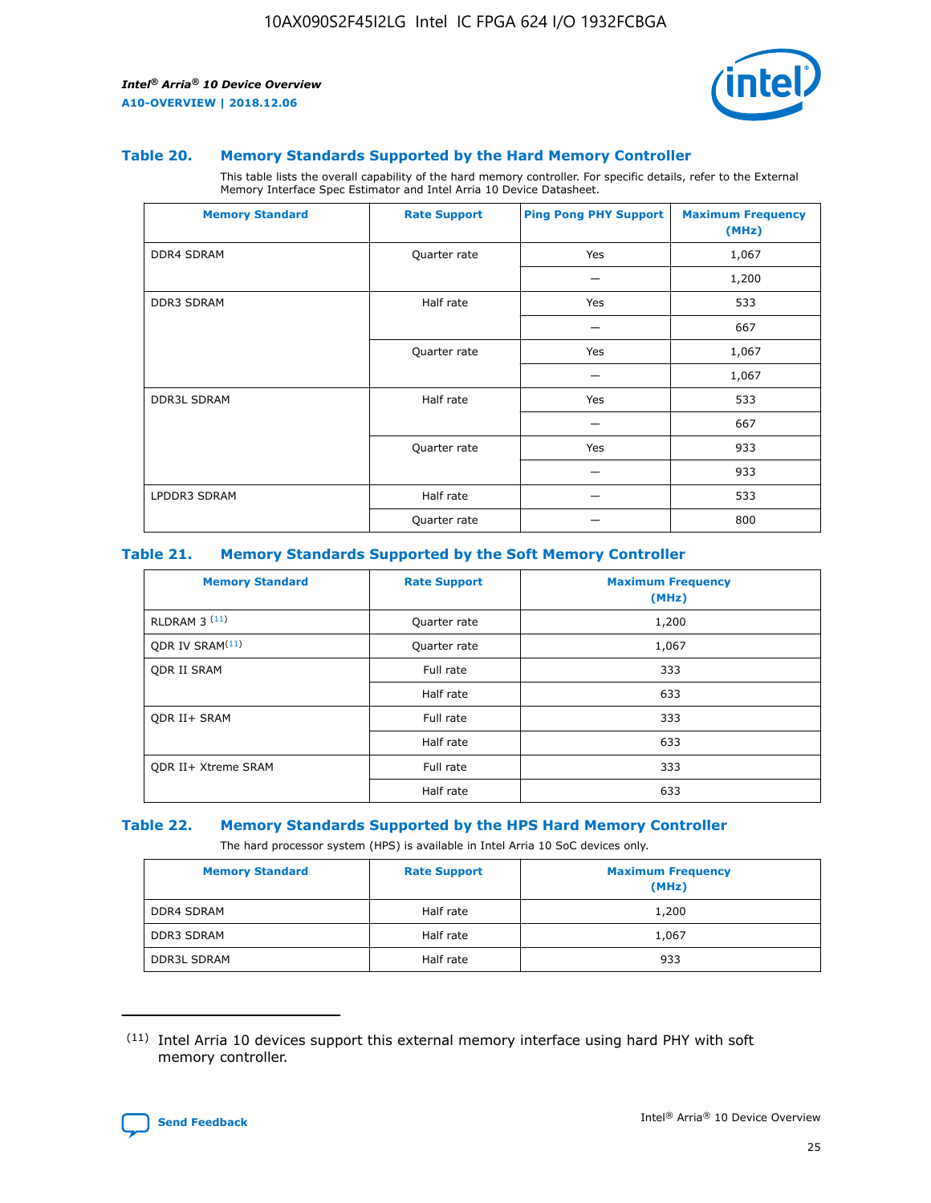### Table 20. Memory Standards Supported by the Hard Memory Controller

This table lists the overall capability of the hard memory controller. For specific details, refer to the External Memory Interface Spec Estimator and Intel Arria 10 Device Datasheet.

| Memory Standard | Rate Support | Ping Pong PHY Support | Maximum Frequency (MHz) |
|---|---|---|---|
| DDR4 SDRAM | Quarter rate | Yes | 1,067 |
| | | — | 1,200 |
| DDR3 SDRAM | Half rate | Yes | 533 |
| | | — | 667 |
| | Quarter rate | Yes | 1,067 |
| | | — | 1,067 |
| DDR3L SDRAM | Half rate | Yes | 533 |
| | | — | 667 |
| | Quarter rate | Yes | 933 |
| | | — | 933 |
| LPDDR3 SDRAM | Half rate | — | 533 |
| | Quarter rate | — | 800 |

### Table 21. Memory Standards Supported by the Soft Memory Controller

| Memory Standard | Rate Support | Maximum Frequency (MHz) |
|---|---|---|
| RLDRAM 3 [(11)] | Quarter rate | 1,200 |
| QDR IV SRAM[(11)] | Quarter rate | 1,067 |
| QDR II SRAM | Full rate | 333 |
| | Half rate | 633 |
| QDR II+ SRAM | Full rate | 333 |
| | Half rate | 633 |
| QDR II+ Xtreme SRAM | Full rate | 333 |
| | Half rate | 633 |

### Table 22. Memory Standards Supported by the HPS Hard Memory Controller

The hard processor system (HPS) is available in Intel Arria 10 SoC devices only.

| Memory Standard | Rate Support | Maximum Frequency (MHz) |
|---|---|---|
| DDR4 SDRAM | Half rate | 1,200 |
| DDR3 SDRAM | Half rate | 1,067 |
| DDR3L SDRAM | Half rate | 933 |

(11) Intel Arria 10 devices support this external memory interface using hard PHY with soft memory controller.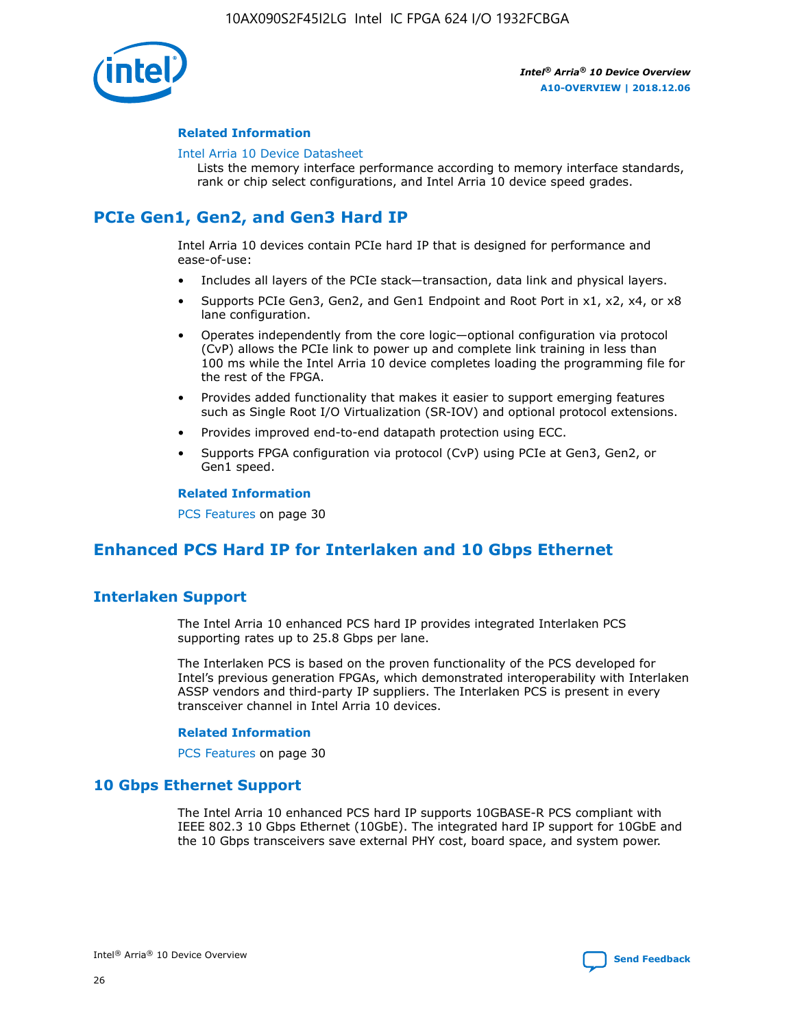### Related Information

Intel Arria 10 Device Datasheet

Lists the memory interface performance according to memory interface standards, rank or chip select configurations, and Intel Arria 10 device speed grades.

## PCIe Gen1, Gen2, and Gen3 Hard IP

Intel Arria 10 devices contain PCIe hard IP that is designed for performance and ease-of-use:

- Includes all layers of the PCIe stack—transaction, data link and physical layers.
- Supports PCIe Gen3, Gen2, and Gen1 Endpoint and Root Port in x1, x2, x4, or x8 lane configuration.
- Operates independently from the core logic—optional configuration via protocol (CvP) allows the PCIe link to power up and complete link training in less than 100 ms while the Intel Arria 10 device completes loading the programming file for the rest of the FPGA.
- Provides added functionality that makes it easier to support emerging features such as Single Root I/O Virtualization (SR-IOV) and optional protocol extensions.
- Provides improved end-to-end datapath protection using ECC.
- Supports FPGA configuration via protocol (CvP) using PCIe at Gen3, Gen2, or Gen1 speed.

### Related Information

PCS Features on page 30

## Enhanced PCS Hard IP for Interlaken and 10 Gbps Ethernet

## Interlaken Support

The Intel Arria 10 enhanced PCS hard IP provides integrated Interlaken PCS supporting rates up to 25.8 Gbps per lane.

The Interlaken PCS is based on the proven functionality of the PCS developed for Intel's previous generation FPGAs, which demonstrated interoperability with Interlaken ASSP vendors and third-party IP suppliers. The Interlaken PCS is present in every transceiver channel in Intel Arria 10 devices.

### Related Information

PCS Features on page 30

## 10 Gbps Ethernet Support

The Intel Arria 10 enhanced PCS hard IP supports 10GBASE-R PCS compliant with IEEE 802.3 10 Gbps Ethernet (10GbE). The integrated hard IP support for 10GbE and the 10 Gbps transceivers save external PHY cost, board space, and system power.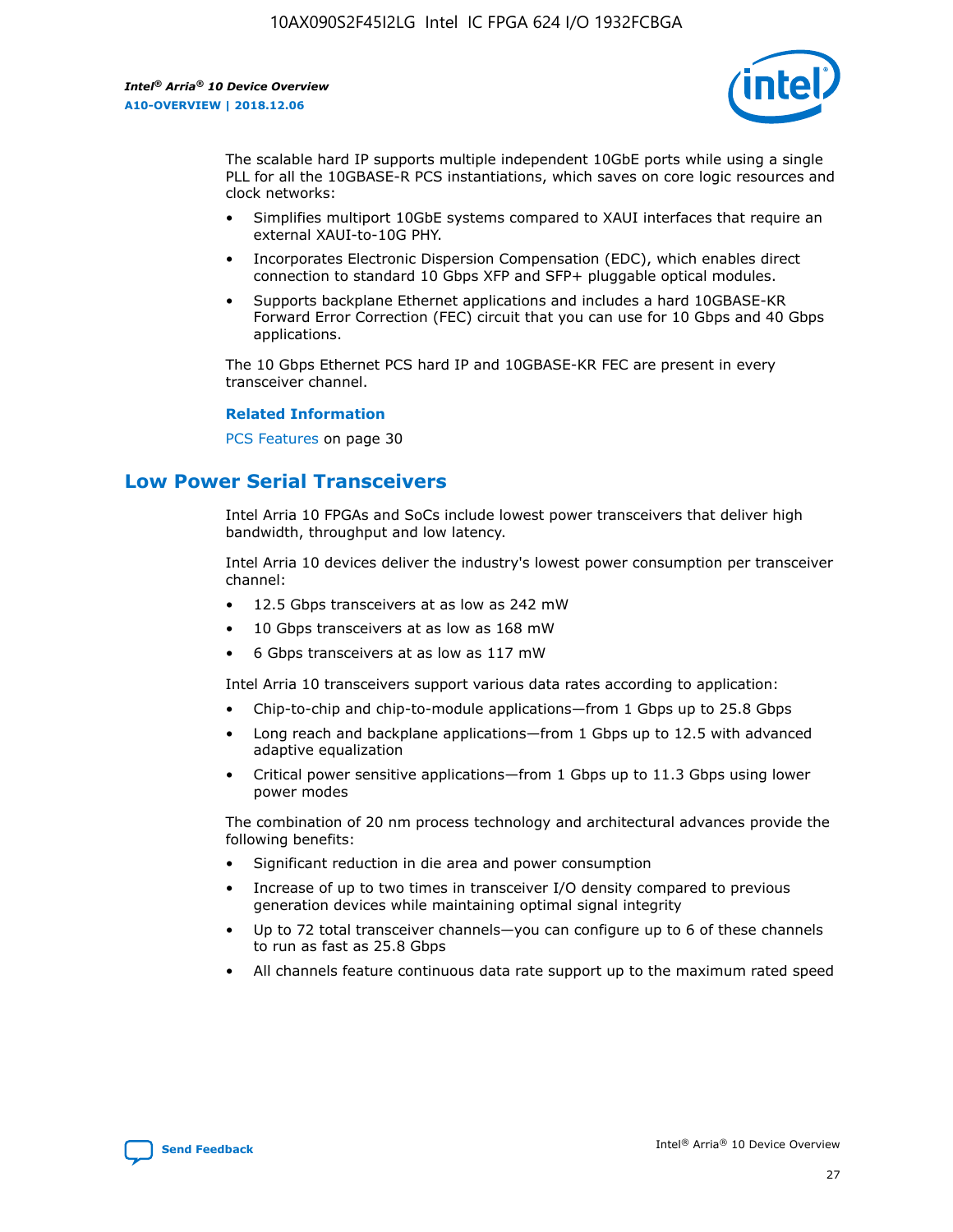The scalable hard IP supports multiple independent 10GbE ports while using a single PLL for all the 10GBASE-R PCS instantiations, which saves on core logic resources and clock networks:

- Simplifies multiport 10GbE systems compared to XAUI interfaces that require an external XAUI-to-10G PHY.
- Incorporates Electronic Dispersion Compensation (EDC), which enables direct connection to standard 10 Gbps XFP and SFP+ pluggable optical modules.
- Supports backplane Ethernet applications and includes a hard 10GBASE-KR Forward Error Correction (FEC) circuit that you can use for 10 Gbps and 40 Gbps applications.

The 10 Gbps Ethernet PCS hard IP and 10GBASE-KR FEC are present in every transceiver channel.

**Related Information**

PCS Features on page 30

## Low Power Serial Transceivers

Intel Arria 10 FPGAs and SoCs include lowest power transceivers that deliver high bandwidth, throughput and low latency.

Intel Arria 10 devices deliver the industry's lowest power consumption per transceiver channel:

- 12.5 Gbps transceivers at as low as 242 mW
- 10 Gbps transceivers at as low as 168 mW
- 6 Gbps transceivers at as low as 117 mW

Intel Arria 10 transceivers support various data rates according to application:

- Chip-to-chip and chip-to-module applications—from 1 Gbps up to 25.8 Gbps
- Long reach and backplane applications—from 1 Gbps up to 12.5 with advanced adaptive equalization
- Critical power sensitive applications—from 1 Gbps up to 11.3 Gbps using lower power modes

The combination of 20 nm process technology and architectural advances provide the following benefits:

- Significant reduction in die area and power consumption
- Increase of up to two times in transceiver I/O density compared to previous generation devices while maintaining optimal signal integrity
- Up to 72 total transceiver channels—you can configure up to 6 of these channels to run as fast as 25.8 Gbps
- All channels feature continuous data rate support up to the maximum rated speed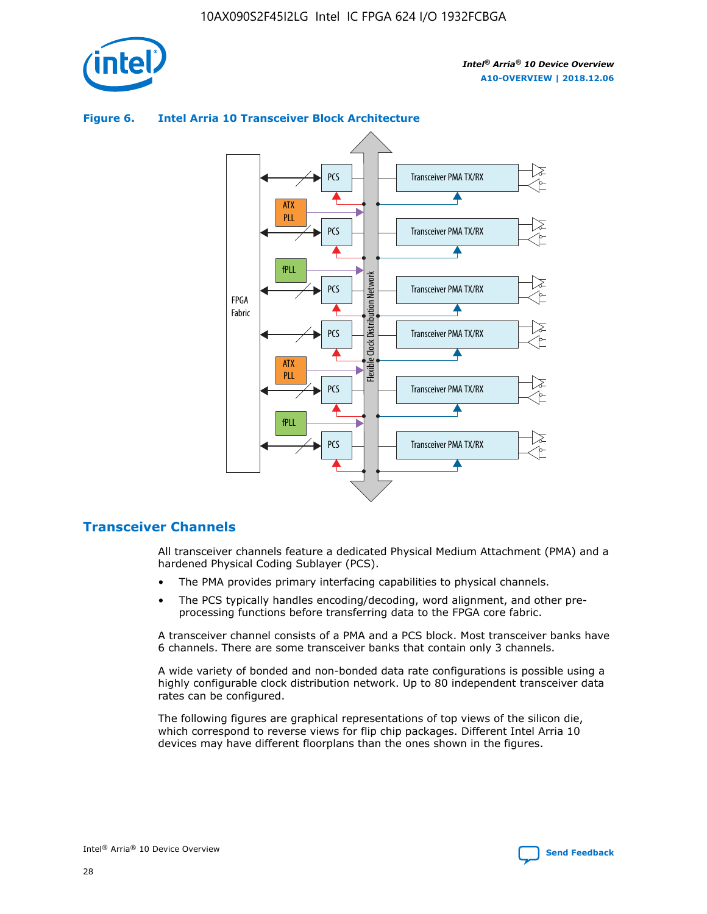**Figure 6. Intel Arria 10 Transceiver Block Architecture**

## Transceiver Channels

All transceiver channels feature a dedicated Physical Medium Attachment (PMA) and a hardened Physical Coding Sublayer (PCS).

- The PMA provides primary interfacing capabilities to physical channels.
- The PCS typically handles encoding/decoding, word alignment, and other pre-processing functions before transferring data to the FPGA core fabric.

A transceiver channel consists of a PMA and a PCS block. Most transceiver banks have 6 channels. There are some transceiver banks that contain only 3 channels.

A wide variety of bonded and non-bonded data rate configurations is possible using a highly configurable clock distribution network. Up to 80 independent transceiver data rates can be configured.

The following figures are graphical representations of top views of the silicon die, which correspond to reverse views for flip chip packages. Different Intel Arria 10 devices may have different floorplans than the ones shown in the figures.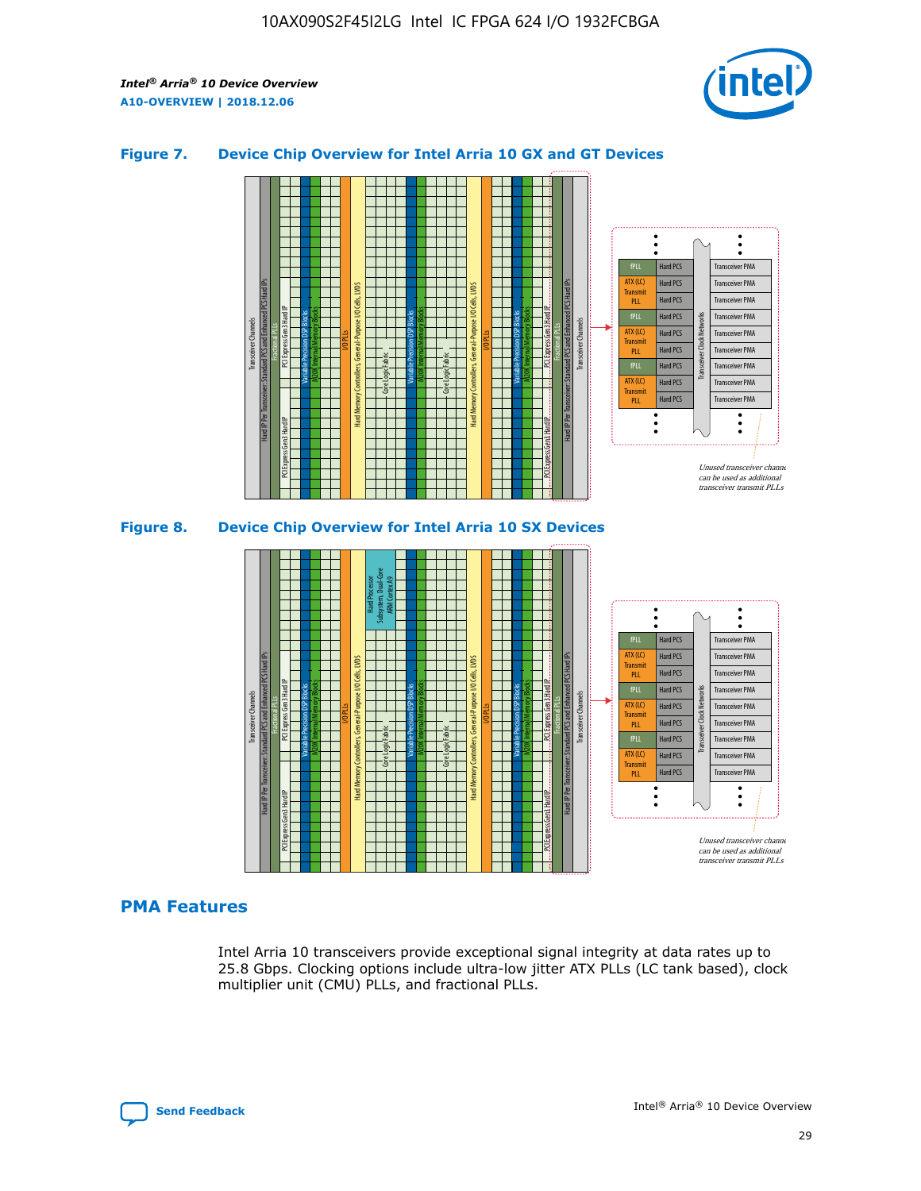## Figure 7. Device Chip Overview for Intel Arria 10 GX and GT Devices

## Figure 8. Device Chip Overview for Intel Arria 10 SX Devices

## PMA Features

Intel Arria 10 transceivers provide exceptional signal integrity at data rates up to 25.8 Gbps. Clocking options include ultra-low jitter ATX PLLs (LC tank based), clock multiplier unit (CMU) PLLs, and fractional PLLs.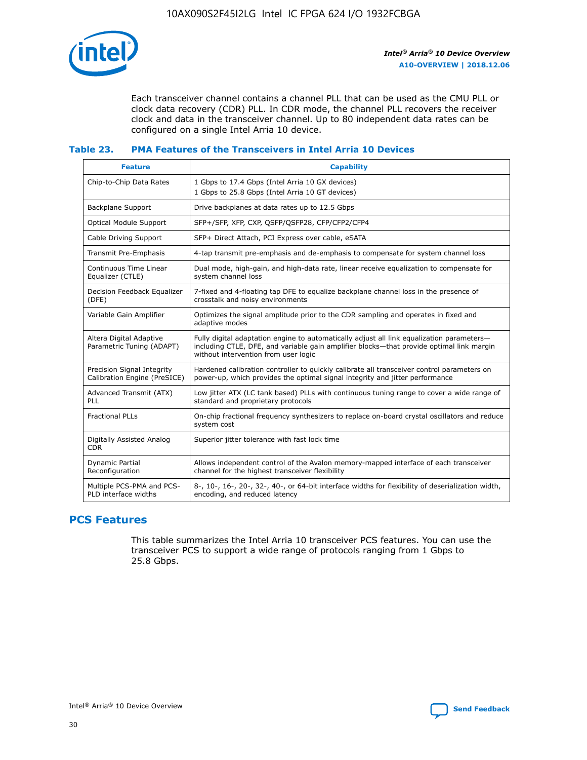Each transceiver channel contains a channel PLL that can be used as the CMU PLL or clock data recovery (CDR) PLL. In CDR mode, the channel PLL recovers the receiver clock and data in the transceiver channel. Up to 80 independent data rates can be configured on a single Intel Arria 10 device.

### Table 23. PMA Features of the Transceivers in Intel Arria 10 Devices

| Feature | Capability |
| --- | --- |
| Chip-to-Chip Data Rates | 1 Gbps to 17.4 Gbps (Intel Arria 10 GX devices)<br>1 Gbps to 25.8 Gbps (Intel Arria 10 GT devices) |
| Backplane Support | Drive backplanes at data rates up to 12.5 Gbps |
| Optical Module Support | SFP+/SFP, XFP, CXP, QSFP/QSFP28, CFP/CFP2/CFP4 |
| Cable Driving Support | SFP+ Direct Attach, PCI Express over cable, eSATA |
| Transmit Pre-Emphasis | 4-tap transmit pre-emphasis and de-emphasis to compensate for system channel loss |
| Continuous Time Linear Equalizer (CTLE) | Dual mode, high-gain, and high-data rate, linear receive equalization to compensate for system channel loss |
| Decision Feedback Equalizer (DFE) | 7-fixed and 4-floating tap DFE to equalize backplane channel loss in the presence of crosstalk and noisy environments |
| Variable Gain Amplifier | Optimizes the signal amplitude prior to the CDR sampling and operates in fixed and adaptive modes |
| Altera Digital Adaptive Parametric Tuning (ADAPT) | Fully digital adaptation engine to automatically adjust all link equalization parameters—including CTLE, DFE, and variable gain amplifier blocks—that provide optimal link margin without intervention from user logic |
| Precision Signal Integrity Calibration Engine (PreSICE) | Hardened calibration controller to quickly calibrate all transceiver control parameters on power-up, which provides the optimal signal integrity and jitter performance |
| Advanced Transmit (ATX) PLL | Low jitter ATX (LC tank based) PLLs with continuous tuning range to cover a wide range of standard and proprietary protocols |
| Fractional PLLs | On-chip fractional frequency synthesizers to replace on-board crystal oscillators and reduce system cost |
| Digitally Assisted Analog CDR | Superior jitter tolerance with fast lock time |
| Dynamic Partial Reconfiguration | Allows independent control of the Avalon memory-mapped interface of each transceiver channel for the highest transceiver flexibility |
| Multiple PCS-PMA and PCS-PLD interface widths | 8-, 10-, 16-, 20-, 32-, 40-, or 64-bit interface widths for flexibility of deserialization width, encoding, and reduced latency |

## PCS Features

This table summarizes the Intel Arria 10 transceiver PCS features. You can use the transceiver PCS to support a wide range of protocols ranging from 1 Gbps to 25.8 Gbps.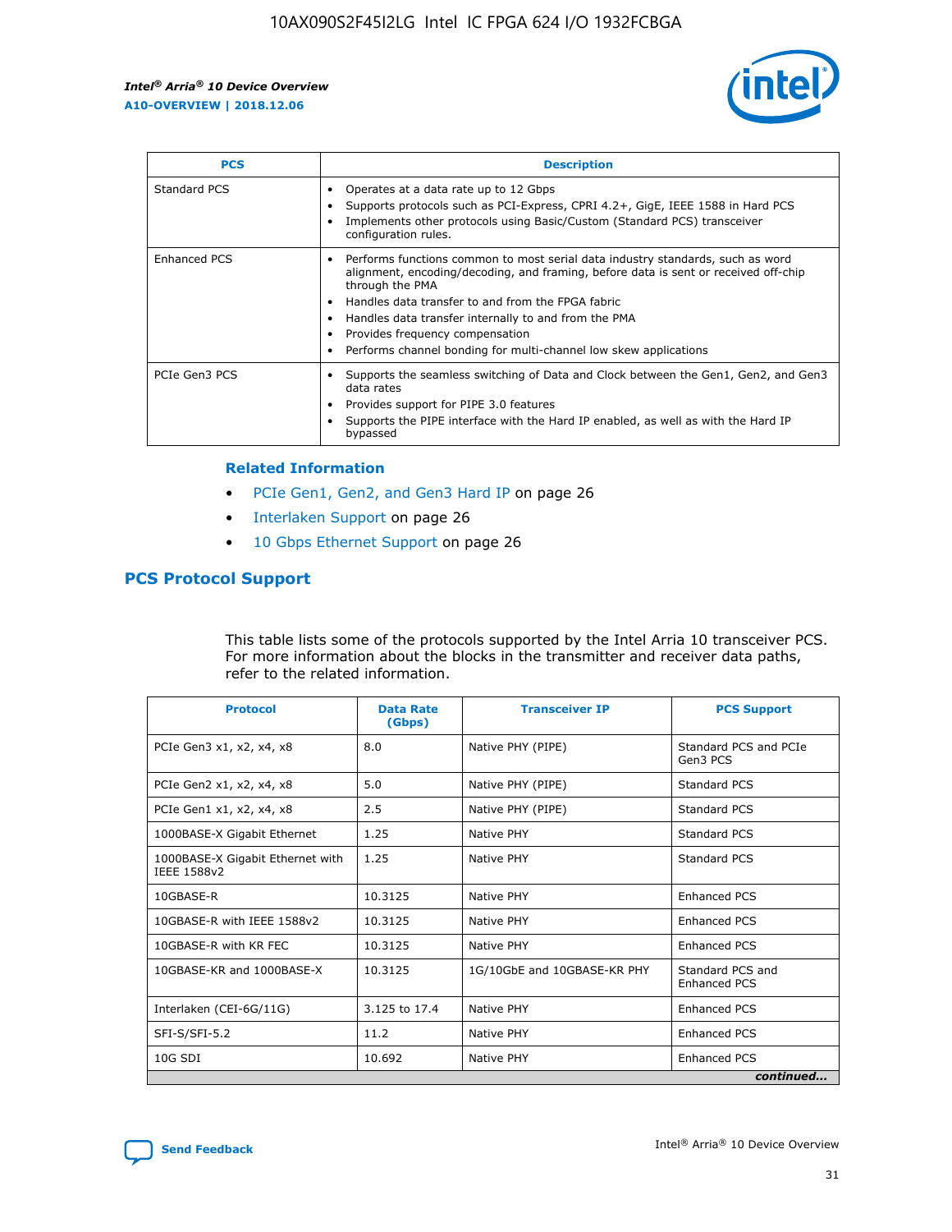| PCS | Description |
| --- | --- |
| Standard PCS | • Operates at a data rate up to 12 Gbps<br>• Supports protocols such as PCI-Express, CPRI 4.2+, GigE, IEEE 1588 in Hard PCS<br>• Implements other protocols using Basic/Custom (Standard PCS) transceiver configuration rules. |
| Enhanced PCS | • Performs functions common to most serial data industry standards, such as word alignment, encoding/decoding, and framing, before data is sent or received off-chip through the PMA<br>• Handles data transfer to and from the FPGA fabric<br>• Handles data transfer internally to and from the PMA<br>• Provides frequency compensation<br>• Performs channel bonding for multi-channel low skew applications |
| PCIe Gen3 PCS | • Supports the seamless switching of Data and Clock between the Gen1, Gen2, and Gen3 data rates<br>• Provides support for PIPE 3.0 features<br>• Supports the PIPE interface with the Hard IP enabled, as well as with the Hard IP bypassed |

### Related Information

- PCIe Gen1, Gen2, and Gen3 Hard IP on page 26
- Interlaken Support on page 26
- 10 Gbps Ethernet Support on page 26

## PCS Protocol Support

This table lists some of the protocols supported by the Intel Arria 10 transceiver PCS. For more information about the blocks in the transmitter and receiver data paths, refer to the related information.

| Protocol | Data Rate (Gbps) | Transceiver IP | PCS Support |
| --- | --- | --- | --- |
| PCIe Gen3 x1, x2, x4, x8 | 8.0 | Native PHY (PIPE) | Standard PCS and PCIe Gen3 PCS |
| PCIe Gen2 x1, x2, x4, x8 | 5.0 | Native PHY (PIPE) | Standard PCS |
| PCIe Gen1 x1, x2, x4, x8 | 2.5 | Native PHY (PIPE) | Standard PCS |
| 1000BASE-X Gigabit Ethernet | 1.25 | Native PHY | Standard PCS |
| 1000BASE-X Gigabit Ethernet with IEEE 1588v2 | 1.25 | Native PHY | Standard PCS |
| 10GBASE-R | 10.3125 | Native PHY | Enhanced PCS |
| 10GBASE-R with IEEE 1588v2 | 10.3125 | Native PHY | Enhanced PCS |
| 10GBASE-R with KR FEC | 10.3125 | Native PHY | Enhanced PCS |
| 10GBASE-KR and 1000BASE-X | 10.3125 | 1G/10GbE and 10GBASE-KR PHY | Standard PCS and Enhanced PCS |
| Interlaken (CEI-6G/11G) | 3.125 to 17.4 | Native PHY | Enhanced PCS |
| SFI-S/SFI-5.2 | 11.2 | Native PHY | Enhanced PCS |
| 10G SDI | 10.692 | Native PHY | Enhanced PCS |

*continued...*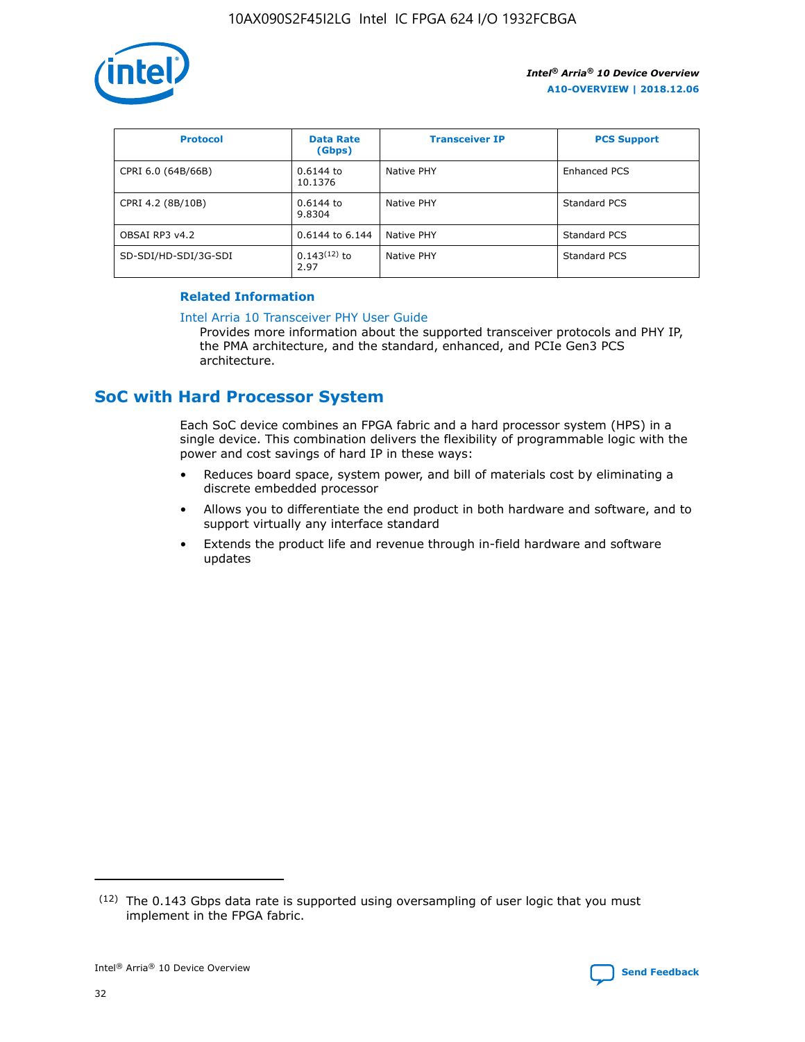| Protocol | Data Rate (Gbps) | Transceiver IP | PCS Support |
|---|---|---|---|
| CPRI 6.0 (64B/66B) | 0.6144 to 10.1376 | Native PHY | Enhanced PCS |
| CPRI 4.2 (8B/10B) | 0.6144 to 9.8304 | Native PHY | Standard PCS |
| OBSAI RP3 v4.2 | 0.6144 to 6.144 | Native PHY | Standard PCS |
| SD-SDI/HD-SDI/3G-SDI | 0.143[12] to 2.97 | Native PHY | Standard PCS |

### Related Information

Intel Arria 10 Transceiver PHY User Guide

Provides more information about the supported transceiver protocols and PHY IP, the PMA architecture, and the standard, enhanced, and PCIe Gen3 PCS architecture.

## SoC with Hard Processor System

Each SoC device combines an FPGA fabric and a hard processor system (HPS) in a single device. This combination delivers the flexibility of programmable logic with the power and cost savings of hard IP in these ways:

- Reduces board space, system power, and bill of materials cost by eliminating a discrete embedded processor
- Allows you to differentiate the end product in both hardware and software, and to support virtually any interface standard
- Extends the product life and revenue through in-field hardware and software updates

[12] The 0.143 Gbps data rate is supported using oversampling of user logic that you must implement in the FPGA fabric.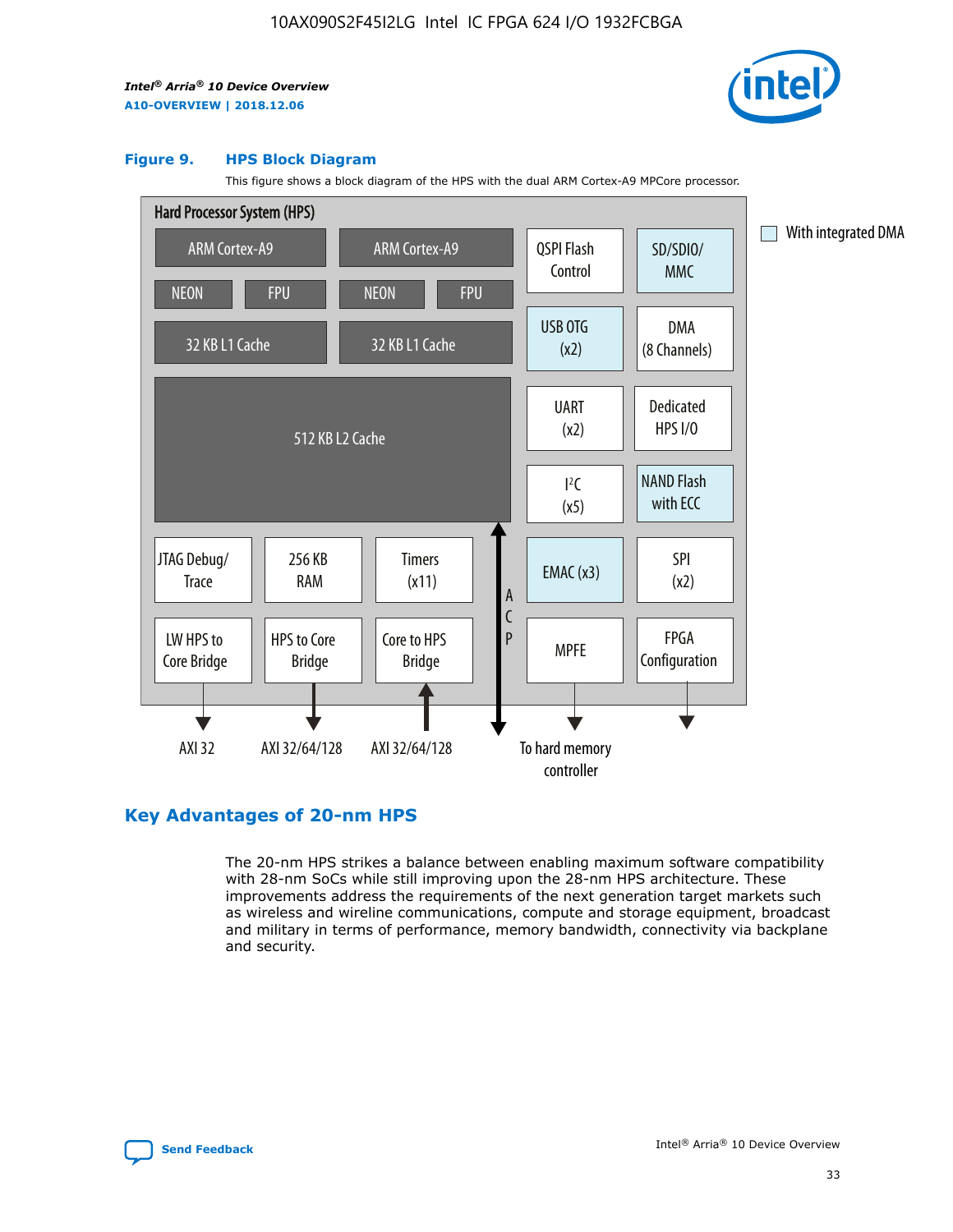**Figure 9. HPS Block Diagram**

This figure shows a block diagram of the HPS with the dual ARM Cortex-A9 MPCore processor.

Hard Processor System (HPS)

ARM Cortex-A9 | ARM Cortex-A9
NEON | FPU | NEON | FPU
32 KB L1 Cache | 32 KB L1 Cache
512 KB L2 Cache

QSPI Flash Control, SD/SDIO/MMC, USB OTG (x2), DMA (8 Channels), UART (x2), Dedicated HPS I/O, I²C (x5), NAND Flash with ECC, EMAC (x3), SPI (x2), MPFE, FPGA Configuration

JTAG Debug/Trace, 256 KB RAM, Timers (x11), LW HPS to Core Bridge, HPS to Core Bridge, Core to HPS Bridge, ACP

AXI 32, AXI 32/64/128, AXI 32/64/128, To hard memory controller

With integrated DMA

## Key Advantages of 20-nm HPS

The 20-nm HPS strikes a balance between enabling maximum software compatibility with 28-nm SoCs while still improving upon the 28-nm HPS architecture. These improvements address the requirements of the next generation target markets such as wireless and wireline communications, compute and storage equipment, broadcast and military in terms of performance, memory bandwidth, connectivity via backplane and security.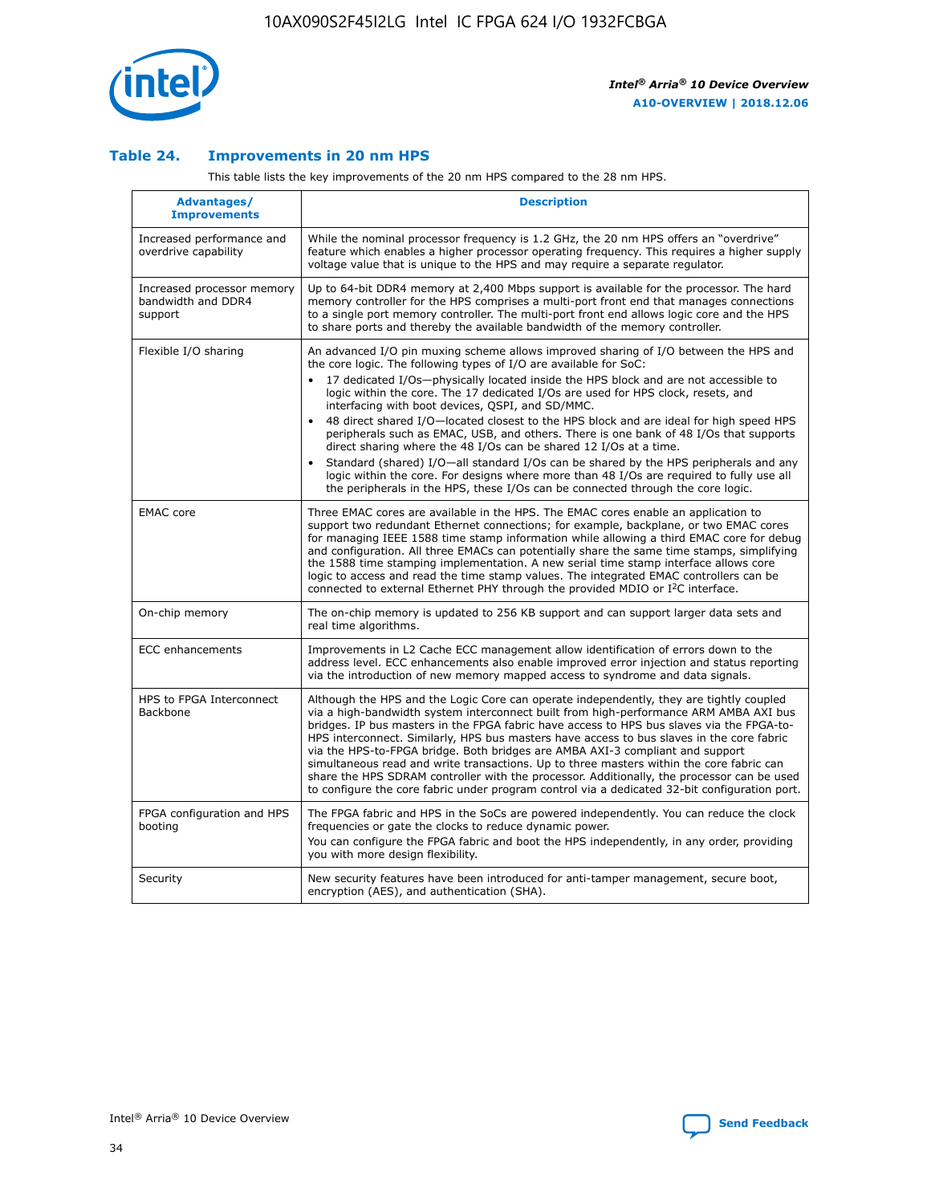### Table 24. Improvements in 20 nm HPS

This table lists the key improvements of the 20 nm HPS compared to the 28 nm HPS.

| Advantages/ Improvements | Description |
|---|---|
| Increased performance and overdrive capability | While the nominal processor frequency is 1.2 GHz, the 20 nm HPS offers an "overdrive" feature which enables a higher processor operating frequency. This requires a higher supply voltage value that is unique to the HPS and may require a separate regulator. |
| Increased processor memory bandwidth and DDR4 support | Up to 64-bit DDR4 memory at 2,400 Mbps support is available for the processor. The hard memory controller for the HPS comprises a multi-port front end that manages connections to a single port memory controller. The multi-port front end allows logic core and the HPS to share ports and thereby the available bandwidth of the memory controller. |
| Flexible I/O sharing | An advanced I/O pin muxing scheme allows improved sharing of I/O between the HPS and the core logic. The following types of I/O are available for SoC: • 17 dedicated I/Os—physically located inside the HPS block and are not accessible to logic within the core. The 17 dedicated I/Os are used for HPS clock, resets, and interfacing with boot devices, QSPI, and SD/MMC. • 48 direct shared I/O—located closest to the HPS block and are ideal for high speed HPS peripherals such as EMAC, USB, and others. There is one bank of 48 I/Os that supports direct sharing where the 48 I/Os can be shared 12 I/Os at a time. • Standard (shared) I/O—all standard I/Os can be shared by the HPS peripherals and any logic within the core. For designs where more than 48 I/Os are required to fully use all the peripherals in the HPS, these I/Os can be connected through the core logic. |
| EMAC core | Three EMAC cores are available in the HPS. The EMAC cores enable an application to support two redundant Ethernet connections; for example, backplane, or two EMAC cores for managing IEEE 1588 time stamp information while allowing a third EMAC core for debug and configuration. All three EMACs can potentially share the same time stamps, simplifying the 1588 time stamping implementation. A new serial time stamp interface allows core logic to access and read the time stamp values. The integrated EMAC controllers can be connected to external Ethernet PHY through the provided MDIO or I²C interface. |
| On-chip memory | The on-chip memory is updated to 256 KB support and can support larger data sets and real time algorithms. |
| ECC enhancements | Improvements in L2 Cache ECC management allow identification of errors down to the address level. ECC enhancements also enable improved error injection and status reporting via the introduction of new memory mapped access to syndrome and data signals. |
| HPS to FPGA Interconnect Backbone | Although the HPS and the Logic Core can operate independently, they are tightly coupled via a high-bandwidth system interconnect built from high-performance ARM AMBA AXI bus bridges. IP bus masters in the FPGA fabric have access to HPS bus slaves via the FPGA-to-HPS interconnect. Similarly, HPS bus masters have access to bus slaves in the core fabric via the HPS-to-FPGA bridge. Both bridges are AMBA AXI-3 compliant and support simultaneous read and write transactions. Up to three masters within the core fabric can share the HPS SDRAM controller with the processor. Additionally, the processor can be used to configure the core fabric under program control via a dedicated 32-bit configuration port. |
| FPGA configuration and HPS booting | The FPGA fabric and HPS in the SoCs are powered independently. You can reduce the clock frequencies or gate the clocks to reduce dynamic power. You can configure the FPGA fabric and boot the HPS independently, in any order, providing you with more design flexibility. |
| Security | New security features have been introduced for anti-tamper management, secure boot, encryption (AES), and authentication (SHA). |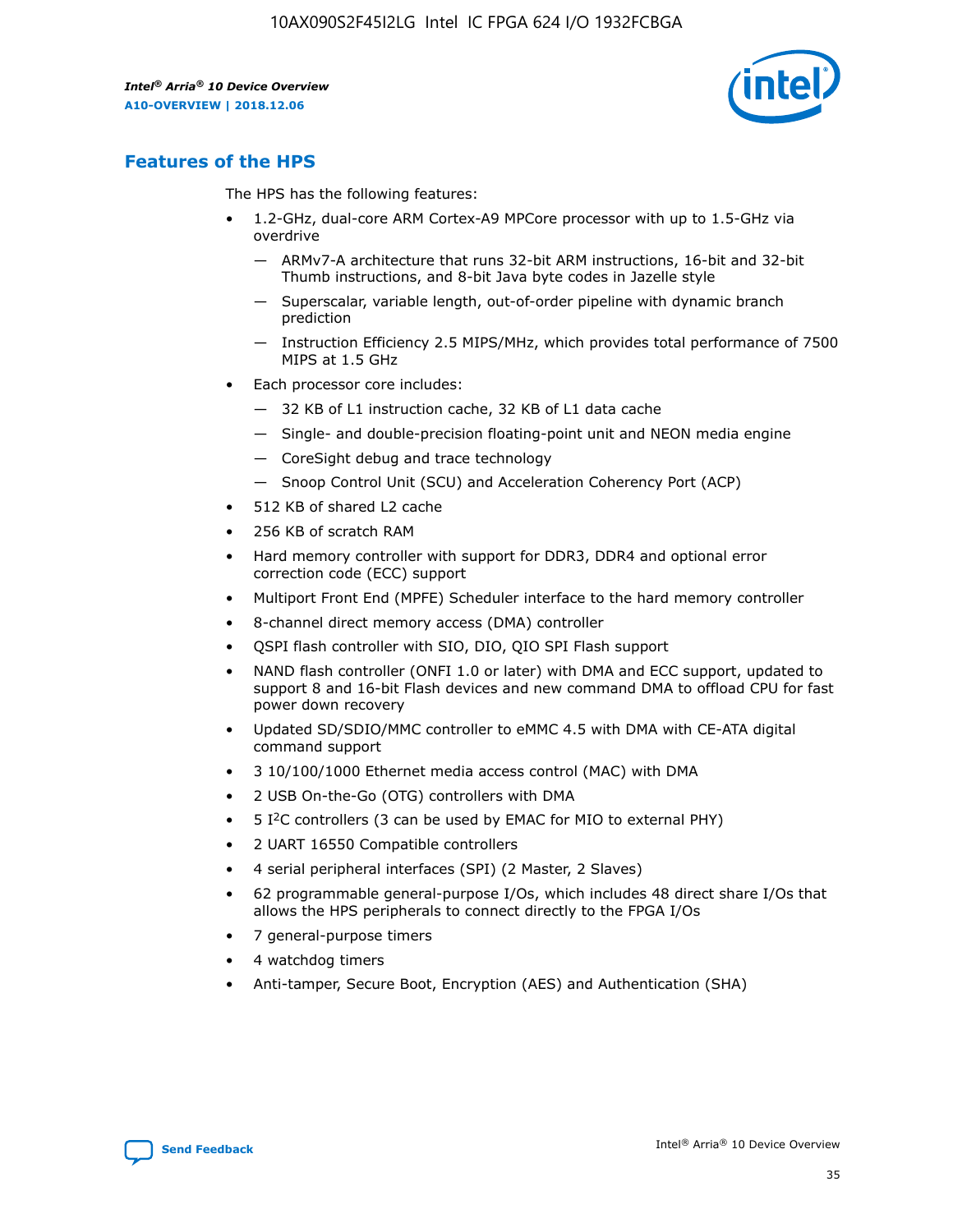## Features of the HPS

The HPS has the following features:

- 1.2-GHz, dual-core ARM Cortex-A9 MPCore processor with up to 1.5-GHz via overdrive
  - — ARMv7-A architecture that runs 32-bit ARM instructions, 16-bit and 32-bit Thumb instructions, and 8-bit Java byte codes in Jazelle style
  - — Superscalar, variable length, out-of-order pipeline with dynamic branch prediction
  - — Instruction Efficiency 2.5 MIPS/MHz, which provides total performance of 7500 MIPS at 1.5 GHz
- Each processor core includes:
  - — 32 KB of L1 instruction cache, 32 KB of L1 data cache
  - — Single- and double-precision floating-point unit and NEON media engine
  - — CoreSight debug and trace technology
  - — Snoop Control Unit (SCU) and Acceleration Coherency Port (ACP)
- 512 KB of shared L2 cache
- 256 KB of scratch RAM
- Hard memory controller with support for DDR3, DDR4 and optional error correction code (ECC) support
- Multiport Front End (MPFE) Scheduler interface to the hard memory controller
- 8-channel direct memory access (DMA) controller
- QSPI flash controller with SIO, DIO, QIO SPI Flash support
- NAND flash controller (ONFI 1.0 or later) with DMA and ECC support, updated to support 8 and 16-bit Flash devices and new command DMA to offload CPU for fast power down recovery
- Updated SD/SDIO/MMC controller to eMMC 4.5 with DMA with CE-ATA digital command support
- 3 10/100/1000 Ethernet media access control (MAC) with DMA
- 2 USB On-the-Go (OTG) controllers with DMA
- 5 I²C controllers (3 can be used by EMAC for MIO to external PHY)
- 2 UART 16550 Compatible controllers
- 4 serial peripheral interfaces (SPI) (2 Master, 2 Slaves)
- 62 programmable general-purpose I/Os, which includes 48 direct share I/Os that allows the HPS peripherals to connect directly to the FPGA I/Os
- 7 general-purpose timers
- 4 watchdog timers
- Anti-tamper, Secure Boot, Encryption (AES) and Authentication (SHA)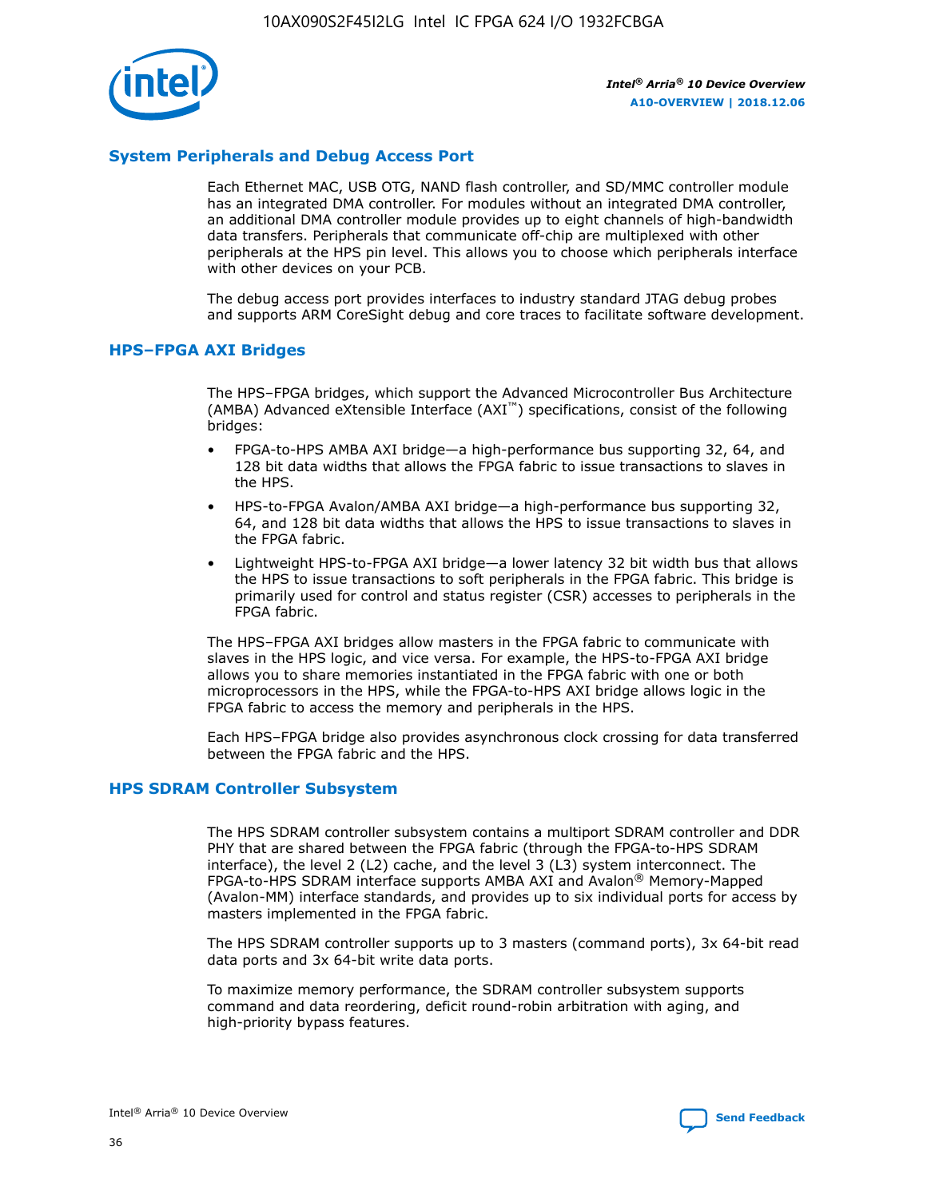## System Peripherals and Debug Access Port

Each Ethernet MAC, USB OTG, NAND flash controller, and SD/MMC controller module has an integrated DMA controller. For modules without an integrated DMA controller, an additional DMA controller module provides up to eight channels of high-bandwidth data transfers. Peripherals that communicate off-chip are multiplexed with other peripherals at the HPS pin level. This allows you to choose which peripherals interface with other devices on your PCB.

The debug access port provides interfaces to industry standard JTAG debug probes and supports ARM CoreSight debug and core traces to facilitate software development.

## HPS–FPGA AXI Bridges

The HPS–FPGA bridges, which support the Advanced Microcontroller Bus Architecture (AMBA) Advanced eXtensible Interface (AXI™) specifications, consist of the following bridges:

- FPGA-to-HPS AMBA AXI bridge—a high-performance bus supporting 32, 64, and 128 bit data widths that allows the FPGA fabric to issue transactions to slaves in the HPS.
- HPS-to-FPGA Avalon/AMBA AXI bridge—a high-performance bus supporting 32, 64, and 128 bit data widths that allows the HPS to issue transactions to slaves in the FPGA fabric.
- Lightweight HPS-to-FPGA AXI bridge—a lower latency 32 bit width bus that allows the HPS to issue transactions to soft peripherals in the FPGA fabric. This bridge is primarily used for control and status register (CSR) accesses to peripherals in the FPGA fabric.

The HPS–FPGA AXI bridges allow masters in the FPGA fabric to communicate with slaves in the HPS logic, and vice versa. For example, the HPS-to-FPGA AXI bridge allows you to share memories instantiated in the FPGA fabric with one or both microprocessors in the HPS, while the FPGA-to-HPS AXI bridge allows logic in the FPGA fabric to access the memory and peripherals in the HPS.

Each HPS–FPGA bridge also provides asynchronous clock crossing for data transferred between the FPGA fabric and the HPS.

## HPS SDRAM Controller Subsystem

The HPS SDRAM controller subsystem contains a multiport SDRAM controller and DDR PHY that are shared between the FPGA fabric (through the FPGA-to-HPS SDRAM interface), the level 2 (L2) cache, and the level 3 (L3) system interconnect. The FPGA-to-HPS SDRAM interface supports AMBA AXI and Avalon® Memory-Mapped (Avalon-MM) interface standards, and provides up to six individual ports for access by masters implemented in the FPGA fabric.

The HPS SDRAM controller supports up to 3 masters (command ports), 3x 64-bit read data ports and 3x 64-bit write data ports.

To maximize memory performance, the SDRAM controller subsystem supports command and data reordering, deficit round-robin arbitration with aging, and high-priority bypass features.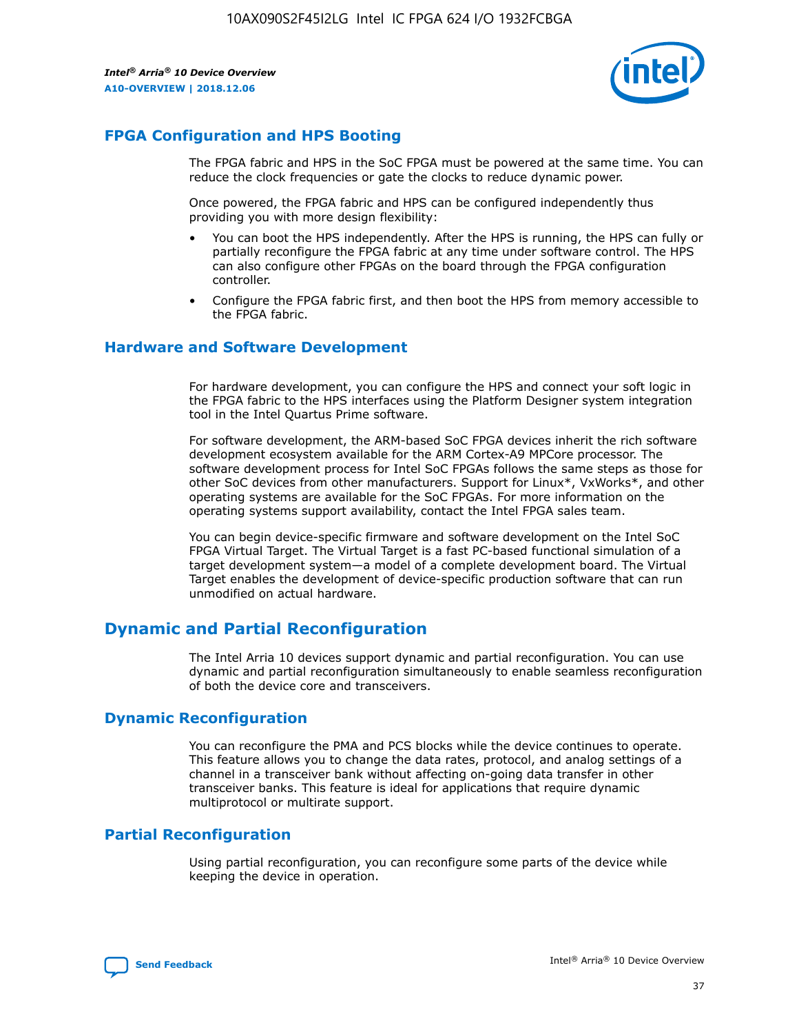## FPGA Configuration and HPS Booting

The FPGA fabric and HPS in the SoC FPGA must be powered at the same time. You can reduce the clock frequencies or gate the clocks to reduce dynamic power.

Once powered, the FPGA fabric and HPS can be configured independently thus providing you with more design flexibility:

- You can boot the HPS independently. After the HPS is running, the HPS can fully or partially reconfigure the FPGA fabric at any time under software control. The HPS can also configure other FPGAs on the board through the FPGA configuration controller.
- Configure the FPGA fabric first, and then boot the HPS from memory accessible to the FPGA fabric.

## Hardware and Software Development

For hardware development, you can configure the HPS and connect your soft logic in the FPGA fabric to the HPS interfaces using the Platform Designer system integration tool in the Intel Quartus Prime software.

For software development, the ARM-based SoC FPGA devices inherit the rich software development ecosystem available for the ARM Cortex-A9 MPCore processor. The software development process for Intel SoC FPGAs follows the same steps as those for other SoC devices from other manufacturers. Support for Linux*, VxWorks*, and other operating systems are available for the SoC FPGAs. For more information on the operating systems support availability, contact the Intel FPGA sales team.

You can begin device-specific firmware and software development on the Intel SoC FPGA Virtual Target. The Virtual Target is a fast PC-based functional simulation of a target development system—a model of a complete development board. The Virtual Target enables the development of device-specific production software that can run unmodified on actual hardware.

# Dynamic and Partial Reconfiguration

The Intel Arria 10 devices support dynamic and partial reconfiguration. You can use dynamic and partial reconfiguration simultaneously to enable seamless reconfiguration of both the device core and transceivers.

## Dynamic Reconfiguration

You can reconfigure the PMA and PCS blocks while the device continues to operate. This feature allows you to change the data rates, protocol, and analog settings of a channel in a transceiver bank without affecting on-going data transfer in other transceiver banks. This feature is ideal for applications that require dynamic multiprotocol or multirate support.

## Partial Reconfiguration

Using partial reconfiguration, you can reconfigure some parts of the device while keeping the device in operation.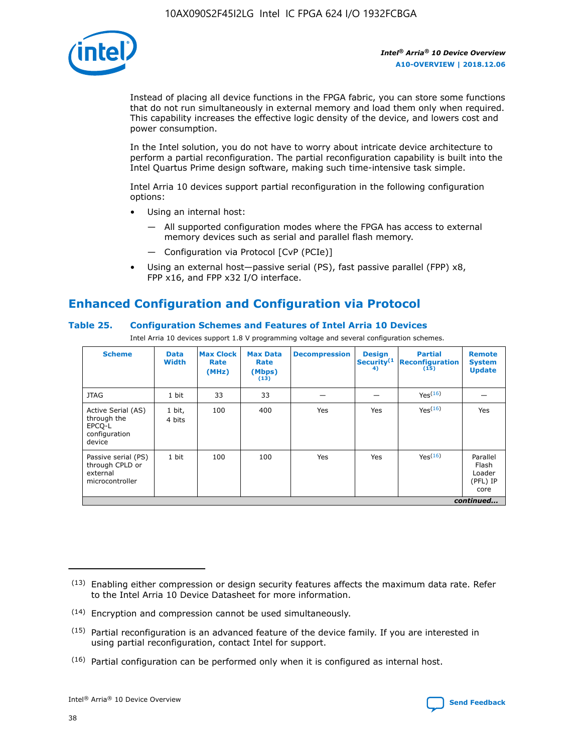Instead of placing all device functions in the FPGA fabric, you can store some functions that do not run simultaneously in external memory and load them only when required. This capability increases the effective logic density of the device, and lowers cost and power consumption.

In the Intel solution, you do not have to worry about intricate device architecture to perform a partial reconfiguration. The partial reconfiguration capability is built into the Intel Quartus Prime design software, making such time-intensive task simple.

Intel Arria 10 devices support partial reconfiguration in the following configuration options:

- Using an internal host:
  - All supported configuration modes where the FPGA has access to external memory devices such as serial and parallel flash memory.
  - Configuration via Protocol [CvP (PCIe)]
- Using an external host—passive serial (PS), fast passive parallel (FPP) x8, FPP x16, and FPP x32 I/O interface.

## Enhanced Configuration and Configuration via Protocol

### Table 25. Configuration Schemes and Features of Intel Arria 10 Devices

Intel Arria 10 devices support 1.8 V programming voltage and several configuration schemes.

| Scheme | Data Width | Max Clock Rate (MHz) | Max Data Rate (Mbps) [13] | Decompression | Design Security [14] | Partial Reconfiguration [15] | Remote System Update |
|---|---|---|---|---|---|---|---|
| JTAG | 1 bit | 33 | 33 | — | — | Yes [16] | — |
| Active Serial (AS) through the EPCQ-L configuration device | 1 bit, 4 bits | 100 | 400 | Yes | Yes | Yes [16] | Yes |
| Passive serial (PS) through CPLD or external microcontroller | 1 bit | 100 | 100 | Yes | Yes | Yes [16] | Parallel Flash Loader (PFL) IP core |

*continued...*

(13) Enabling either compression or design security features affects the maximum data rate. Refer to the Intel Arria 10 Device Datasheet for more information.

(14) Encryption and compression cannot be used simultaneously.

(15) Partial reconfiguration is an advanced feature of the device family. If you are interested in using partial reconfiguration, contact Intel for support.

(16) Partial configuration can be performed only when it is configured as internal host.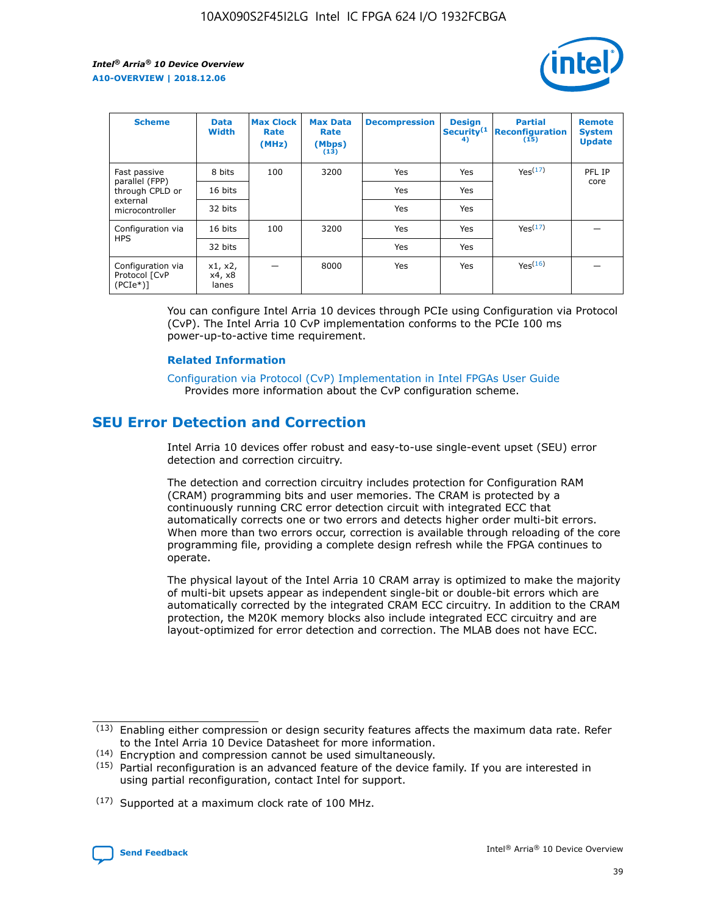| Scheme | Data Width | Max Clock Rate (MHz) | Max Data Rate (Mbps) (13) | Decompression | Design Security(14) | Partial Reconfiguration (15) | Remote System Update |
|---|---|---|---|---|---|---|---|
| Fast passive parallel (FPP) through CPLD or external microcontroller | 8 bits | 100 | 3200 | Yes | Yes | Yes(17) | PFL IP core |
| | 16 bits | | | Yes | Yes | | |
| | 32 bits | | | Yes | Yes | | |
| Configuration via HPS | 16 bits | 100 | 3200 | Yes | Yes | Yes(17) | — |
| | 32 bits | | | Yes | Yes | | |
| Configuration via Protocol [CvP (PCIe*)] | x1, x2, x4, x8 lanes | — | 8000 | Yes | Yes | Yes(16) | — |

You can configure Intel Arria 10 devices through PCIe using Configuration via Protocol (CvP). The Intel Arria 10 CvP implementation conforms to the PCIe 100 ms power-up-to-active time requirement.

### Related Information

Configuration via Protocol (CvP) Implementation in Intel FPGAs User Guide
Provides more information about the CvP configuration scheme.

## SEU Error Detection and Correction

Intel Arria 10 devices offer robust and easy-to-use single-event upset (SEU) error detection and correction circuitry.

The detection and correction circuitry includes protection for Configuration RAM (CRAM) programming bits and user memories. The CRAM is protected by a continuously running CRC error detection circuit with integrated ECC that automatically corrects one or two errors and detects higher order multi-bit errors. When more than two errors occur, correction is available through reloading of the core programming file, providing a complete design refresh while the FPGA continues to operate.

The physical layout of the Intel Arria 10 CRAM array is optimized to make the majority of multi-bit upsets appear as independent single-bit or double-bit errors which are automatically corrected by the integrated CRAM ECC circuitry. In addition to the CRAM protection, the M20K memory blocks also include integrated ECC circuitry and are layout-optimized for error detection and correction. The MLAB does not have ECC.

(13) Enabling either compression or design security features affects the maximum data rate. Refer to the Intel Arria 10 Device Datasheet for more information.

(14) Encryption and compression cannot be used simultaneously.

(15) Partial reconfiguration is an advanced feature of the device family. If you are interested in using partial reconfiguration, contact Intel for support.

(17) Supported at a maximum clock rate of 100 MHz.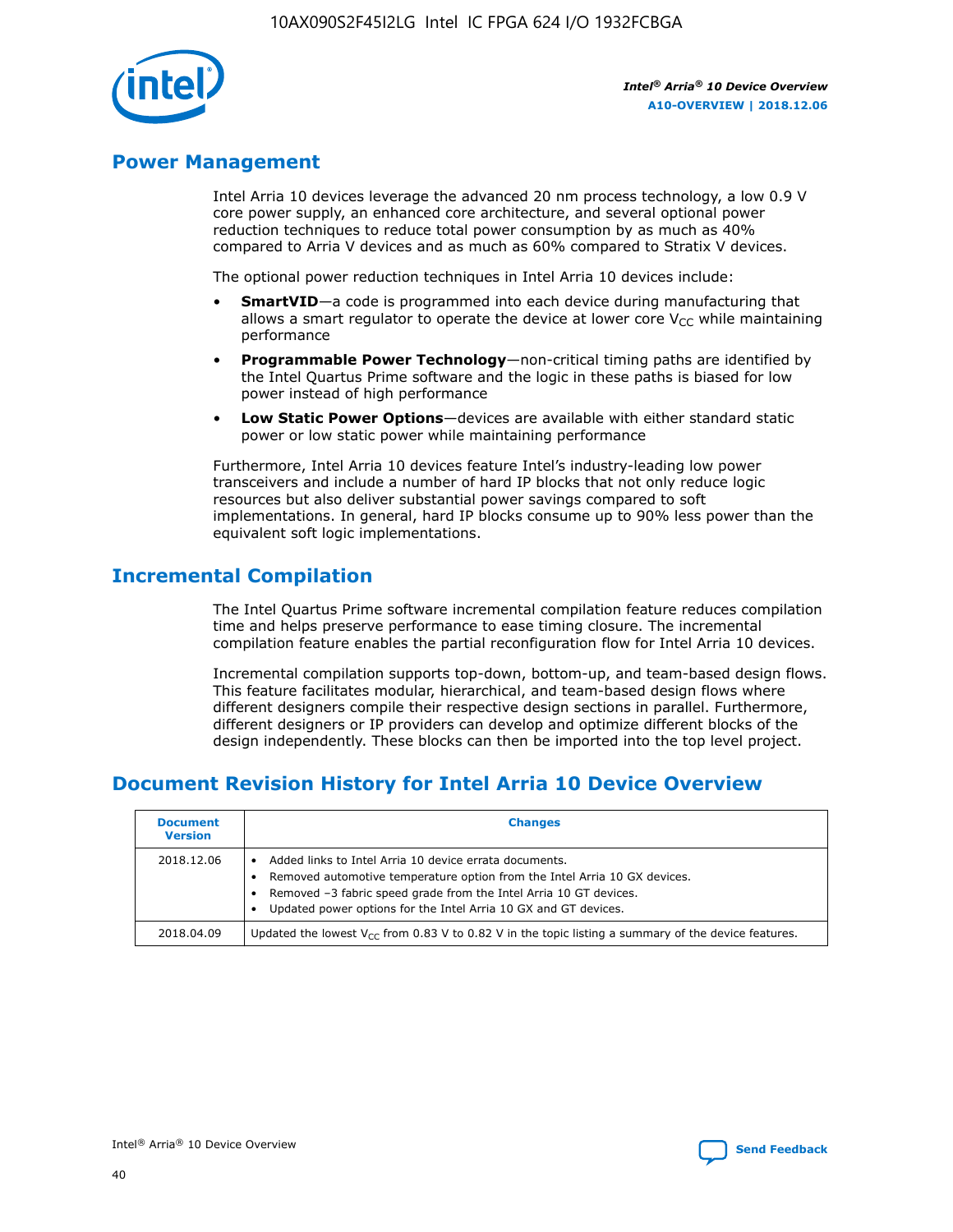## Power Management

Intel Arria 10 devices leverage the advanced 20 nm process technology, a low 0.9 V core power supply, an enhanced core architecture, and several optional power reduction techniques to reduce total power consumption by as much as 40% compared to Arria V devices and as much as 60% compared to Stratix V devices.

The optional power reduction techniques in Intel Arria 10 devices include:

- **SmartVID**—a code is programmed into each device during manufacturing that allows a smart regulator to operate the device at lower core $V_{CC}$ while maintaining performance
- **Programmable Power Technology**—non-critical timing paths are identified by the Intel Quartus Prime software and the logic in these paths is biased for low power instead of high performance
- **Low Static Power Options**—devices are available with either standard static power or low static power while maintaining performance

Furthermore, Intel Arria 10 devices feature Intel's industry-leading low power transceivers and include a number of hard IP blocks that not only reduce logic resources but also deliver substantial power savings compared to soft implementations. In general, hard IP blocks consume up to 90% less power than the equivalent soft logic implementations.

## Incremental Compilation

The Intel Quartus Prime software incremental compilation feature reduces compilation time and helps preserve performance to ease timing closure. The incremental compilation feature enables the partial reconfiguration flow for Intel Arria 10 devices.

Incremental compilation supports top-down, bottom-up, and team-based design flows. This feature facilitates modular, hierarchical, and team-based design flows where different designers compile their respective design sections in parallel. Furthermore, different designers or IP providers can develop and optimize different blocks of the design independently. These blocks can then be imported into the top level project.

## Document Revision History for Intel Arria 10 Device Overview

| Document Version | Changes |
| --- | --- |
| 2018.12.06 | • Added links to Intel Arria 10 device errata documents.<br>• Removed automotive temperature option from the Intel Arria 10 GX devices.<br>• Removed –3 fabric speed grade from the Intel Arria 10 GT devices.<br>• Updated power options for the Intel Arria 10 GX and GT devices. |
| 2018.04.09 | Updated the lowest $V_{CC}$ from 0.83 V to 0.82 V in the topic listing a summary of the device features. |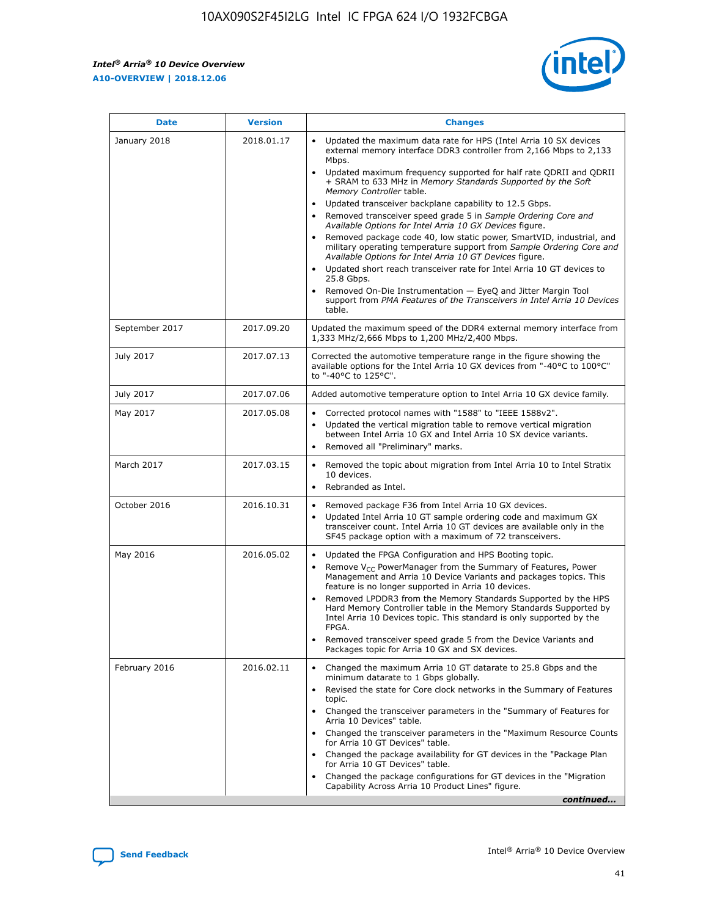| Date | Version | Changes |
| --- | --- | --- |
| January 2018 | 2018.01.17 | • Updated the maximum data rate for HPS (Intel Arria 10 SX devices external memory interface DDR3 controller from 2,166 Mbps to 2,133 Mbps.<br>• Updated maximum frequency supported for half rate QDRII and QDRII + SRAM to 633 MHz in *Memory Standards Supported by the Soft Memory Controller* table.<br>• Updated transceiver backplane capability to 12.5 Gbps.<br>• Removed transceiver speed grade 5 in *Sample Ordering Core and Available Options for Intel Arria 10 GX Devices* figure.<br>• Removed package code 40, low static power, SmartVID, industrial, and military operating temperature support from *Sample Ordering Core and Available Options for Intel Arria 10 GT Devices* figure.<br>• Updated short reach transceiver rate for Intel Arria 10 GT devices to 25.8 Gbps.<br>• Removed On-Die Instrumentation — EyeQ and Jitter Margin Tool support from *PMA Features of the Transceivers in Intel Arria 10 Devices* table. |
| September 2017 | 2017.09.20 | Updated the maximum speed of the DDR4 external memory interface from 1,333 MHz/2,666 Mbps to 1,200 MHz/2,400 Mbps. |
| July 2017 | 2017.07.13 | Corrected the automotive temperature range in the figure showing the available options for the Intel Arria 10 GX devices from "-40°C to 100°C" to "-40°C to 125°C". |
| July 2017 | 2017.07.06 | Added automotive temperature option to Intel Arria 10 GX device family. |
| May 2017 | 2017.05.08 | • Corrected protocol names with "1588" to "IEEE 1588v2".<br>• Updated the vertical migration table to remove vertical migration between Intel Arria 10 GX and Intel Arria 10 SX device variants.<br>• Removed all "Preliminary" marks. |
| March 2017 | 2017.03.15 | • Removed the topic about migration from Intel Arria 10 to Intel Stratix 10 devices.<br>• Rebranded as Intel. |
| October 2016 | 2016.10.31 | • Removed package F36 from Intel Arria 10 GX devices.<br>• Updated Intel Arria 10 GT sample ordering code and maximum GX transceiver count. Intel Arria 10 GT devices are available only in the SF45 package option with a maximum of 72 transceivers. |
| May 2016 | 2016.05.02 | • Updated the FPGA Configuration and HPS Booting topic.<br>• Remove $V_{CC}$ PowerManager from the Summary of Features, Power Management and Arria 10 Device Variants and packages topics. This feature is no longer supported in Arria 10 devices.<br>• Removed LPDDR3 from the Memory Standards Supported by the HPS Hard Memory Controller table in the Memory Standards Supported by Intel Arria 10 Devices topic. This standard is only supported by the FPGA.<br>• Removed transceiver speed grade 5 from the Device Variants and Packages topic for Arria 10 GX and SX devices. |
| February 2016 | 2016.02.11 | • Changed the maximum Arria 10 GT datarate to 25.8 Gbps and the minimum datarate to 1 Gbps globally.<br>• Revised the state for Core clock networks in the Summary of Features topic.<br>• Changed the transceiver parameters in the "Summary of Features for Arria 10 Devices" table.<br>• Changed the transceiver parameters in the "Maximum Resource Counts for Arria 10 GT Devices" table.<br>• Changed the package availability for GT devices in the "Package Plan for Arria 10 GT Devices" table.<br>• Changed the package configurations for GT devices in the "Migration Capability Across Arria 10 Product Lines" figure. |

*continued...*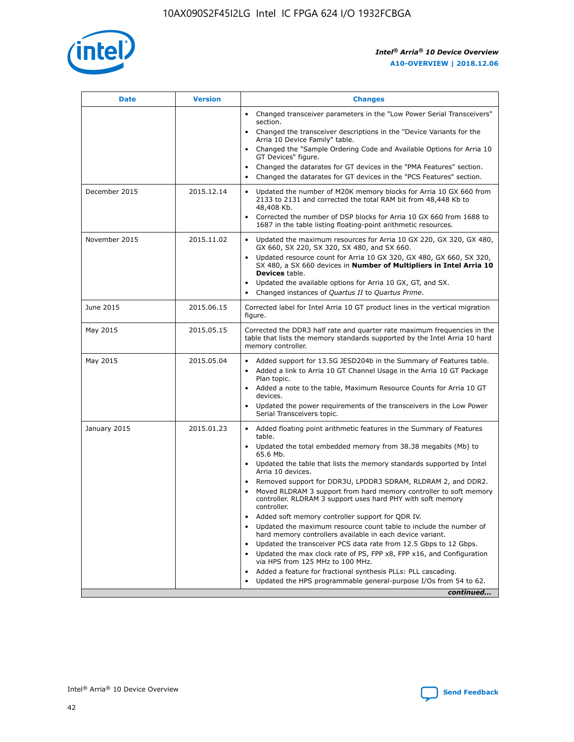| Date | Version | Changes |
| --- | --- | --- |
| | | • Changed transceiver parameters in the "Low Power Serial Transceivers" section.<br>• Changed the transceiver descriptions in the "Device Variants for the Arria 10 Device Family" table.<br>• Changed the "Sample Ordering Code and Available Options for Arria 10 GT Devices" figure.<br>• Changed the datarates for GT devices in the "PMA Features" section.<br>• Changed the datarates for GT devices in the "PCS Features" section. |
| December 2015 | 2015.12.14 | • Updated the number of M20K memory blocks for Arria 10 GX 660 from 2133 to 2131 and corrected the total RAM bit from 48,448 Kb to 48,408 Kb.<br>• Corrected the number of DSP blocks for Arria 10 GX 660 from 1688 to 1687 in the table listing floating-point arithmetic resources. |
| November 2015 | 2015.11.02 | • Updated the maximum resources for Arria 10 GX 220, GX 320, GX 480, GX 660, SX 220, SX 320, SX 480, and SX 660.<br>• Updated resource count for Arria 10 GX 320, GX 480, GX 660, SX 320, SX 480, a SX 660 devices in **Number of Multipliers in Intel Arria 10 Devices** table.<br>• Updated the available options for Arria 10 GX, GT, and SX.<br>• Changed instances of *Quartus II* to *Quartus Prime*. |
| June 2015 | 2015.06.15 | Corrected label for Intel Arria 10 GT product lines in the vertical migration figure. |
| May 2015 | 2015.05.15 | Corrected the DDR3 half rate and quarter rate maximum frequencies in the table that lists the memory standards supported by the Intel Arria 10 hard memory controller. |
| May 2015 | 2015.05.04 | • Added support for 13.5G JESD204b in the Summary of Features table.<br>• Added a link to Arria 10 GT Channel Usage in the Arria 10 GT Package Plan topic.<br>• Added a note to the table, Maximum Resource Counts for Arria 10 GT devices.<br>• Updated the power requirements of the transceivers in the Low Power Serial Transceivers topic. |
| January 2015 | 2015.01.23 | • Added floating point arithmetic features in the Summary of Features table.<br>• Updated the total embedded memory from 38.38 megabits (Mb) to 65.6 Mb.<br>• Updated the table that lists the memory standards supported by Intel Arria 10 devices.<br>• Removed support for DDR3U, LPDDR3 SDRAM, RLDRAM 2, and DDR2.<br>• Moved RLDRAM 3 support from hard memory controller to soft memory controller. RLDRAM 3 support uses hard PHY with soft memory controller.<br>• Added soft memory controller support for QDR IV.<br>• Updated the maximum resource count table to include the number of hard memory controllers available in each device variant.<br>• Updated the transceiver PCS data rate from 12.5 Gbps to 12 Gbps.<br>• Updated the max clock rate of PS, FPP x8, FPP x16, and Configuration via HPS from 125 MHz to 100 MHz.<br>• Added a feature for fractional synthesis PLLs: PLL cascading.<br>• Updated the HPS programmable general-purpose I/Os from 54 to 62. |

*continued...*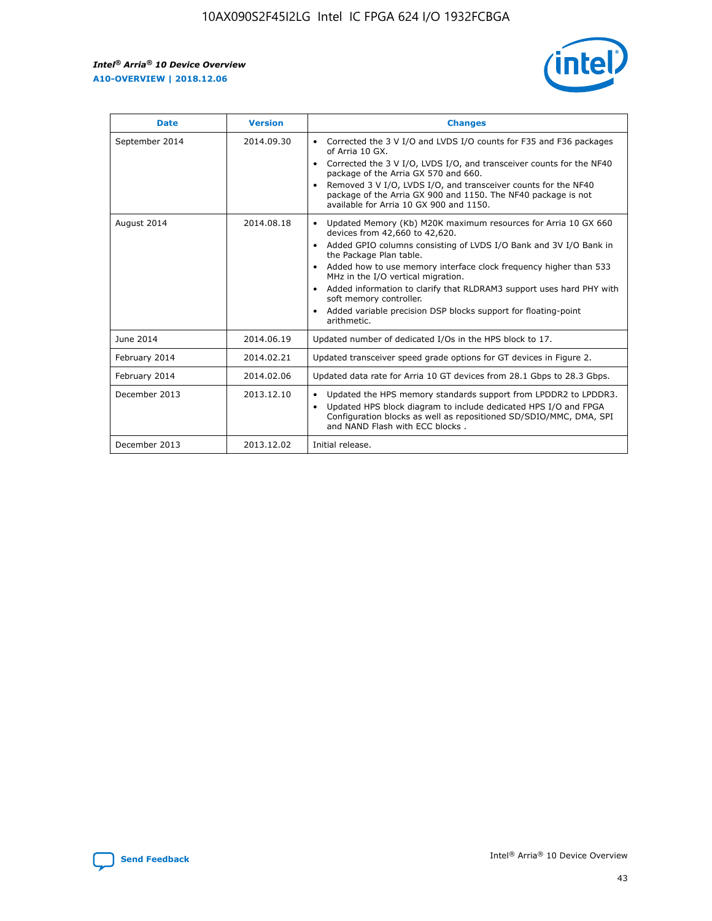| Date | Version | Changes |
| --- | --- | --- |
| September 2014 | 2014.09.30 | • Corrected the 3 V I/O and LVDS I/O counts for F35 and F36 packages of Arria 10 GX.<br>• Corrected the 3 V I/O, LVDS I/O, and transceiver counts for the NF40 package of the Arria GX 570 and 660.<br>• Removed 3 V I/O, LVDS I/O, and transceiver counts for the NF40 package of the Arria GX 900 and 1150. The NF40 package is not available for Arria 10 GX 900 and 1150. |
| August 2014 | 2014.08.18 | • Updated Memory (Kb) M20K maximum resources for Arria 10 GX 660 devices from 42,660 to 42,620.<br>• Added GPIO columns consisting of LVDS I/O Bank and 3V I/O Bank in the Package Plan table.<br>• Added how to use memory interface clock frequency higher than 533 MHz in the I/O vertical migration.<br>• Added information to clarify that RLDRAM3 support uses hard PHY with soft memory controller.<br>• Added variable precision DSP blocks support for floating-point arithmetic. |
| June 2014 | 2014.06.19 | Updated number of dedicated I/Os in the HPS block to 17. |
| February 2014 | 2014.02.21 | Updated transceiver speed grade options for GT devices in Figure 2. |
| February 2014 | 2014.02.06 | Updated data rate for Arria 10 GT devices from 28.1 Gbps to 28.3 Gbps. |
| December 2013 | 2013.12.10 | • Updated the HPS memory standards support from LPDDR2 to LPDDR3.<br>• Updated HPS block diagram to include dedicated HPS I/O and FPGA Configuration blocks as well as repositioned SD/SDIO/MMC, DMA, SPI and NAND Flash with ECC blocks . |
| December 2013 | 2013.12.02 | Initial release. |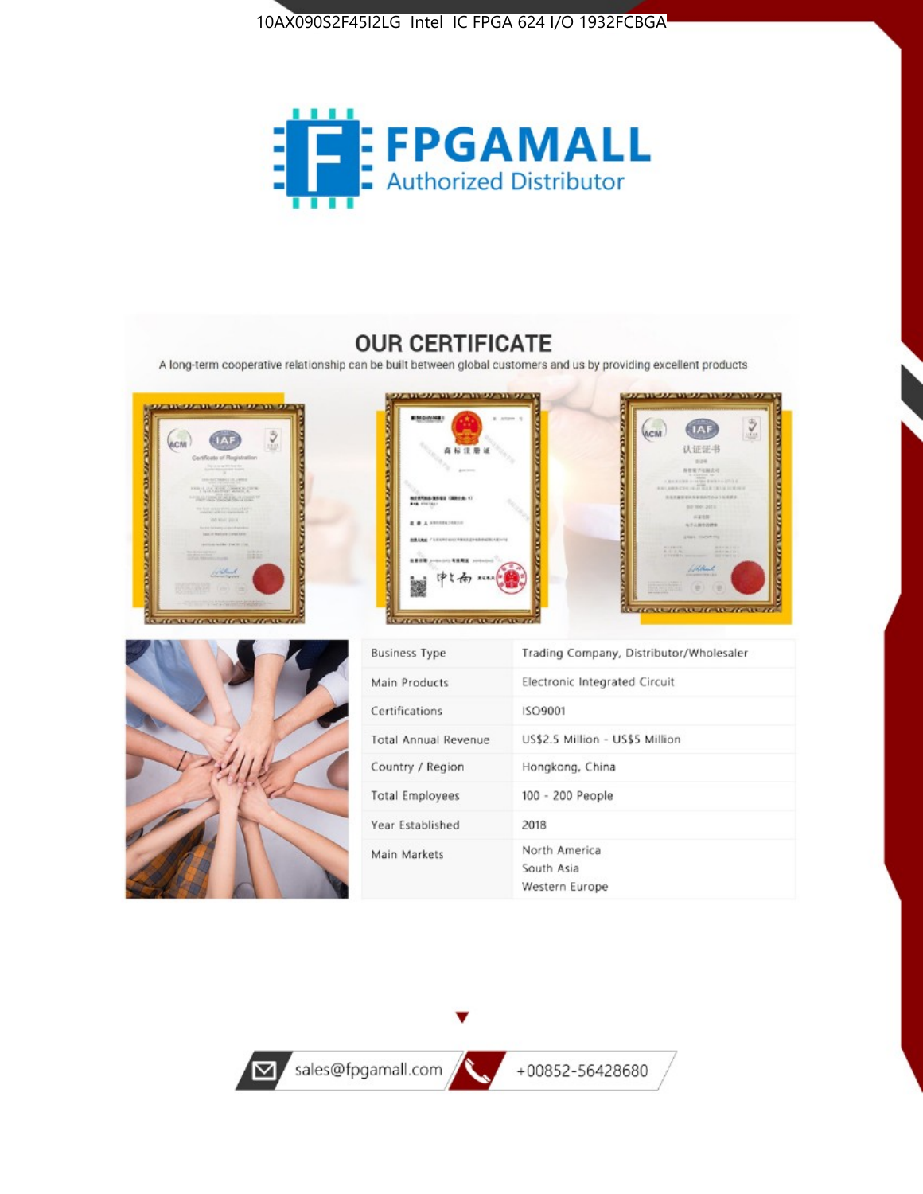FPGAMALL
Authorized Distributor

## OUR CERTIFICATE

A long-term cooperative relationship can be built between global customers and us by providing excellent products

| | |
|---|---|
| Business Type | Trading Company, Distributor/Wholesaler |
| Main Products | Electronic Integrated Circuit |
| Certifications | ISO9001 |
| Total Annual Revenue | US$2.5 Million - US$5 Million |
| Country / Region | Hongkong, China |
| Total Employees | 100 - 200 People |
| Year Established | 2018 |
| Main Markets | North America<br>South Asia<br>Western Europe |

sales@fpgamall.com

+00852-56428680